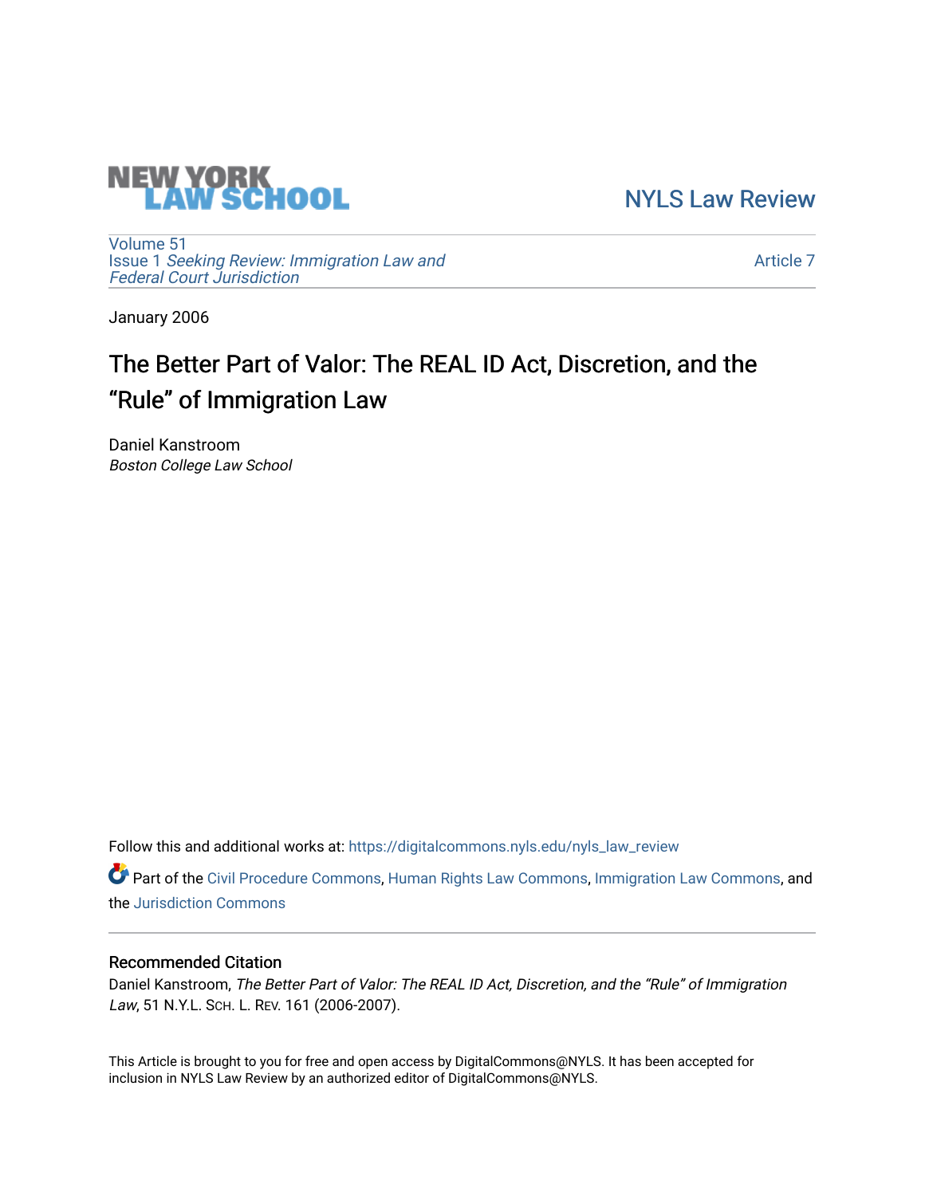NEW YORK LAW SCHOOL

NYLS Law Review

Volume 51
Issue 1 *Seeking Review: Immigration Law and Federal Court Jurisdiction*

Article 7

January 2006

# The Better Part of Valor: The REAL ID Act, Discretion, and the "Rule" of Immigration Law

Daniel Kanstroom
*Boston College Law School*

Follow this and additional works at: https://digitalcommons.nyls.edu/nyls_law_review

Part of the Civil Procedure Commons, Human Rights Law Commons, Immigration Law Commons, and the Jurisdiction Commons

## Recommended Citation

Daniel Kanstroom, *The Better Part of Valor: The REAL ID Act, Discretion, and the "Rule" of Immigration Law*, 51 N.Y.L. SCH. L. REV. 161 (2006-2007).

This Article is brought to you for free and open access by DigitalCommons@NYLS. It has been accepted for inclusion in NYLS Law Review by an authorized editor of DigitalCommons@NYLS.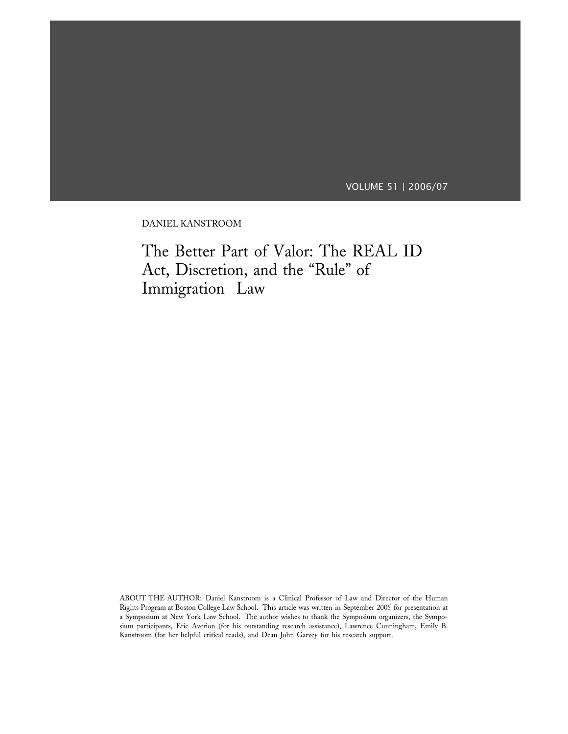DANIEL KANSTROOM

# The Better Part of Valor: The REAL ID Act, Discretion, and the "Rule" of Immigration Law

ABOUT THE AUTHOR: Daniel Kanstroom is a Clinical Professor of Law and Director of the Human Rights Program at Boston College Law School. This article was written in September 2005 for presentation at a Symposium at New York Law School. The author wishes to thank the Symposium organizers, the Symposium participants, Eric Averion (for his outstanding research assistance), Lawrence Cunningham, Emily B. Kanstroom (for her helpful critical reads), and Dean John Garvey for his research support.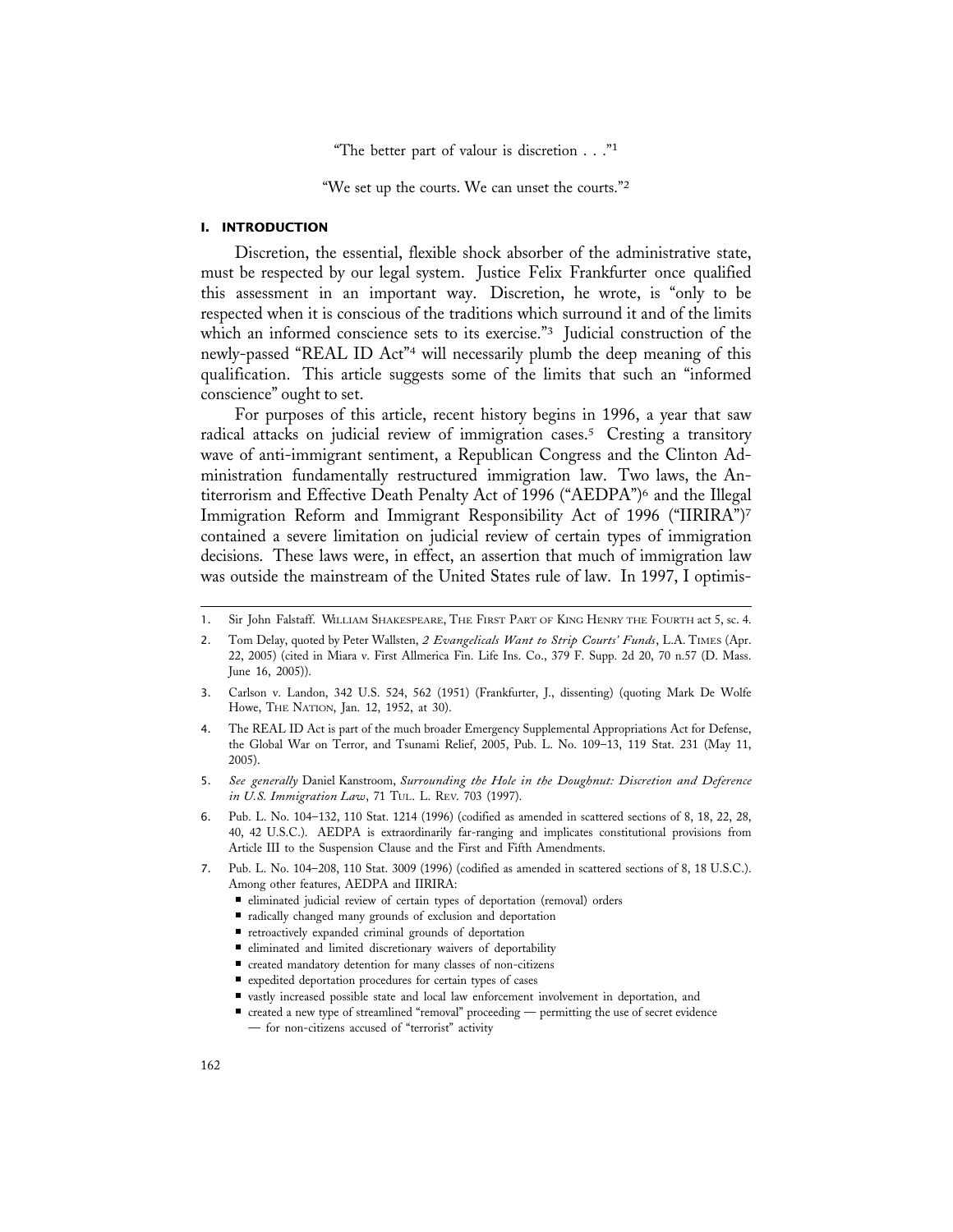"The better part of valour is discretion . . ."[1]

"We set up the courts. We can unset the courts."[2]

## I. INTRODUCTION

Discretion, the essential, flexible shock absorber of the administrative state, must be respected by our legal system. Justice Felix Frankfurter once qualified this assessment in an important way. Discretion, he wrote, is "only to be respected when it is conscious of the traditions which surround it and of the limits which an informed conscience sets to its exercise."[3] Judicial construction of the newly-passed "REAL ID Act"[4] will necessarily plumb the deep meaning of this qualification. This article suggests some of the limits that such an "informed conscience" ought to set.

For purposes of this article, recent history begins in 1996, a year that saw radical attacks on judicial review of immigration cases.[5] Cresting a transitory wave of anti-immigrant sentiment, a Republican Congress and the Clinton Administration fundamentally restructured immigration law. Two laws, the Antiterrorism and Effective Death Penalty Act of 1996 ("AEDPA")[6] and the Illegal Immigration Reform and Immigrant Responsibility Act of 1996 ("IIRIRA")[7] contained a severe limitation on judicial review of certain types of immigration decisions. These laws were, in effect, an assertion that much of immigration law was outside the mainstream of the United States rule of law. In 1997, I optimis-

---

1. Sir John Falstaff. WILLIAM SHAKESPEARE, THE FIRST PART OF KING HENRY THE FOURTH act 5, sc. 4.
2. Tom Delay, quoted by Peter Wallsten, *2 Evangelicals Want to Strip Courts' Funds*, L.A. TIMES (Apr. 22, 2005) (cited in Miara v. First Allmerica Fin. Life Ins. Co., 379 F. Supp. 2d 20, 70 n.57 (D. Mass. June 16, 2005)).
3. Carlson v. Landon, 342 U.S. 524, 562 (1951) (Frankfurter, J., dissenting) (quoting Mark De Wolfe Howe, THE NATION, Jan. 12, 1952, at 30).
4. The REAL ID Act is part of the much broader Emergency Supplemental Appropriations Act for Defense, the Global War on Terror, and Tsunami Relief, 2005, Pub. L. No. 109–13, 119 Stat. 231 (May 11, 2005).
5. *See generally* Daniel Kanstroom, *Surrounding the Hole in the Doughnut: Discretion and Deference in U.S. Immigration Law*, 71 TUL. L. REV. 703 (1997).
6. Pub. L. No. 104–132, 110 Stat. 1214 (1996) (codified as amended in scattered sections of 8, 18, 22, 28, 40, 42 U.S.C.). AEDPA is extraordinarily far-ranging and implicates constitutional provisions from Article III to the Suspension Clause and the First and Fifth Amendments.
7. Pub. L. No. 104–208, 110 Stat. 3009 (1996) (codified as amended in scattered sections of 8, 18 U.S.C.). Among other features, AEDPA and IIRIRA:
   - eliminated judicial review of certain types of deportation (removal) orders
   - radically changed many grounds of exclusion and deportation
   - retroactively expanded criminal grounds of deportation
   - eliminated and limited discretionary waivers of deportability
   - created mandatory detention for many classes of non-citizens
   - expedited deportation procedures for certain types of cases
   - vastly increased possible state and local law enforcement involvement in deportation, and
   - created a new type of streamlined "removal" proceeding — permitting the use of secret evidence — for non-citizens accused of "terrorist" activity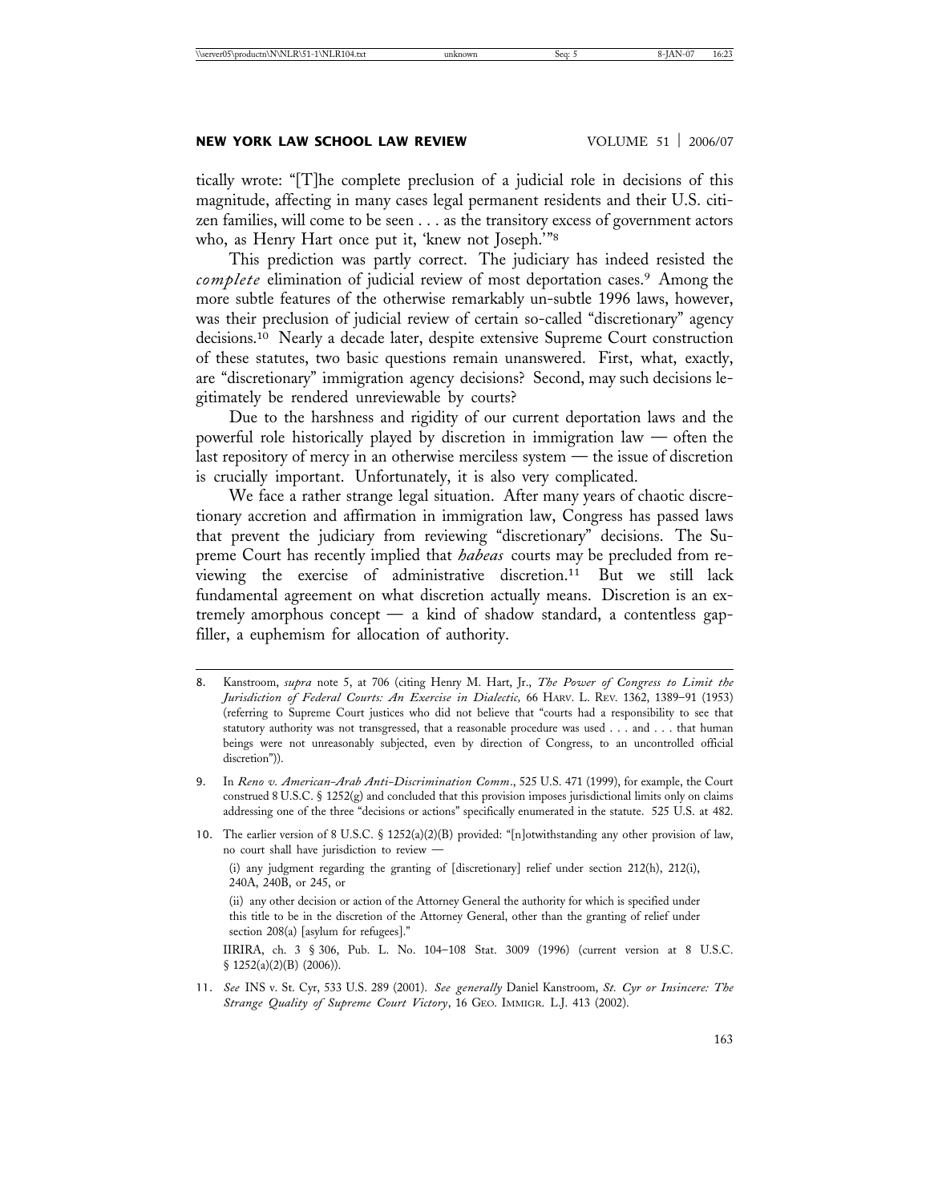tically wrote: "[T]he complete preclusion of a judicial role in decisions of this magnitude, affecting in many cases legal permanent residents and their U.S. citizen families, will come to be seen . . . as the transitory excess of government actors who, as Henry Hart once put it, 'knew not Joseph.'"[8]

This prediction was partly correct. The judiciary has indeed resisted the *complete* elimination of judicial review of most deportation cases.[9] Among the more subtle features of the otherwise remarkably un-subtle 1996 laws, however, was their preclusion of judicial review of certain so-called "discretionary" agency decisions.[10] Nearly a decade later, despite extensive Supreme Court construction of these statutes, two basic questions remain unanswered. First, what, exactly, are "discretionary" immigration agency decisions? Second, may such decisions legitimately be rendered unreviewable by courts?

Due to the harshness and rigidity of our current deportation laws and the powerful role historically played by discretion in immigration law — often the last repository of mercy in an otherwise merciless system — the issue of discretion is crucially important. Unfortunately, it is also very complicated.

We face a rather strange legal situation. After many years of chaotic discretionary accretion and affirmation in immigration law, Congress has passed laws that prevent the judiciary from reviewing "discretionary" decisions. The Supreme Court has recently implied that *habeas* courts may be precluded from reviewing the exercise of administrative discretion.[11] But we still lack fundamental agreement on what discretion actually means. Discretion is an extremely amorphous concept — a kind of shadow standard, a contentless gap-filler, a euphemism for allocation of authority.

---

8. Kanstroom, *supra* note 5, at 706 (citing Henry M. Hart, Jr., *The Power of Congress to Limit the Jurisdiction of Federal Courts: An Exercise in Dialectic,* 66 HARV. L. REV. 1362, 1389–91 (1953) (referring to Supreme Court justices who did not believe that "courts had a responsibility to see that statutory authority was not transgressed, that a reasonable procedure was used . . . and . . . that human beings were not unreasonably subjected, even by direction of Congress, to an uncontrolled official discretion")).

9. In *Reno v. American-Arab Anti-Discrimination Comm*., 525 U.S. 471 (1999), for example, the Court construed 8 U.S.C. § 1252(g) and concluded that this provision imposes jurisdictional limits only on claims addressing one of the three "decisions or actions" specifically enumerated in the statute. 525 U.S. at 482.

10. The earlier version of 8 U.S.C. § 1252(a)(2)(B) provided: "[n]otwithstanding any other provision of law, no court shall have jurisdiction to review —

    (i) any judgment regarding the granting of [discretionary] relief under section 212(h), 212(i), 240A, 240B, or 245, or

    (ii) any other decision or action of the Attorney General the authority for which is specified under this title to be in the discretion of the Attorney General, other than the granting of relief under section 208(a) [asylum for refugees]."

    IIRIRA, ch. 3 § 306, Pub. L. No. 104–108 Stat. 3009 (1996) (current version at 8 U.S.C. § 1252(a)(2)(B) (2006)).

11. *See* INS v. St. Cyr, 533 U.S. 289 (2001). *See generally* Daniel Kanstroom, *St. Cyr or Insincere: The Strange Quality of Supreme Court Victory*, 16 GEO. IMMIGR. L.J. 413 (2002).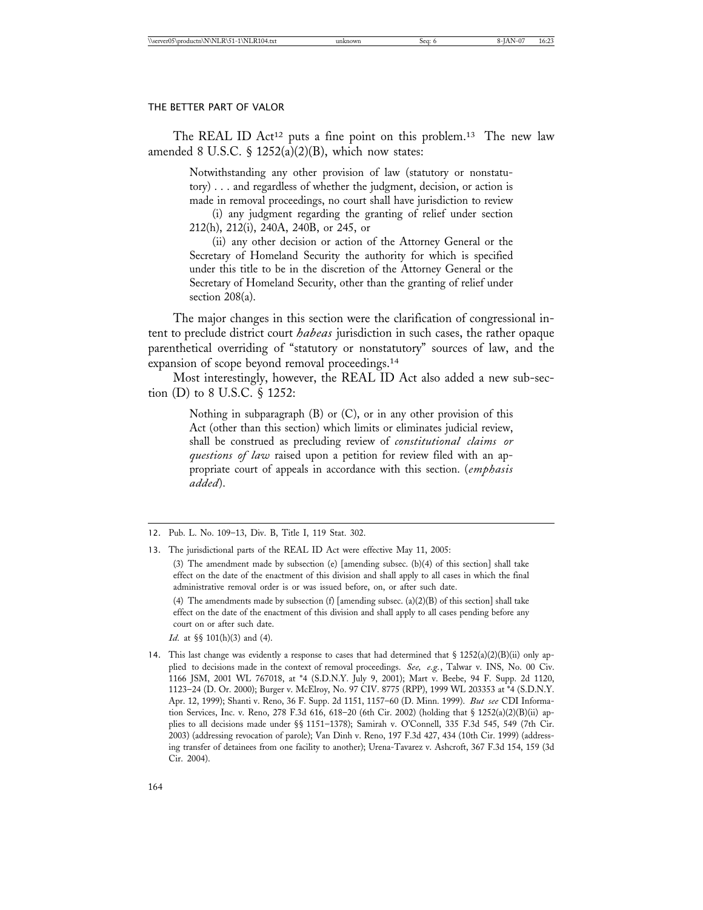The REAL ID Act[12] puts a fine point on this problem.[13] The new law amended 8 U.S.C. § 1252(a)(2)(B), which now states:

> Notwithstanding any other provision of law (statutory or nonstatutory) . . . and regardless of whether the judgment, decision, or action is made in removal proceedings, no court shall have jurisdiction to review
>
> (i) any judgment regarding the granting of relief under section 212(h), 212(i), 240A, 240B, or 245, or
>
> (ii) any other decision or action of the Attorney General or the Secretary of Homeland Security the authority for which is specified under this title to be in the discretion of the Attorney General or the Secretary of Homeland Security, other than the granting of relief under section 208(a).

The major changes in this section were the clarification of congressional intent to preclude district court *habeas* jurisdiction in such cases, the rather opaque parenthetical overriding of "statutory or nonstatutory" sources of law, and the expansion of scope beyond removal proceedings.[14]

Most interestingly, however, the REAL ID Act also added a new sub-section (D) to 8 U.S.C. § 1252:

> Nothing in subparagraph (B) or (C), or in any other provision of this Act (other than this section) which limits or eliminates judicial review, shall be construed as precluding review of *constitutional claims or questions of law* raised upon a petition for review filed with an appropriate court of appeals in accordance with this section. (*emphasis added*).

---

12. Pub. L. No. 109–13, Div. B, Title I, 119 Stat. 302.

13. The jurisdictional parts of the REAL ID Act were effective May 11, 2005:

> (3) The amendment made by subsection (e) [amending subsec. (b)(4) of this section] shall take effect on the date of the enactment of this division and shall apply to all cases in which the final administrative removal order is or was issued before, on, or after such date.
>
> (4) The amendments made by subsection (f) [amending subsec. (a)(2)(B) of this section] shall take effect on the date of the enactment of this division and shall apply to all cases pending before any court on or after such date.

*Id.* at §§ 101(h)(3) and (4).

14. This last change was evidently a response to cases that had determined that § 1252(a)(2)(B)(ii) only applied to decisions made in the context of removal proceedings. *See, e.g.*, Talwar v. INS, No. 00 Civ. 1166 JSM, 2001 WL 767018, at *4 (S.D.N.Y. July 9, 2001); Mart v. Beebe, 94 F. Supp. 2d 1120, 1123–24 (D. Or. 2000); Burger v. McElroy, No. 97 CIV. 8775 (RPP), 1999 WL 203353 at *4 (S.D.N.Y. Apr. 12, 1999); Shanti v. Reno, 36 F. Supp. 2d 1151, 1157–60 (D. Minn. 1999). *But see* CDI Information Services, Inc. v. Reno, 278 F.3d 616, 618–20 (6th Cir. 2002) (holding that § 1252(a)(2)(B)(ii) applies to all decisions made under §§ 1151–1378); Samirah v. O'Connell, 335 F.3d 545, 549 (7th Cir. 2003) (addressing revocation of parole); Van Dinh v. Reno, 197 F.3d 427, 434 (10th Cir. 1999) (addressing transfer of detainees from one facility to another); Urena-Tavarez v. Ashcroft, 367 F.3d 154, 159 (3d Cir. 2004).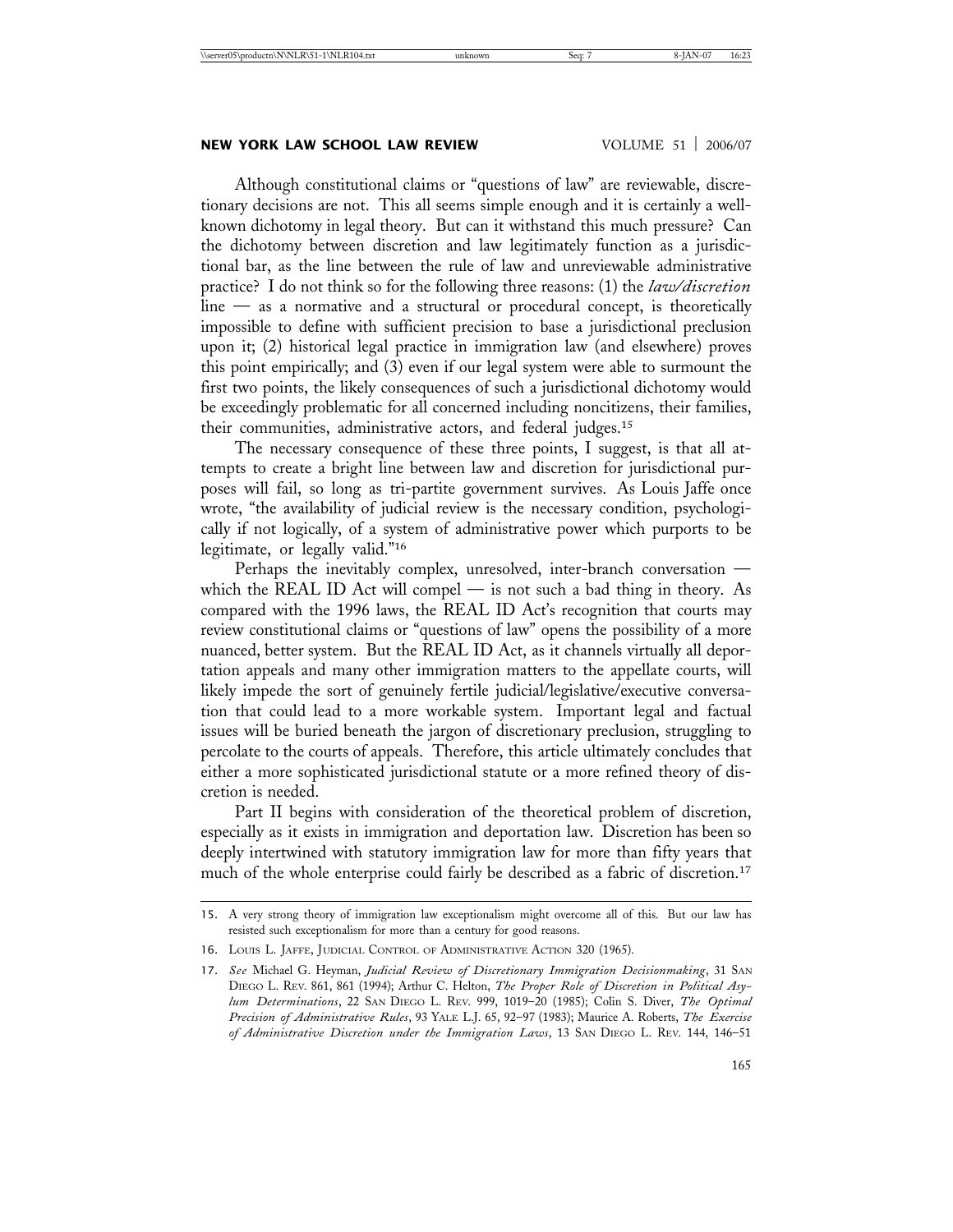Although constitutional claims or "questions of law" are reviewable, discretionary decisions are not. This all seems simple enough and it is certainly a well-known dichotomy in legal theory. But can it withstand this much pressure? Can the dichotomy between discretion and law legitimately function as a jurisdictional bar, as the line between the rule of law and unreviewable administrative practice? I do not think so for the following three reasons: (1) the *law/discretion* line — as a normative and a structural or procedural concept, is theoretically impossible to define with sufficient precision to base a jurisdictional preclusion upon it; (2) historical legal practice in immigration law (and elsewhere) proves this point empirically; and (3) even if our legal system were able to surmount the first two points, the likely consequences of such a jurisdictional dichotomy would be exceedingly problematic for all concerned including noncitizens, their families, their communities, administrative actors, and federal judges.[15]

The necessary consequence of these three points, I suggest, is that all attempts to create a bright line between law and discretion for jurisdictional purposes will fail, so long as tri-partite government survives. As Louis Jaffe once wrote, "the availability of judicial review is the necessary condition, psychologically if not logically, of a system of administrative power which purports to be legitimate, or legally valid."[16]

Perhaps the inevitably complex, unresolved, inter-branch conversation — which the REAL ID Act will compel — is not such a bad thing in theory. As compared with the 1996 laws, the REAL ID Act's recognition that courts may review constitutional claims or "questions of law" opens the possibility of a more nuanced, better system. But the REAL ID Act, as it channels virtually all deportation appeals and many other immigration matters to the appellate courts, will likely impede the sort of genuinely fertile judicial/legislative/executive conversation that could lead to a more workable system. Important legal and factual issues will be buried beneath the jargon of discretionary preclusion, struggling to percolate to the courts of appeals. Therefore, this article ultimately concludes that either a more sophisticated jurisdictional statute or a more refined theory of discretion is needed.

Part II begins with consideration of the theoretical problem of discretion, especially as it exists in immigration and deportation law. Discretion has been so deeply intertwined with statutory immigration law for more than fifty years that much of the whole enterprise could fairly be described as a fabric of discretion.[17]

---

15. A very strong theory of immigration law exceptionalism might overcome all of this. But our law has resisted such exceptionalism for more than a century for good reasons.

16. Louis L. Jaffe, Judicial Control of Administrative Action 320 (1965).

17. *See* Michael G. Heyman, *Judicial Review of Discretionary Immigration Decisionmaking*, 31 San Diego L. Rev. 861, 861 (1994); Arthur C. Helton, *The Proper Role of Discretion in Political Asylum Determinations*, 22 San Diego L. Rev. 999, 1019–20 (1985); Colin S. Diver, *The Optimal Precision of Administrative Rules*, 93 Yale L.J. 65, 92–97 (1983); Maurice A. Roberts, *The Exercise of Administrative Discretion under the Immigration Laws*, 13 San Diego L. Rev. 144, 146–51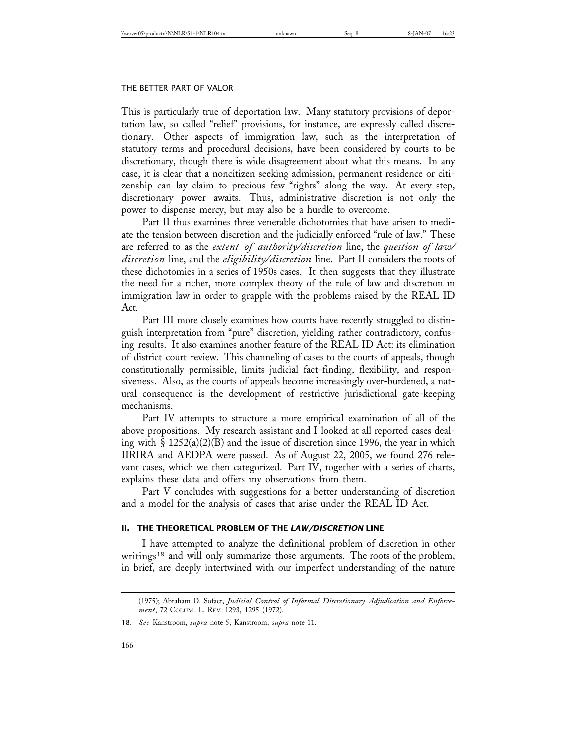This is particularly true of deportation law. Many statutory provisions of deportation law, so called "relief" provisions, for instance, are expressly called discretionary. Other aspects of immigration law, such as the interpretation of statutory terms and procedural decisions, have been considered by courts to be discretionary, though there is wide disagreement about what this means. In any case, it is clear that a noncitizen seeking admission, permanent residence or citizenship can lay claim to precious few "rights" along the way. At every step, discretionary power awaits. Thus, administrative discretion is not only the power to dispense mercy, but may also be a hurdle to overcome.

Part II thus examines three venerable dichotomies that have arisen to mediate the tension between discretion and the judicially enforced "rule of law." These are referred to as the *extent of authority/discretion* line, the *question of law/discretion* line, and the *eligibility/discretion* line. Part II considers the roots of these dichotomies in a series of 1950s cases. It then suggests that they illustrate the need for a richer, more complex theory of the rule of law and discretion in immigration law in order to grapple with the problems raised by the REAL ID Act.

Part III more closely examines how courts have recently struggled to distinguish interpretation from "pure" discretion, yielding rather contradictory, confusing results. It also examines another feature of the REAL ID Act: its elimination of district court review. This channeling of cases to the courts of appeals, though constitutionally permissible, limits judicial fact-finding, flexibility, and responsiveness. Also, as the courts of appeals become increasingly over-burdened, a natural consequence is the development of restrictive jurisdictional gate-keeping mechanisms.

Part IV attempts to structure a more empirical examination of all of the above propositions. My research assistant and I looked at all reported cases dealing with § 1252(a)(2)(B) and the issue of discretion since 1996, the year in which IIRIRA and AEDPA were passed. As of August 22, 2005, we found 276 relevant cases, which we then categorized. Part IV, together with a series of charts, explains these data and offers my observations from them.

Part V concludes with suggestions for a better understanding of discretion and a model for the analysis of cases that arise under the REAL ID Act.

## II. THE THEORETICAL PROBLEM OF THE *LAW/DISCRETION* LINE

I have attempted to analyze the definitional problem of discretion in other writings[18] and will only summarize those arguments. The roots of the problem, in brief, are deeply intertwined with our imperfect understanding of the nature

---

(1975); Abraham D. Sofaer, *Judicial Control of Informal Discretionary Adjudication and Enforcement*, 72 COLUM. L. REV. 1293, 1295 (1972).

18. *See* Kanstroom, *supra* note 5; Kanstroom, *supra* note 11.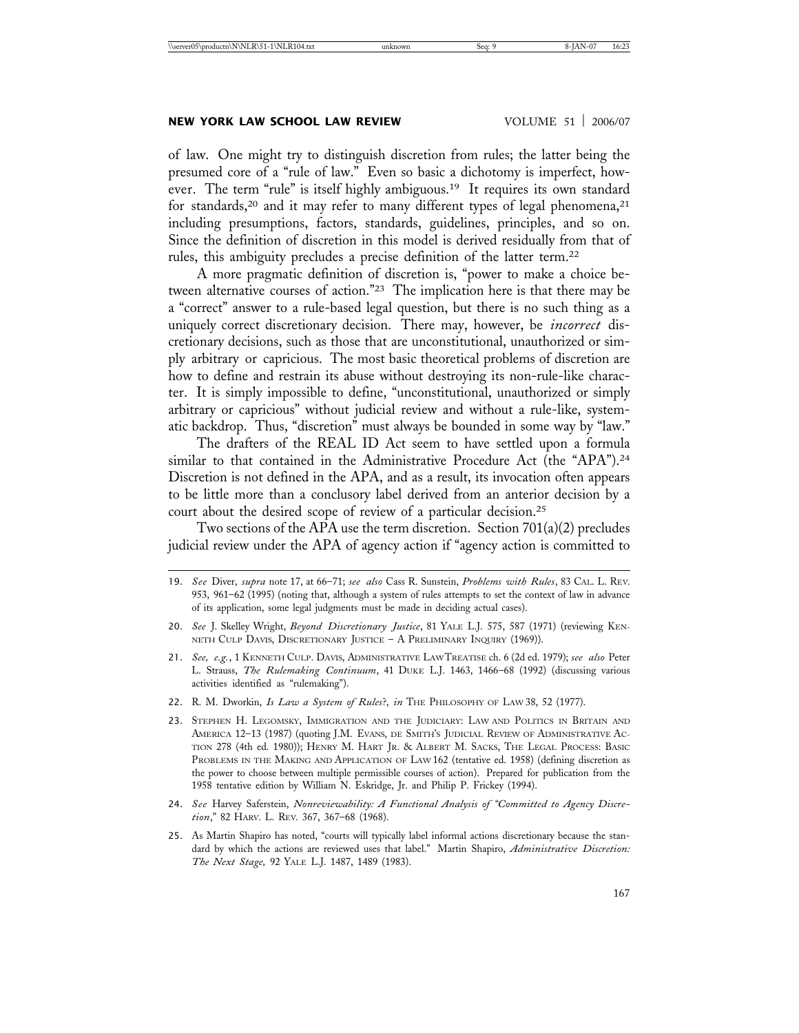of law. One might try to distinguish discretion from rules; the latter being the presumed core of a "rule of law." Even so basic a dichotomy is imperfect, however. The term "rule" is itself highly ambiguous.[19] It requires its own standard for standards,[20] and it may refer to many different types of legal phenomena,[21] including presumptions, factors, standards, guidelines, principles, and so on. Since the definition of discretion in this model is derived residually from that of rules, this ambiguity precludes a precise definition of the latter term.[22]

A more pragmatic definition of discretion is, "power to make a choice between alternative courses of action."[23] The implication here is that there may be a "correct" answer to a rule-based legal question, but there is no such thing as a uniquely correct discretionary decision. There may, however, be *incorrect* discretionary decisions, such as those that are unconstitutional, unauthorized or simply arbitrary or capricious. The most basic theoretical problems of discretion are how to define and restrain its abuse without destroying its non-rule-like character. It is simply impossible to define, "unconstitutional, unauthorized or simply arbitrary or capricious" without judicial review and without a rule-like, systematic backdrop. Thus, "discretion" must always be bounded in some way by "law."

The drafters of the REAL ID Act seem to have settled upon a formula similar to that contained in the Administrative Procedure Act (the "APA").[24] Discretion is not defined in the APA, and as a result, its invocation often appears to be little more than a conclusory label derived from an anterior decision by a court about the desired scope of review of a particular decision.[25]

Two sections of the APA use the term discretion. Section 701(a)(2) precludes judicial review under the APA of agency action if "agency action is committed to

---

19. *See* Diver, *supra* note 17, at 66–71; *see also* Cass R. Sunstein, *Problems with Rules*, 83 CAL. L. REV. 953, 961–62 (1995) (noting that, although a system of rules attempts to set the context of law in advance of its application, some legal judgments must be made in deciding actual cases).

20. *See* J. Skelley Wright, *Beyond Discretionary Justice*, 81 YALE L.J. 575, 587 (1971) (reviewing KENNETH CULP DAVIS, DISCRETIONARY JUSTICE – A PRELIMINARY INQUIRY (1969)).

21. *See, e.g.*, 1 KENNETH CULP. DAVIS, ADMINISTRATIVE LAWTREATISE ch. 6 (2d ed. 1979); *see also* Peter L. Strauss, *The Rulemaking Continuum*, 41 DUKE L.J. 1463, 1466–68 (1992) (discussing various activities identified as "rulemaking").

22. R. M. Dworkin, *Is Law a System of Rules?*, *in* THE PHILOSOPHY OF LAW 38, 52 (1977).

23. STEPHEN H. LEGOMSKY, IMMIGRATION AND THE JUDICIARY: LAW AND POLITICS IN BRITAIN AND AMERICA 12–13 (1987) (quoting J.M. EVANS, DE SMITH'S JUDICIAL REVIEW OF ADMINISTRATIVE ACTION 278 (4th ed. 1980)); HENRY M. HART JR. & ALBERT M. SACKS, THE LEGAL PROCESS: BASIC PROBLEMS IN THE MAKING AND APPLICATION OF LAW 162 (tentative ed. 1958) (defining discretion as the power to choose between multiple permissible courses of action). Prepared for publication from the 1958 tentative edition by William N. Eskridge, Jr. and Philip P. Frickey (1994).

24. *See* Harvey Saferstein, *Nonreviewability: A Functional Analysis of "Committed to Agency Discretion*," 82 HARV. L. REV. 367, 367–68 (1968).

25. As Martin Shapiro has noted, "courts will typically label informal actions discretionary because the standard by which the actions are reviewed uses that label." Martin Shapiro, *Administrative Discretion: The Next Stage*, 92 YALE L.J. 1487, 1489 (1983).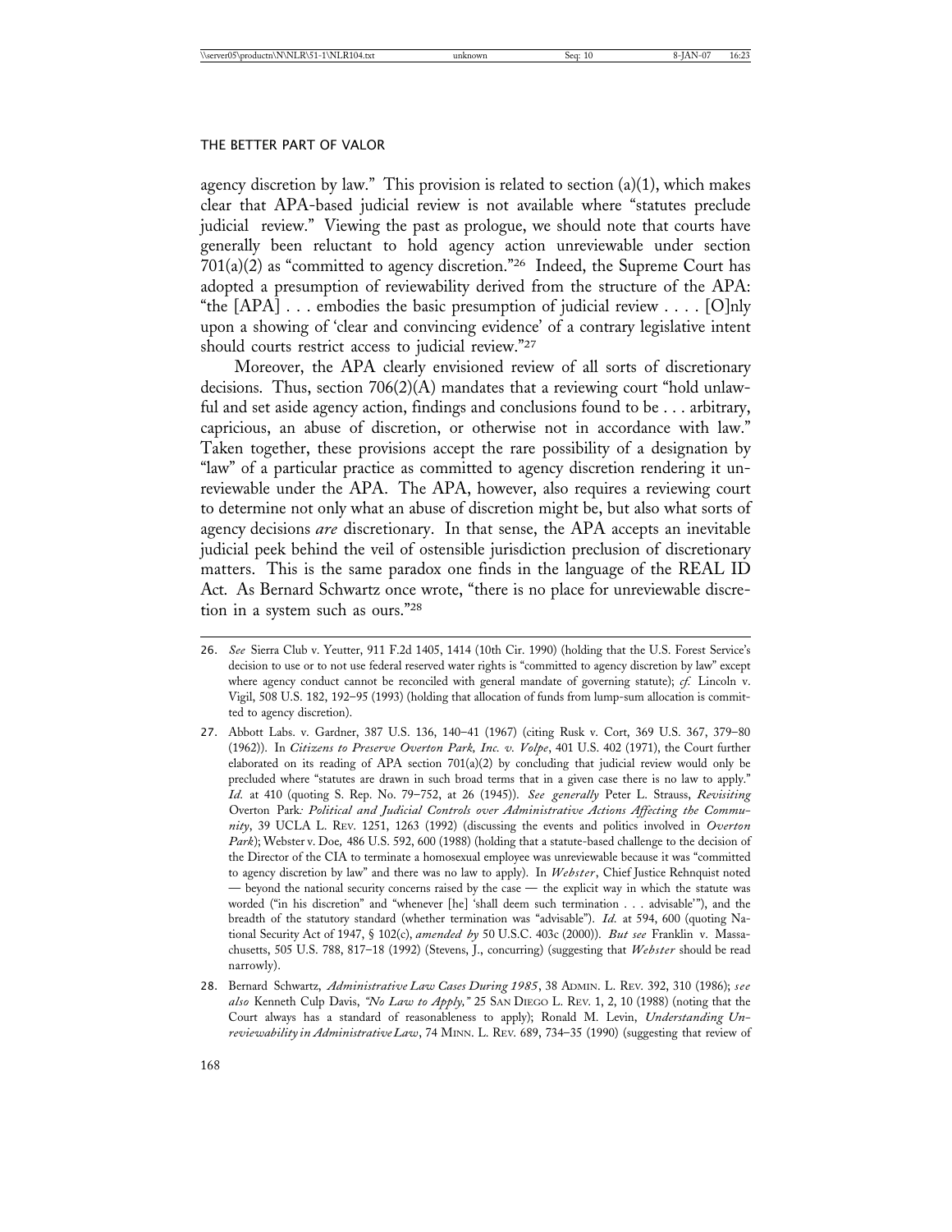agency discretion by law." This provision is related to section (a)(1), which makes clear that APA-based judicial review is not available where "statutes preclude judicial review." Viewing the past as prologue, we should note that courts have generally been reluctant to hold agency action unreviewable under section 701(a)(2) as "committed to agency discretion."[26] Indeed, the Supreme Court has adopted a presumption of reviewability derived from the structure of the APA: "the [APA] . . . embodies the basic presumption of judicial review . . . . [O]nly upon a showing of 'clear and convincing evidence' of a contrary legislative intent should courts restrict access to judicial review."[27]

Moreover, the APA clearly envisioned review of all sorts of discretionary decisions. Thus, section 706(2)(A) mandates that a reviewing court "hold unlawful and set aside agency action, findings and conclusions found to be . . . arbitrary, capricious, an abuse of discretion, or otherwise not in accordance with law." Taken together, these provisions accept the rare possibility of a designation by "law" of a particular practice as committed to agency discretion rendering it unreviewable under the APA. The APA, however, also requires a reviewing court to determine not only what an abuse of discretion might be, but also what sorts of agency decisions *are* discretionary. In that sense, the APA accepts an inevitable judicial peek behind the veil of ostensible jurisdiction preclusion of discretionary matters. This is the same paradox one finds in the language of the REAL ID Act. As Bernard Schwartz once wrote, "there is no place for unreviewable discretion in a system such as ours."[28]

---

26. *See* Sierra Club v. Yeutter, 911 F.2d 1405, 1414 (10th Cir. 1990) (holding that the U.S. Forest Service's decision to use or to not use federal reserved water rights is "committed to agency discretion by law" except where agency conduct cannot be reconciled with general mandate of governing statute); *cf.* Lincoln v. Vigil, 508 U.S. 182, 192–95 (1993) (holding that allocation of funds from lump-sum allocation is committed to agency discretion).

27. Abbott Labs. v. Gardner, 387 U.S. 136, 140–41 (1967) (citing Rusk v. Cort, 369 U.S. 367, 379–80 (1962)). In *Citizens to Preserve Overton Park, Inc. v. Volpe*, 401 U.S. 402 (1971), the Court further elaborated on its reading of APA section 701(a)(2) by concluding that judicial review would only be precluded where "statutes are drawn in such broad terms that in a given case there is no law to apply." *Id.* at 410 (quoting S. Rep. No. 79–752, at 26 (1945)). *See generally* Peter L. Strauss, *Revisiting* Overton Park*: Political and Judicial Controls over Administrative Actions Affecting the Community*, 39 UCLA L. REV. 1251, 1263 (1992) (discussing the events and politics involved in *Overton Park*); Webster v. Doe, 486 U.S. 592, 600 (1988) (holding that a statute-based challenge to the decision of the Director of the CIA to terminate a homosexual employee was unreviewable because it was "committed to agency discretion by law" and there was no law to apply). In *Webster*, Chief Justice Rehnquist noted — beyond the national security concerns raised by the case — the explicit way in which the statute was worded ("in his discretion" and "whenever [he] 'shall deem such termination . . . advisable'"), and the breadth of the statutory standard (whether termination was "advisable"). *Id.* at 594, 600 (quoting National Security Act of 1947, § 102(c), *amended by* 50 U.S.C. 403c (2000)). *But see* Franklin v. Massachusetts, 505 U.S. 788, 817–18 (1992) (Stevens, J., concurring) (suggesting that *Webster* should be read narrowly).

28. Bernard Schwartz, *Administrative Law Cases During 1985*, 38 ADMIN. L. REV. 392, 310 (1986); *see also* Kenneth Culp Davis, *"No Law to Apply,"* 25 SAN DIEGO L. REV. 1, 2, 10 (1988) (noting that the Court always has a standard of reasonableness to apply); Ronald M. Levin, *Understanding Unreviewability in Administrative Law*, 74 MINN. L. REV. 689, 734–35 (1990) (suggesting that review of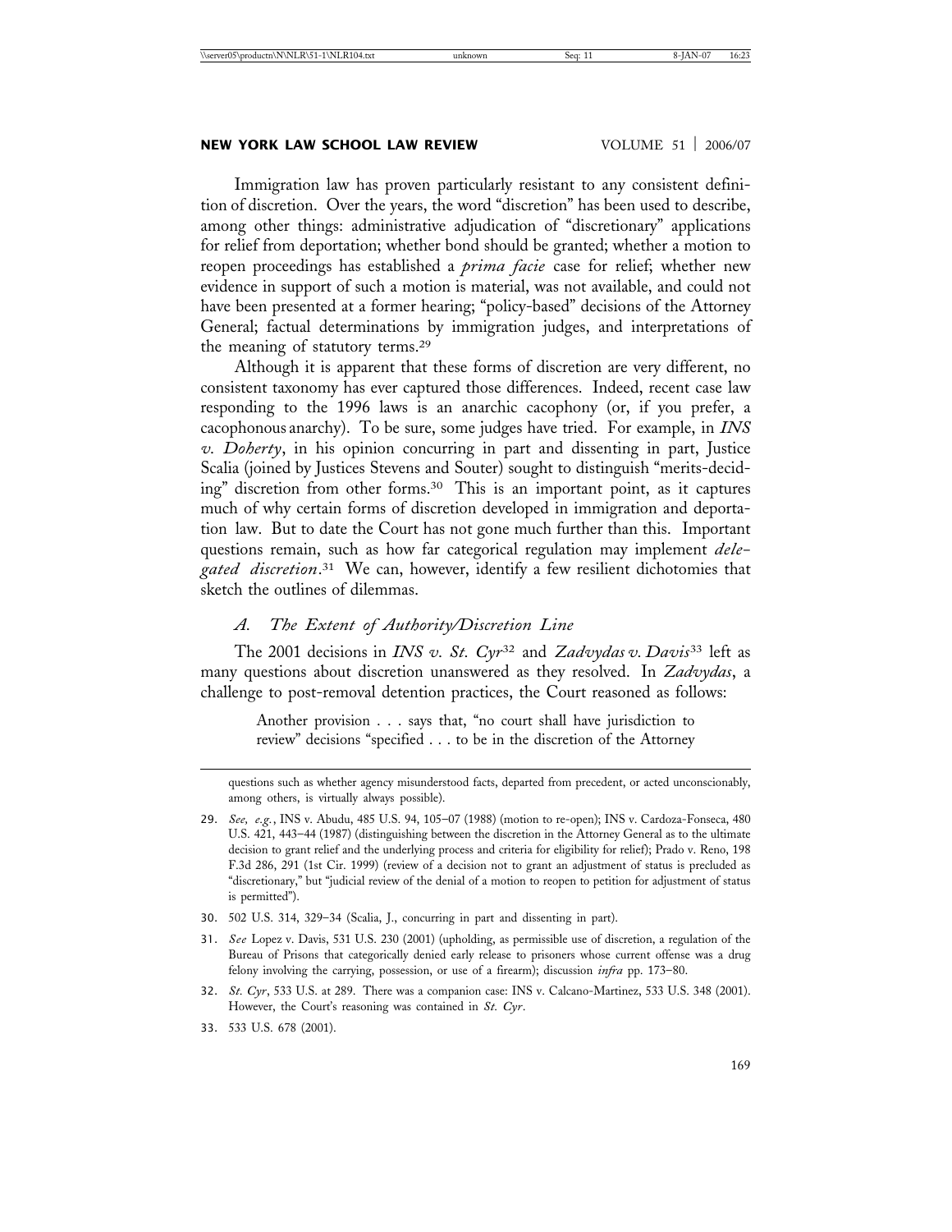Immigration law has proven particularly resistant to any consistent definition of discretion. Over the years, the word "discretion" has been used to describe, among other things: administrative adjudication of "discretionary" applications for relief from deportation; whether bond should be granted; whether a motion to reopen proceedings has established a *prima facie* case for relief; whether new evidence in support of such a motion is material, was not available, and could not have been presented at a former hearing; "policy-based" decisions of the Attorney General; factual determinations by immigration judges, and interpretations of the meaning of statutory terms.[29]

Although it is apparent that these forms of discretion are very different, no consistent taxonomy has ever captured those differences. Indeed, recent case law responding to the 1996 laws is an anarchic cacophony (or, if you prefer, a cacophonous anarchy). To be sure, some judges have tried. For example, in *INS v. Doherty*, in his opinion concurring in part and dissenting in part, Justice Scalia (joined by Justices Stevens and Souter) sought to distinguish "merits-deciding" discretion from other forms.[30] This is an important point, as it captures much of why certain forms of discretion developed in immigration and deportation law. But to date the Court has not gone much further than this. Important questions remain, such as how far categorical regulation may implement *delegated discretion*.[31] We can, however, identify a few resilient dichotomies that sketch the outlines of dilemmas.

### *A. The Extent of Authority/Discretion Line*

The 2001 decisions in *INS v. St. Cyr*[32] and *Zadvydas v. Davis*[33] left as many questions about discretion unanswered as they resolved. In *Zadvydas*, a challenge to post-removal detention practices, the Court reasoned as follows:

> Another provision . . . says that, "no court shall have jurisdiction to review" decisions "specified . . . to be in the discretion of the Attorney

---

questions such as whether agency misunderstood facts, departed from precedent, or acted unconscionably, among others, is virtually always possible).

29. *See, e.g.*, INS v. Abudu, 485 U.S. 94, 105–07 (1988) (motion to re-open); INS v. Cardoza-Fonseca, 480 U.S. 421, 443–44 (1987) (distinguishing between the discretion in the Attorney General as to the ultimate decision to grant relief and the underlying process and criteria for eligibility for relief); Prado v. Reno, 198 F.3d 286, 291 (1st Cir. 1999) (review of a decision not to grant an adjustment of status is precluded as "discretionary," but "judicial review of the denial of a motion to reopen to petition for adjustment of status is permitted").

30. 502 U.S. 314, 329–34 (Scalia, J., concurring in part and dissenting in part).

31. *See* Lopez v. Davis, 531 U.S. 230 (2001) (upholding, as permissible use of discretion, a regulation of the Bureau of Prisons that categorically denied early release to prisoners whose current offense was a drug felony involving the carrying, possession, or use of a firearm); discussion *infra* pp. 173–80.

32. *St. Cyr*, 533 U.S. at 289. There was a companion case: INS v. Calcano-Martinez, 533 U.S. 348 (2001). However, the Court's reasoning was contained in *St. Cyr*.

33. 533 U.S. 678 (2001).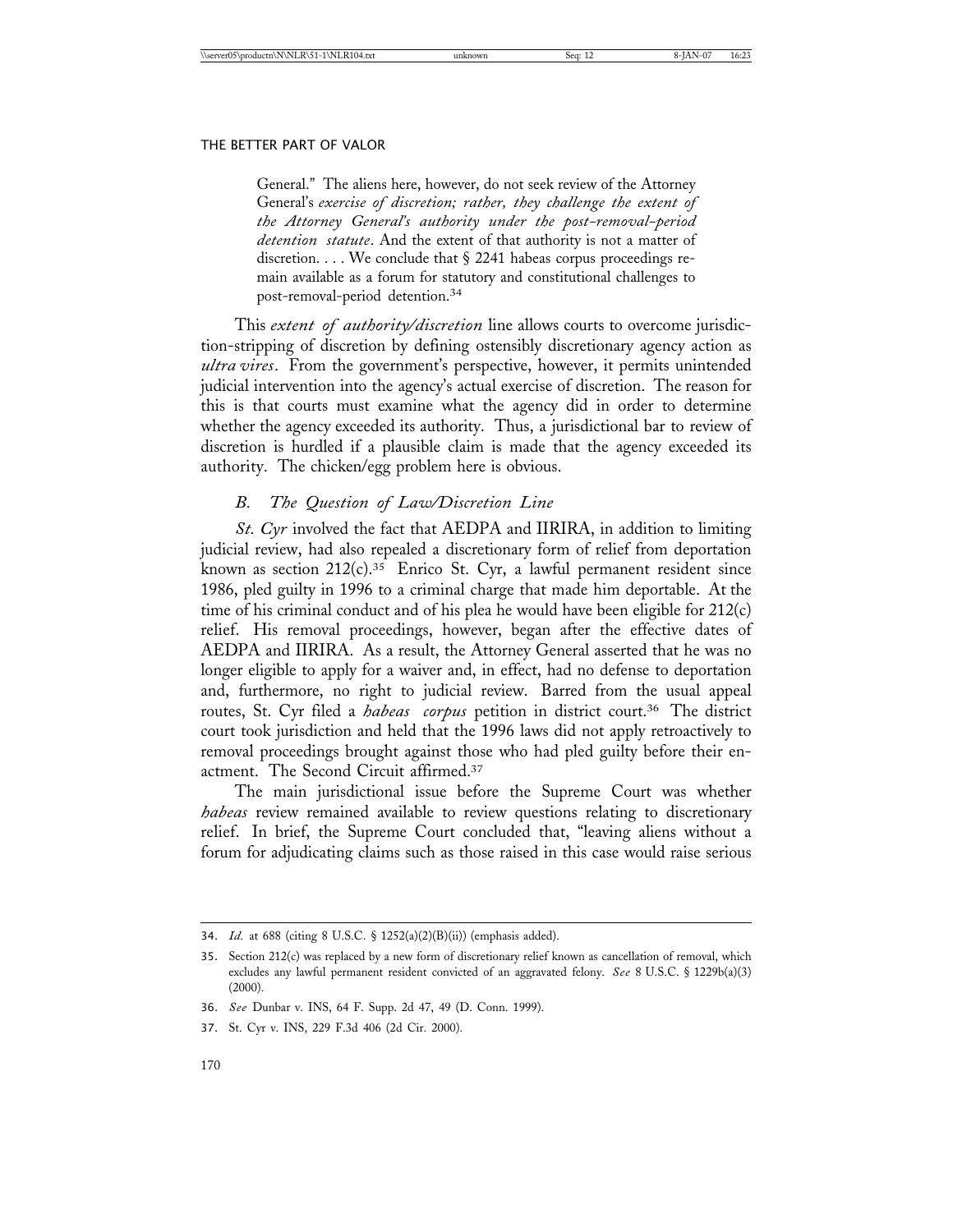> General." The aliens here, however, do not seek review of the Attorney General's *exercise of discretion; rather, they challenge the extent of the Attorney General's authority under the post-removal-period detention statute*. And the extent of that authority is not a matter of discretion. . . . We conclude that § 2241 habeas corpus proceedings remain available as a forum for statutory and constitutional challenges to post-removal-period detention.[34]

This *extent of authority/discretion* line allows courts to overcome jurisdiction-stripping of discretion by defining ostensibly discretionary agency action as *ultra vires*. From the government's perspective, however, it permits unintended judicial intervention into the agency's actual exercise of discretion. The reason for this is that courts must examine what the agency did in order to determine whether the agency exceeded its authority. Thus, a jurisdictional bar to review of discretion is hurdled if a plausible claim is made that the agency exceeded its authority. The chicken/egg problem here is obvious.

### *B. The Question of Law/Discretion Line*

*St. Cyr* involved the fact that AEDPA and IIRIRA, in addition to limiting judicial review, had also repealed a discretionary form of relief from deportation known as section 212(c).[35] Enrico St. Cyr, a lawful permanent resident since 1986, pled guilty in 1996 to a criminal charge that made him deportable. At the time of his criminal conduct and of his plea he would have been eligible for 212(c) relief. His removal proceedings, however, began after the effective dates of AEDPA and IIRIRA. As a result, the Attorney General asserted that he was no longer eligible to apply for a waiver and, in effect, had no defense to deportation and, furthermore, no right to judicial review. Barred from the usual appeal routes, St. Cyr filed a *habeas corpus* petition in district court.[36] The district court took jurisdiction and held that the 1996 laws did not apply retroactively to removal proceedings brought against those who had pled guilty before their enactment. The Second Circuit affirmed.[37]

The main jurisdictional issue before the Supreme Court was whether *habeas* review remained available to review questions relating to discretionary relief. In brief, the Supreme Court concluded that, "leaving aliens without a forum for adjudicating claims such as those raised in this case would raise serious

---

34. *Id.* at 688 (citing 8 U.S.C. § 1252(a)(2)(B)(ii)) (emphasis added).

35. Section 212(c) was replaced by a new form of discretionary relief known as cancellation of removal, which excludes any lawful permanent resident convicted of an aggravated felony. *See* 8 U.S.C. § 1229b(a)(3) (2000).

36. *See* Dunbar v. INS, 64 F. Supp. 2d 47, 49 (D. Conn. 1999).

37. St. Cyr v. INS, 229 F.3d 406 (2d Cir. 2000).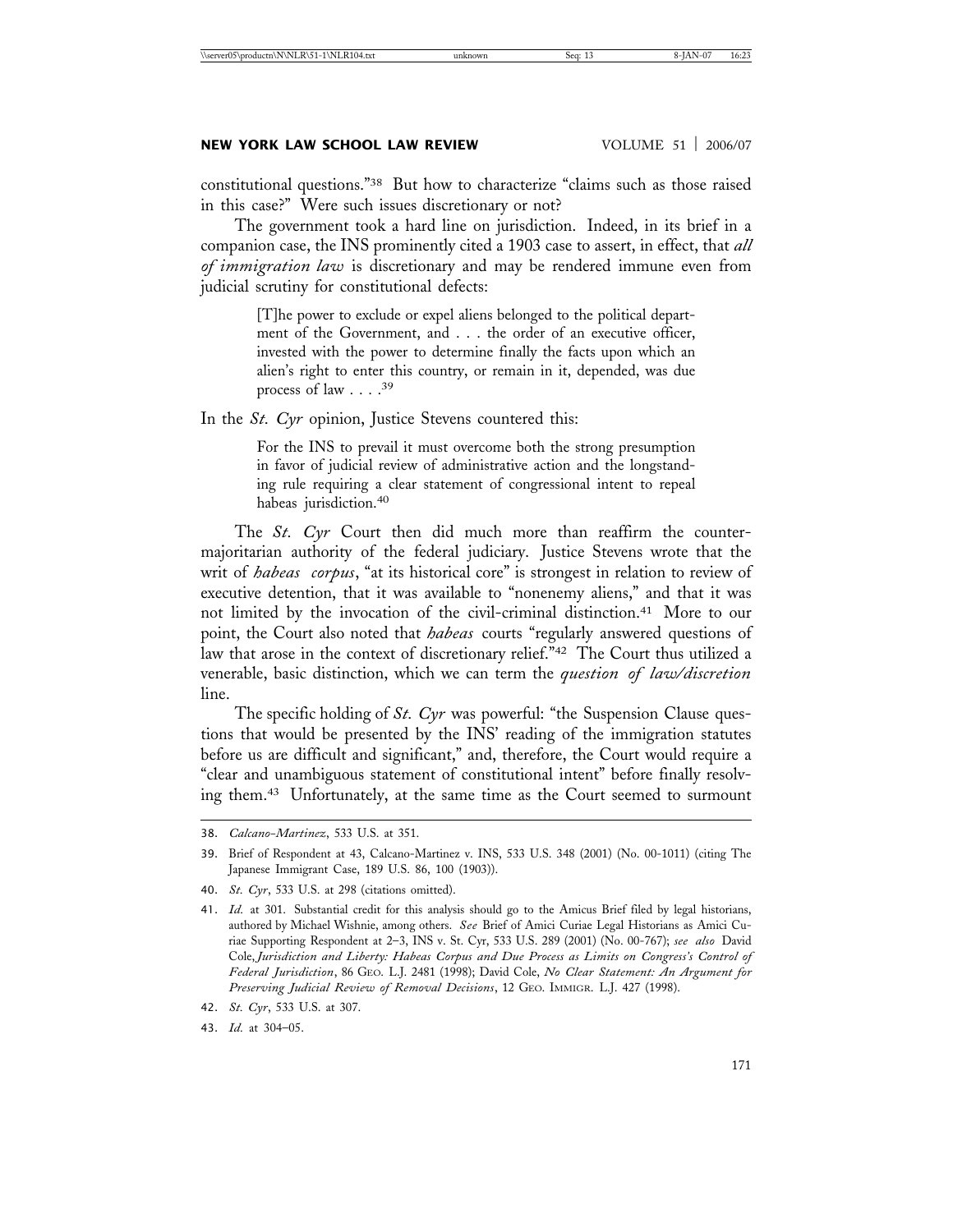constitutional questions."[38] But how to characterize "claims such as those raised in this case?" Were such issues discretionary or not?

The government took a hard line on jurisdiction. Indeed, in its brief in a companion case, the INS prominently cited a 1903 case to assert, in effect, that *all of immigration law* is discretionary and may be rendered immune even from judicial scrutiny for constitutional defects:

> [T]he power to exclude or expel aliens belonged to the political department of the Government, and . . . the order of an executive officer, invested with the power to determine finally the facts upon which an alien's right to enter this country, or remain in it, depended, was due process of law . . . .[39]

In the *St. Cyr* opinion, Justice Stevens countered this:

> For the INS to prevail it must overcome both the strong presumption in favor of judicial review of administrative action and the longstanding rule requiring a clear statement of congressional intent to repeal habeas jurisdiction.[40]

The *St. Cyr* Court then did much more than reaffirm the counter-majoritarian authority of the federal judiciary. Justice Stevens wrote that the writ of *habeas corpus*, "at its historical core" is strongest in relation to review of executive detention, that it was available to "nonenemy aliens," and that it was not limited by the invocation of the civil-criminal distinction.[41] More to our point, the Court also noted that *habeas* courts "regularly answered questions of law that arose in the context of discretionary relief."[42] The Court thus utilized a venerable, basic distinction, which we can term the *question of law/discretion* line.

The specific holding of *St. Cyr* was powerful: "the Suspension Clause questions that would be presented by the INS' reading of the immigration statutes before us are difficult and significant," and, therefore, the Court would require a "clear and unambiguous statement of constitutional intent" before finally resolving them.[43] Unfortunately, at the same time as the Court seemed to surmount

---

38. *Calcano-Martinez*, 533 U.S. at 351.

39. Brief of Respondent at 43, Calcano-Martinez v. INS, 533 U.S. 348 (2001) (No. 00-1011) (citing The Japanese Immigrant Case, 189 U.S. 86, 100 (1903)).

40. *St. Cyr*, 533 U.S. at 298 (citations omitted).

41. *Id.* at 301. Substantial credit for this analysis should go to the Amicus Brief filed by legal historians, authored by Michael Wishnie, among others. *See* Brief of Amici Curiae Legal Historians as Amici Curiae Supporting Respondent at 2–3, INS v. St. Cyr, 533 U.S. 289 (2001) (No. 00-767); *see also* David Cole, *Jurisdiction and Liberty: Habeas Corpus and Due Process as Limits on Congress's Control of Federal Jurisdiction*, 86 GEO. L.J. 2481 (1998); David Cole, *No Clear Statement: An Argument for Preserving Judicial Review of Removal Decisions*, 12 GEO. IMMIGR. L.J. 427 (1998).

42. *St. Cyr*, 533 U.S. at 307.

43. *Id.* at 304–05.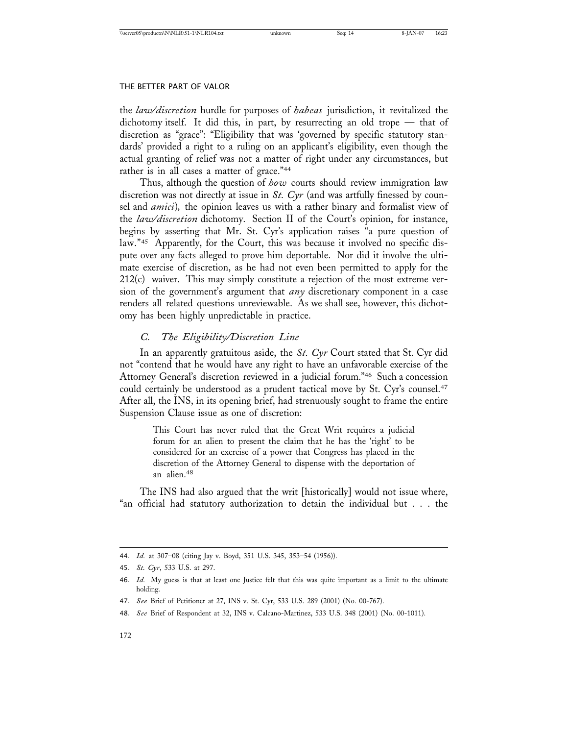the *law/discretion* hurdle for purposes of *habeas* jurisdiction, it revitalized the dichotomy itself. It did this, in part, by resurrecting an old trope — that of discretion as "grace": "Eligibility that was 'governed by specific statutory standards' provided a right to a ruling on an applicant's eligibility, even though the actual granting of relief was not a matter of right under any circumstances, but rather is in all cases a matter of grace."[44]

Thus, although the question of *how* courts should review immigration law discretion was not directly at issue in *St. Cyr* (and was artfully finessed by counsel and *amici*), the opinion leaves us with a rather binary and formalist view of the *law/discretion* dichotomy. Section II of the Court's opinion, for instance, begins by asserting that Mr. St. Cyr's application raises "a pure question of law."[45] Apparently, for the Court, this was because it involved no specific dispute over any facts alleged to prove him deportable. Nor did it involve the ultimate exercise of discretion, as he had not even been permitted to apply for the 212(c) waiver. This may simply constitute a rejection of the most extreme version of the government's argument that *any* discretionary component in a case renders all related questions unreviewable. As we shall see, however, this dichotomy has been highly unpredictable in practice.

### *C. The Eligibility/Discretion Line*

In an apparently gratuitous aside, the *St. Cyr* Court stated that St. Cyr did not "contend that he would have any right to have an unfavorable exercise of the Attorney General's discretion reviewed in a judicial forum."[46] Such a concession could certainly be understood as a prudent tactical move by St. Cyr's counsel.[47] After all, the INS, in its opening brief, had strenuously sought to frame the entire Suspension Clause issue as one of discretion:

> This Court has never ruled that the Great Writ requires a judicial forum for an alien to present the claim that he has the 'right' to be considered for an exercise of a power that Congress has placed in the discretion of the Attorney General to dispense with the deportation of an alien.[48]

The INS had also argued that the writ [historically] would not issue where, "an official had statutory authorization to detain the individual but . . . the

---

44. *Id.* at 307–08 (citing Jay v. Boyd, 351 U.S. 345, 353–54 (1956)).

45. *St. Cyr*, 533 U.S. at 297.

46. *Id.* My guess is that at least one Justice felt that this was quite important as a limit to the ultimate holding.

47. *See* Brief of Petitioner at 27, INS v. St. Cyr, 533 U.S. 289 (2001) (No. 00-767).

48. *See* Brief of Respondent at 32, INS v. Calcano-Martinez, 533 U.S. 348 (2001) (No. 00-1011).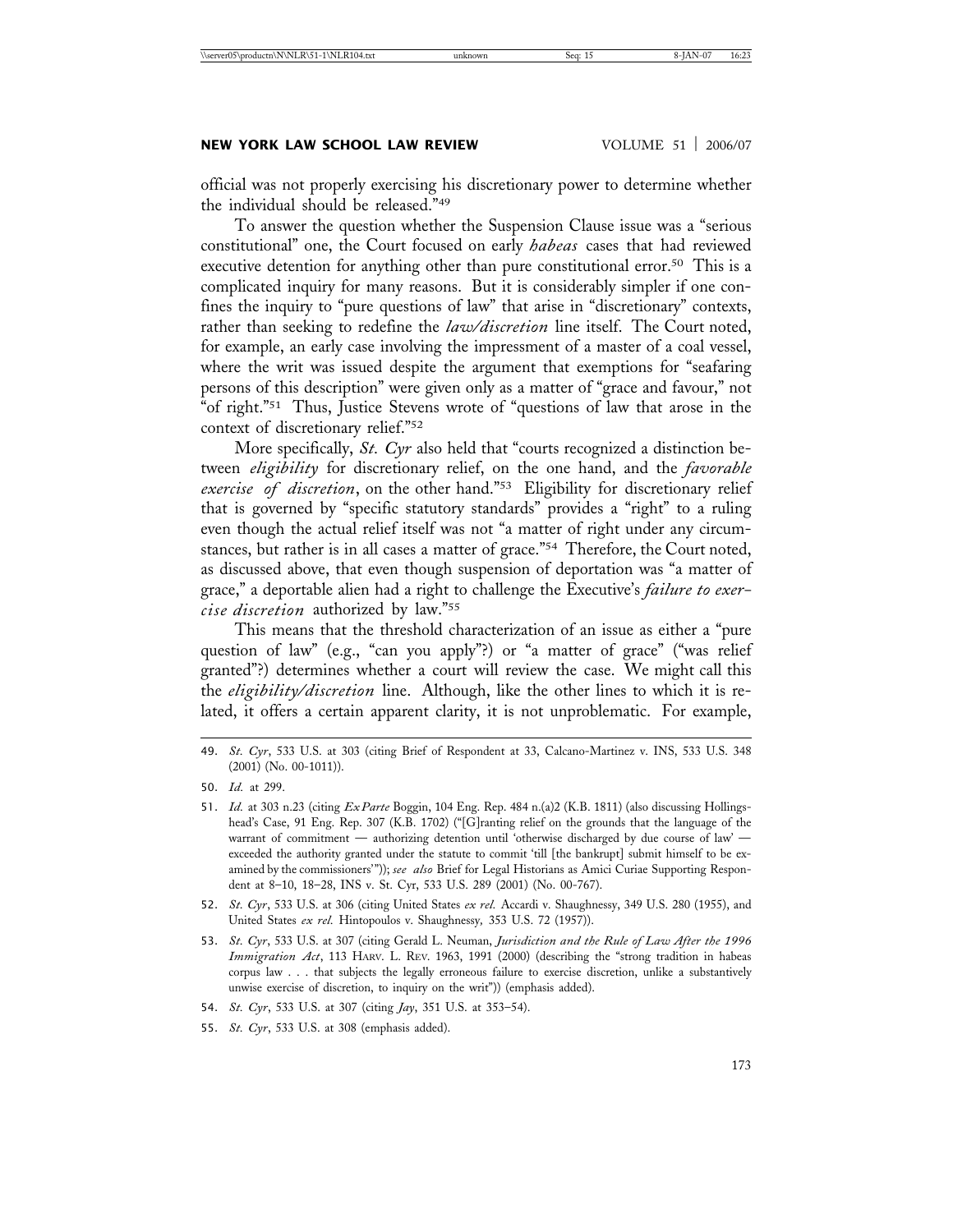official was not properly exercising his discretionary power to determine whether the individual should be released."[49]

To answer the question whether the Suspension Clause issue was a "serious constitutional" one, the Court focused on early *habeas* cases that had reviewed executive detention for anything other than pure constitutional error.[50] This is a complicated inquiry for many reasons. But it is considerably simpler if one confines the inquiry to "pure questions of law" that arise in "discretionary" contexts, rather than seeking to redefine the *law/discretion* line itself. The Court noted, for example, an early case involving the impressment of a master of a coal vessel, where the writ was issued despite the argument that exemptions for "seafaring persons of this description" were given only as a matter of "grace and favour," not "of right."[51] Thus, Justice Stevens wrote of "questions of law that arose in the context of discretionary relief."[52]

More specifically, *St. Cyr* also held that "courts recognized a distinction between *eligibility* for discretionary relief, on the one hand, and the *favorable exercise of discretion*, on the other hand."[53] Eligibility for discretionary relief that is governed by "specific statutory standards" provides a "right" to a ruling even though the actual relief itself was not "a matter of right under any circumstances, but rather is in all cases a matter of grace."[54] Therefore, the Court noted, as discussed above, that even though suspension of deportation was "a matter of grace," a deportable alien had a right to challenge the Executive's *failure to exercise discretion* authorized by law."[55]

This means that the threshold characterization of an issue as either a "pure question of law" (e.g., "can you apply"?) or "a matter of grace" ("was relief granted"?) determines whether a court will review the case. We might call this the *eligibility/discretion* line. Although, like the other lines to which it is related, it offers a certain apparent clarity, it is not unproblematic. For example,

---

49. *St. Cyr*, 533 U.S. at 303 (citing Brief of Respondent at 33, Calcano-Martinez v. INS, 533 U.S. 348 (2001) (No. 00-1011)).

50. *Id.* at 299.

51. *Id.* at 303 n.23 (citing *Ex Parte* Boggin, 104 Eng. Rep. 484 n.(a)2 (K.B. 1811) (also discussing Hollingshead's Case, 91 Eng. Rep. 307 (K.B. 1702) ("[G]ranting relief on the grounds that the language of the warrant of commitment — authorizing detention until 'otherwise discharged by due course of law' — exceeded the authority granted under the statute to commit 'till [the bankrupt] submit himself to be examined by the commissioners'")); *see also* Brief for Legal Historians as Amici Curiae Supporting Respondent at 8–10, 18–28, INS v. St. Cyr, 533 U.S. 289 (2001) (No. 00-767).

52. *St. Cyr*, 533 U.S. at 306 (citing United States *ex rel.* Accardi v. Shaughnessy, 349 U.S. 280 (1955), and United States *ex rel.* Hintopoulos v. Shaughnessy, 353 U.S. 72 (1957)).

53. *St. Cyr*, 533 U.S. at 307 (citing Gerald L. Neuman, *Jurisdiction and the Rule of Law After the 1996 Immigration Act*, 113 HARV. L. REV. 1963, 1991 (2000) (describing the "strong tradition in habeas corpus law . . . that subjects the legally erroneous failure to exercise discretion, unlike a substantively unwise exercise of discretion, to inquiry on the writ")) (emphasis added).

54. *St. Cyr*, 533 U.S. at 307 (citing *Jay*, 351 U.S. at 353–54).

55. *St. Cyr*, 533 U.S. at 308 (emphasis added).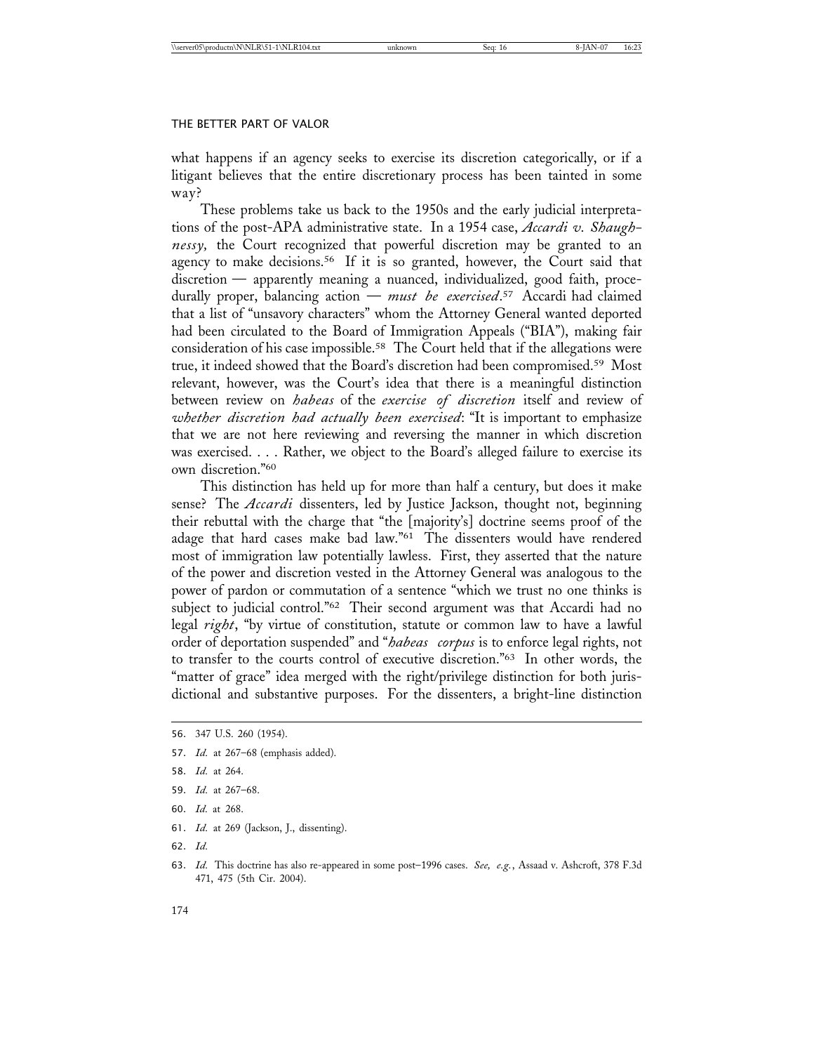what happens if an agency seeks to exercise its discretion categorically, or if a litigant believes that the entire discretionary process has been tainted in some way?

These problems take us back to the 1950s and the early judicial interpretations of the post-APA administrative state. In a 1954 case, *Accardi v. Shaughnessy*, the Court recognized that powerful discretion may be granted to an agency to make decisions.[56] If it is so granted, however, the Court said that discretion — apparently meaning a nuanced, individualized, good faith, procedurally proper, balancing action — *must be exercised*.[57] Accardi had claimed that a list of "unsavory characters" whom the Attorney General wanted deported had been circulated to the Board of Immigration Appeals ("BIA"), making fair consideration of his case impossible.[58] The Court held that if the allegations were true, it indeed showed that the Board's discretion had been compromised.[59] Most relevant, however, was the Court's idea that there is a meaningful distinction between review on *habeas* of the *exercise of discretion* itself and review of *whether discretion had actually been exercised*: "It is important to emphasize that we are not here reviewing and reversing the manner in which discretion was exercised. . . . Rather, we object to the Board's alleged failure to exercise its own discretion."[60]

This distinction has held up for more than half a century, but does it make sense? The *Accardi* dissenters, led by Justice Jackson, thought not, beginning their rebuttal with the charge that "the [majority's] doctrine seems proof of the adage that hard cases make bad law."[61] The dissenters would have rendered most of immigration law potentially lawless. First, they asserted that the nature of the power and discretion vested in the Attorney General was analogous to the power of pardon or commutation of a sentence "which we trust no one thinks is subject to judicial control."[62] Their second argument was that Accardi had no legal *right*, "by virtue of constitution, statute or common law to have a lawful order of deportation suspended" and "*habeas corpus* is to enforce legal rights, not to transfer to the courts control of executive discretion."[63] In other words, the "matter of grace" idea merged with the right/privilege distinction for both jurisdictional and substantive purposes. For the dissenters, a bright-line distinction

---

56. 347 U.S. 260 (1954).

57. *Id.* at 267–68 (emphasis added).

58. *Id.* at 264.

59. *Id.* at 267–68.

60. *Id.* at 268.

61. *Id.* at 269 (Jackson, J., dissenting).

62. *Id.*

63. *Id.* This doctrine has also re-appeared in some post–1996 cases. *See, e.g.*, Assaad v. Ashcroft, 378 F.3d 471, 475 (5th Cir. 2004).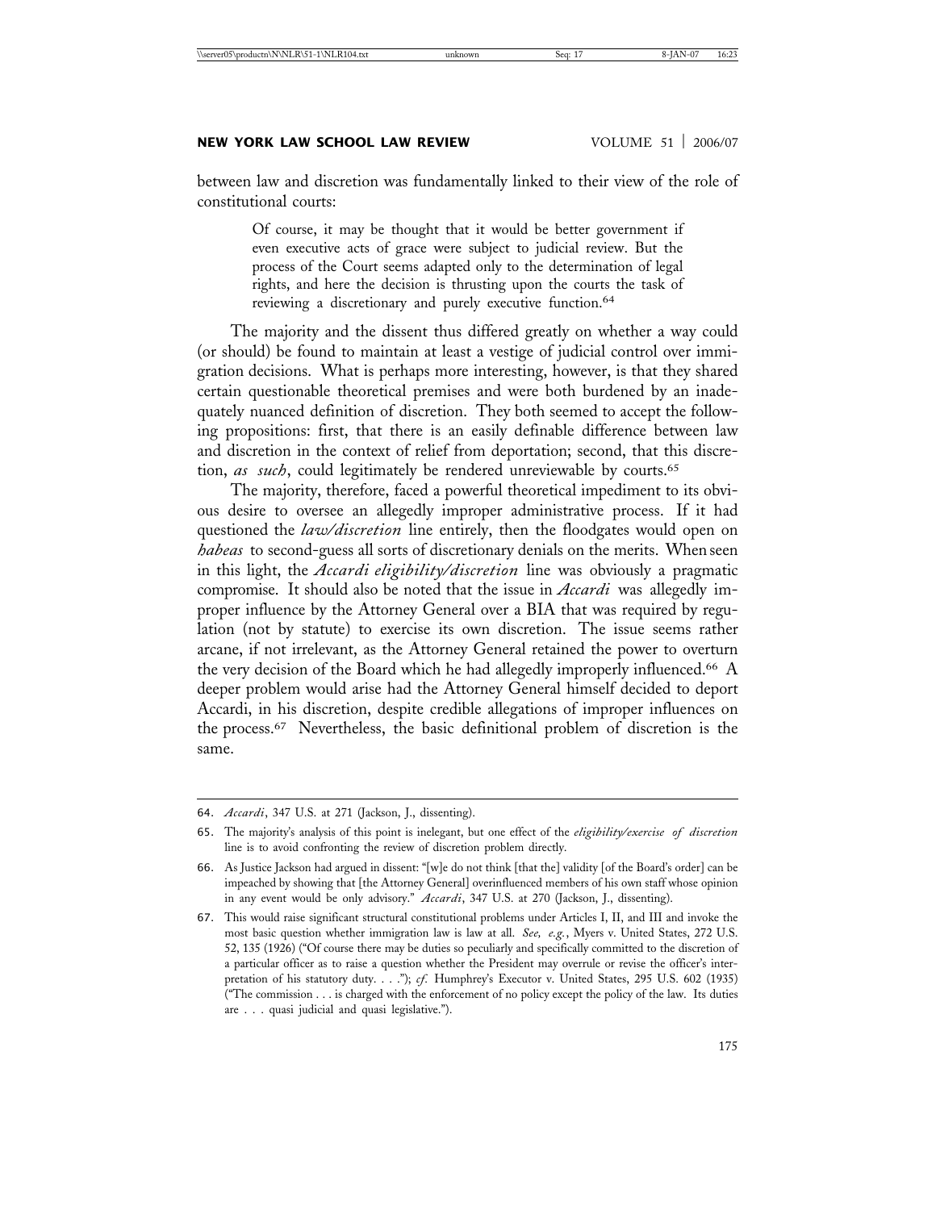between law and discretion was fundamentally linked to their view of the role of constitutional courts:

> Of course, it may be thought that it would be better government if even executive acts of grace were subject to judicial review. But the process of the Court seems adapted only to the determination of legal rights, and here the decision is thrusting upon the courts the task of reviewing a discretionary and purely executive function.[64]

The majority and the dissent thus differed greatly on whether a way could (or should) be found to maintain at least a vestige of judicial control over immigration decisions. What is perhaps more interesting, however, is that they shared certain questionable theoretical premises and were both burdened by an inadequately nuanced definition of discretion. They both seemed to accept the following propositions: first, that there is an easily definable difference between law and discretion in the context of relief from deportation; second, that this discretion, *as such*, could legitimately be rendered unreviewable by courts.[65]

The majority, therefore, faced a powerful theoretical impediment to its obvious desire to oversee an allegedly improper administrative process. If it had questioned the *law/discretion* line entirely, then the floodgates would open on *habeas* to second-guess all sorts of discretionary denials on the merits. When seen in this light, the *Accardi eligibility/discretion* line was obviously a pragmatic compromise. It should also be noted that the issue in *Accardi* was allegedly improper influence by the Attorney General over a BIA that was required by regulation (not by statute) to exercise its own discretion. The issue seems rather arcane, if not irrelevant, as the Attorney General retained the power to overturn the very decision of the Board which he had allegedly improperly influenced.[66] A deeper problem would arise had the Attorney General himself decided to deport Accardi, in his discretion, despite credible allegations of improper influences on the process.[67] Nevertheless, the basic definitional problem of discretion is the same.

---

64. *Accardi*, 347 U.S. at 271 (Jackson, J., dissenting).

65. The majority's analysis of this point is inelegant, but one effect of the *eligibility/exercise of discretion* line is to avoid confronting the review of discretion problem directly.

66. As Justice Jackson had argued in dissent: "[w]e do not think [that the] validity [of the Board's order] can be impeached by showing that [the Attorney General] overinfluenced members of his own staff whose opinion in any event would be only advisory." *Accardi*, 347 U.S. at 270 (Jackson, J., dissenting).

67. This would raise significant structural constitutional problems under Articles I, II, and III and invoke the most basic question whether immigration law is law at all. *See, e.g.*, Myers v. United States, 272 U.S. 52, 135 (1926) ("Of course there may be duties so peculiarly and specifically committed to the discretion of a particular officer as to raise a question whether the President may overrule or revise the officer's interpretation of his statutory duty. . . ."); *cf.* Humphrey's Executor v. United States, 295 U.S. 602 (1935) ("The commission . . . is charged with the enforcement of no policy except the policy of the law. Its duties are . . . quasi judicial and quasi legislative.").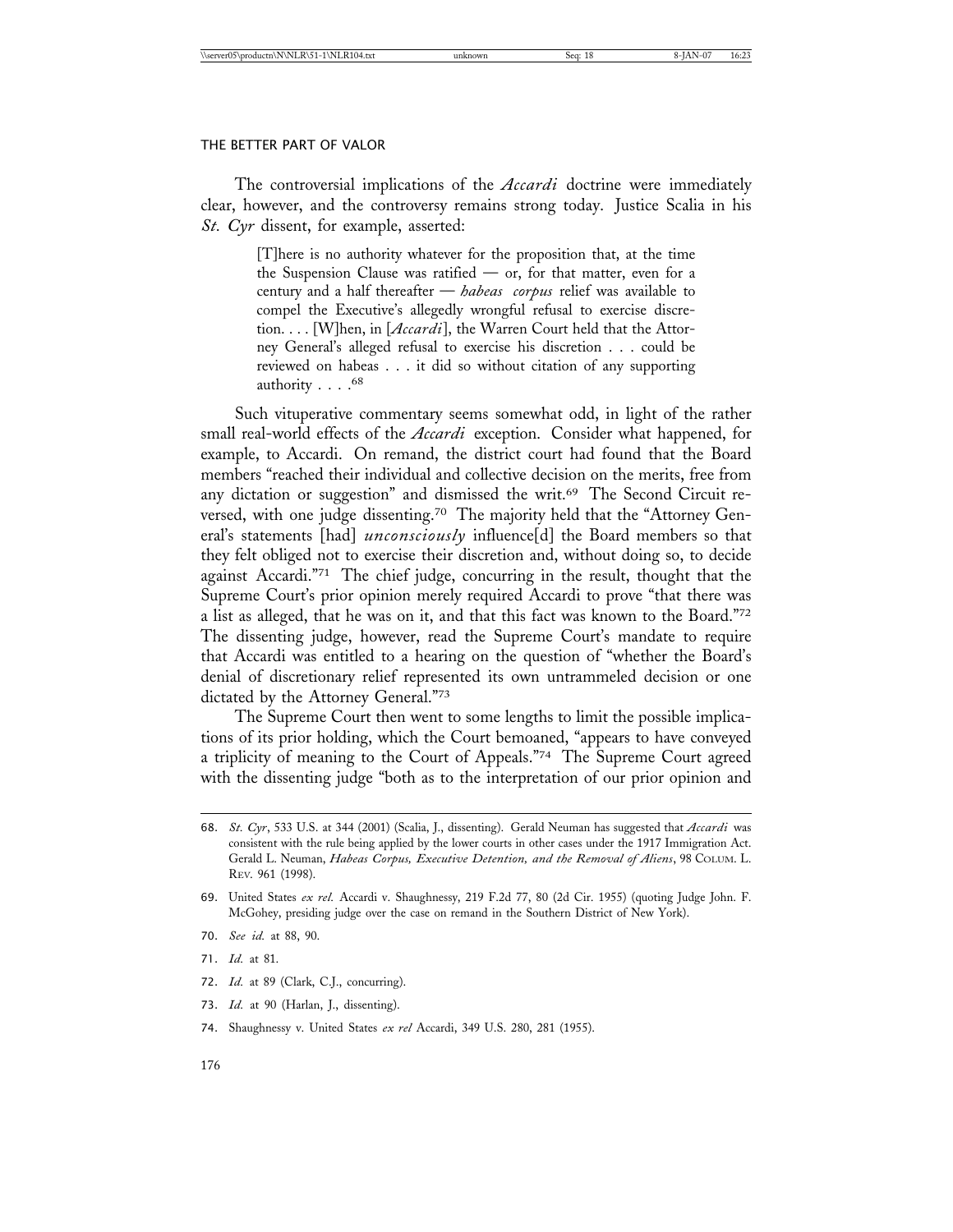The controversial implications of the *Accardi* doctrine were immediately clear, however, and the controversy remains strong today. Justice Scalia in his *St. Cyr* dissent, for example, asserted:

> [T]here is no authority whatever for the proposition that, at the time the Suspension Clause was ratified — or, for that matter, even for a century and a half thereafter — *habeas corpus* relief was available to compel the Executive's allegedly wrongful refusal to exercise discretion. . . . [W]hen, in [*Accardi*], the Warren Court held that the Attorney General's alleged refusal to exercise his discretion . . . could be reviewed on habeas . . . it did so without citation of any supporting authority . . . .[68]

Such vituperative commentary seems somewhat odd, in light of the rather small real-world effects of the *Accardi* exception. Consider what happened, for example, to Accardi. On remand, the district court had found that the Board members "reached their individual and collective decision on the merits, free from any dictation or suggestion" and dismissed the writ.[69] The Second Circuit reversed, with one judge dissenting.[70] The majority held that the "Attorney General's statements [had] *unconsciously* influence[d] the Board members so that they felt obliged not to exercise their discretion and, without doing so, to decide against Accardi."[71] The chief judge, concurring in the result, thought that the Supreme Court's prior opinion merely required Accardi to prove "that there was a list as alleged, that he was on it, and that this fact was known to the Board."[72] The dissenting judge, however, read the Supreme Court's mandate to require that Accardi was entitled to a hearing on the question of "whether the Board's denial of discretionary relief represented its own untrammeled decision or one dictated by the Attorney General."[73]

The Supreme Court then went to some lengths to limit the possible implications of its prior holding, which the Court bemoaned, "appears to have conveyed a triplicity of meaning to the Court of Appeals."[74] The Supreme Court agreed with the dissenting judge "both as to the interpretation of our prior opinion and

---

68. *St. Cyr*, 533 U.S. at 344 (2001) (Scalia, J., dissenting). Gerald Neuman has suggested that *Accardi* was consistent with the rule being applied by the lower courts in other cases under the 1917 Immigration Act. Gerald L. Neuman, *Habeas Corpus, Executive Detention, and the Removal of Aliens*, 98 COLUM. L. REV. 961 (1998).

69. United States *ex rel.* Accardi v. Shaughnessy, 219 F.2d 77, 80 (2d Cir. 1955) (quoting Judge John. F. McGohey, presiding judge over the case on remand in the Southern District of New York).

70. *See id.* at 88, 90.

71. *Id.* at 81.

72. *Id.* at 89 (Clark, C.J., concurring).

73. *Id.* at 90 (Harlan, J., dissenting).

74. Shaughnessy v. United States *ex rel* Accardi, 349 U.S. 280, 281 (1955).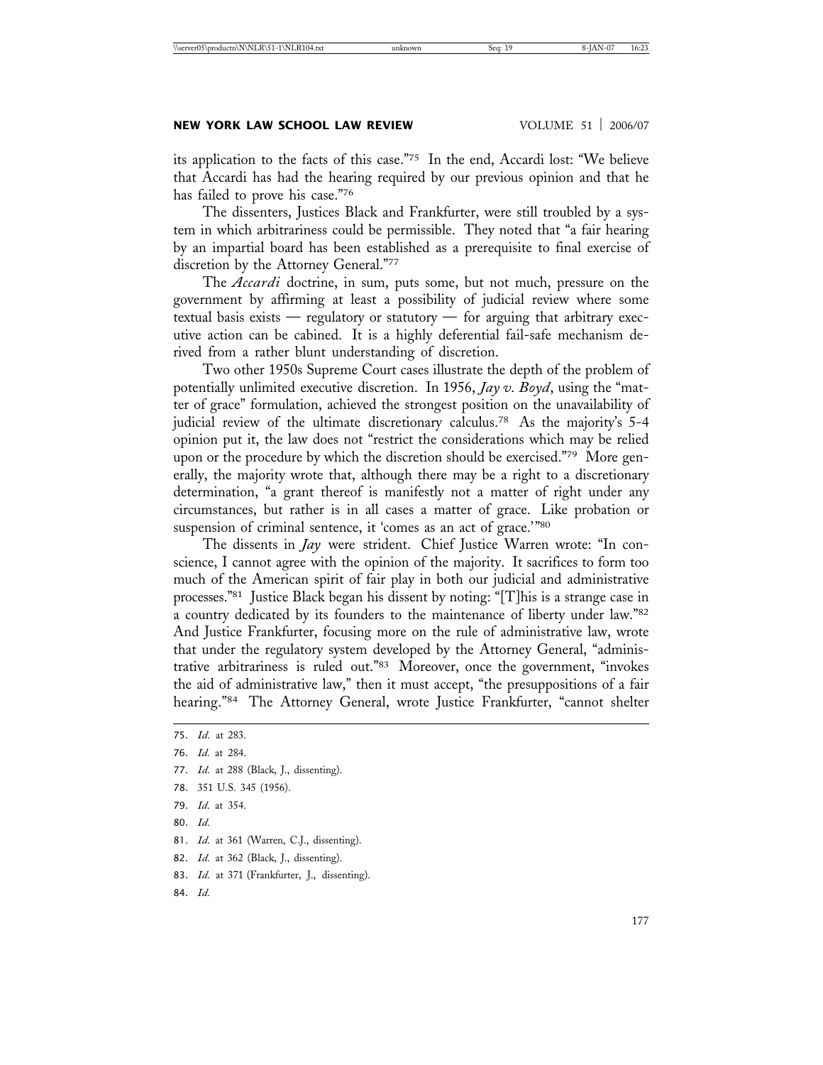its application to the facts of this case."[75] In the end, Accardi lost: "We believe that Accardi has had the hearing required by our previous opinion and that he has failed to prove his case."[76]

The dissenters, Justices Black and Frankfurter, were still troubled by a system in which arbitrariness could be permissible. They noted that "a fair hearing by an impartial board has been established as a prerequisite to final exercise of discretion by the Attorney General."[77]

The *Accardi* doctrine, in sum, puts some, but not much, pressure on the government by affirming at least a possibility of judicial review where some textual basis exists — regulatory or statutory — for arguing that arbitrary executive action can be cabined. It is a highly deferential fail-safe mechanism derived from a rather blunt understanding of discretion.

Two other 1950s Supreme Court cases illustrate the depth of the problem of potentially unlimited executive discretion. In 1956, *Jay v. Boyd*, using the "matter of grace" formulation, achieved the strongest position on the unavailability of judicial review of the ultimate discretionary calculus.[78] As the majority's 5-4 opinion put it, the law does not "restrict the considerations which may be relied upon or the procedure by which the discretion should be exercised."[79] More generally, the majority wrote that, although there may be a right to a discretionary determination, "a grant thereof is manifestly not a matter of right under any circumstances, but rather is in all cases a matter of grace. Like probation or suspension of criminal sentence, it 'comes as an act of grace.'"[80]

The dissents in *Jay* were strident. Chief Justice Warren wrote: "In conscience, I cannot agree with the opinion of the majority. It sacrifices to form too much of the American spirit of fair play in both our judicial and administrative processes."[81] Justice Black began his dissent by noting: "[T]his is a strange case in a country dedicated by its founders to the maintenance of liberty under law."[82] And Justice Frankfurter, focusing more on the rule of administrative law, wrote that under the regulatory system developed by the Attorney General, "administrative arbitrariness is ruled out."[83] Moreover, once the government, "invokes the aid of administrative law," then it must accept, "the presuppositions of a fair hearing."[84] The Attorney General, wrote Justice Frankfurter, "cannot shelter

75. *Id.* at 283.
76. *Id.* at 284.
77. *Id.* at 288 (Black, J., dissenting).
78. 351 U.S. 345 (1956).
79. *Id.* at 354.
80. *Id.*
81. *Id.* at 361 (Warren, C.J., dissenting).
82. *Id.* at 362 (Black, J., dissenting).
83. *Id.* at 371 (Frankfurter, J., dissenting).
84. *Id.*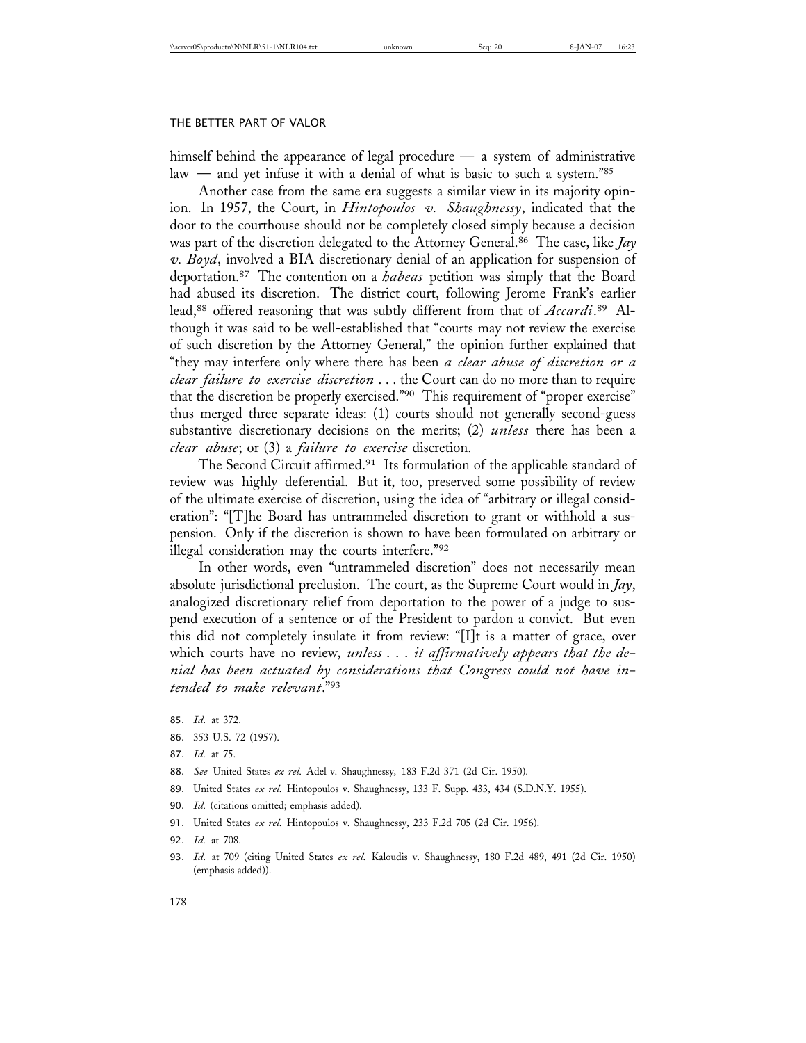himself behind the appearance of legal procedure — a system of administrative law — and yet infuse it with a denial of what is basic to such a system."[85]

Another case from the same era suggests a similar view in its majority opinion. In 1957, the Court, in *Hintopoulos v. Shaughnessy*, indicated that the door to the courthouse should not be completely closed simply because a decision was part of the discretion delegated to the Attorney General.[86] The case, like *Jay v. Boyd*, involved a BIA discretionary denial of an application for suspension of deportation.[87] The contention on a *habeas* petition was simply that the Board had abused its discretion. The district court, following Jerome Frank's earlier lead,[88] offered reasoning that was subtly different from that of *Accardi*.[89] Although it was said to be well-established that "courts may not review the exercise of such discretion by the Attorney General," the opinion further explained that "they may interfere only where there has been *a clear abuse of discretion or a clear failure to exercise discretion* . . . the Court can do no more than to require that the discretion be properly exercised."[90] This requirement of "proper exercise" thus merged three separate ideas: (1) courts should not generally second-guess substantive discretionary decisions on the merits; (2) *unless* there has been a *clear abuse*; or (3) a *failure to exercise* discretion.

The Second Circuit affirmed.[91] Its formulation of the applicable standard of review was highly deferential. But it, too, preserved some possibility of review of the ultimate exercise of discretion, using the idea of "arbitrary or illegal consideration": "[T]he Board has untrammeled discretion to grant or withhold a suspension. Only if the discretion is shown to have been formulated on arbitrary or illegal consideration may the courts interfere."[92]

In other words, even "untrammeled discretion" does not necessarily mean absolute jurisdictional preclusion. The court, as the Supreme Court would in *Jay*, analogized discretionary relief from deportation to the power of a judge to suspend execution of a sentence or of the President to pardon a convict. But even this did not completely insulate it from review: "[I]t is a matter of grace, over which courts have no review, *unless . . . it affirmatively appears that the denial has been actuated by considerations that Congress could not have intended to make relevant*."[93]

85. *Id.* at 372.

86. 353 U.S. 72 (1957).

87. *Id.* at 75.

88. *See* United States *ex rel.* Adel v. Shaughnessy, 183 F.2d 371 (2d Cir. 1950).

89. United States *ex rel.* Hintopoulos v. Shaughnessy, 133 F. Supp. 433, 434 (S.D.N.Y. 1955).

90. *Id.* (citations omitted; emphasis added).

91. United States *ex rel.* Hintopoulos v. Shaughnessy, 233 F.2d 705 (2d Cir. 1956).

92. *Id.* at 708.

93. *Id.* at 709 (citing United States *ex rel.* Kaloudis v. Shaughnessy, 180 F.2d 489, 491 (2d Cir. 1950) (emphasis added)).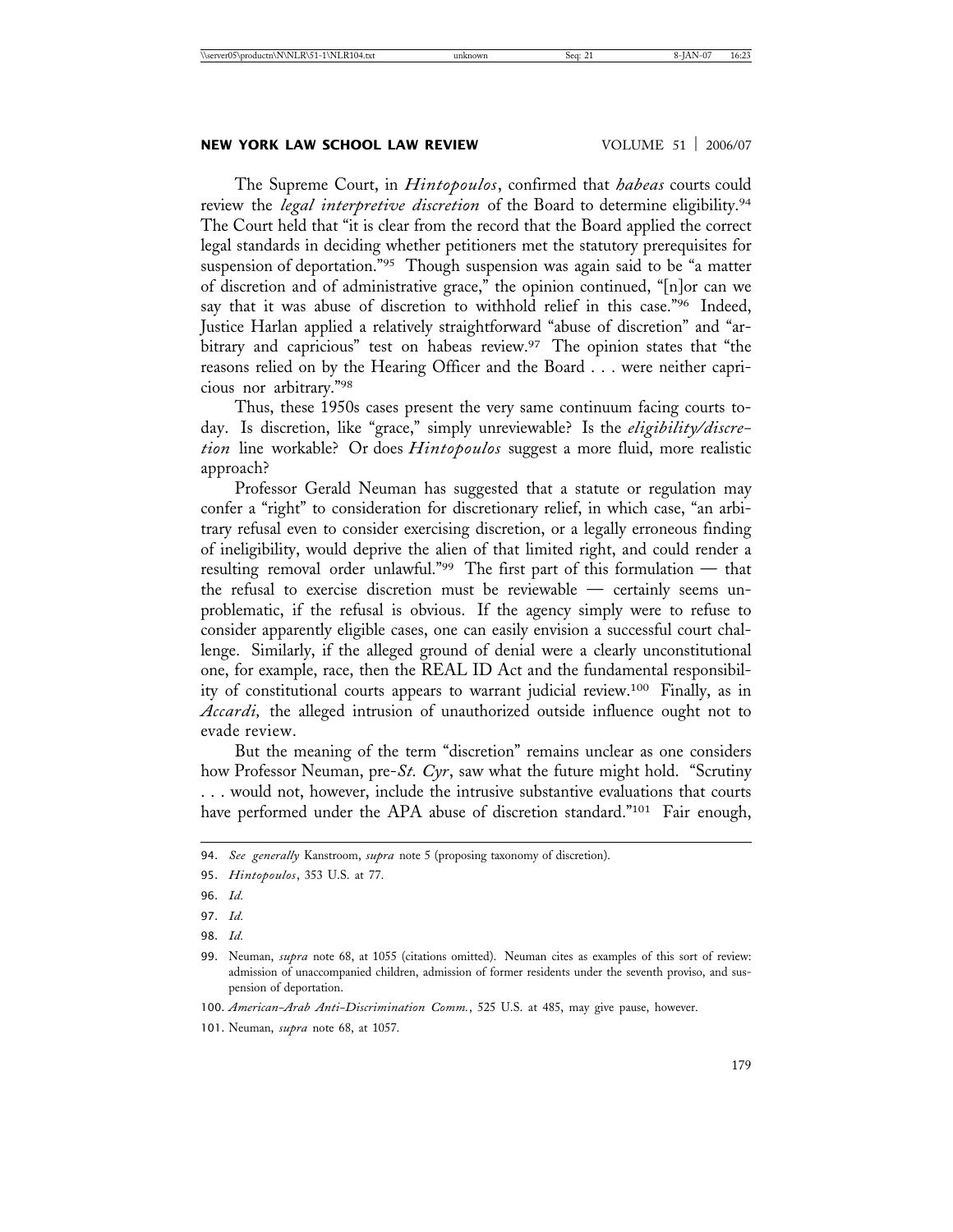The Supreme Court, in *Hintopoulos*, confirmed that *habeas* courts could review the *legal interpretive discretion* of the Board to determine eligibility.[94] The Court held that "it is clear from the record that the Board applied the correct legal standards in deciding whether petitioners met the statutory prerequisites for suspension of deportation."[95] Though suspension was again said to be "a matter of discretion and of administrative grace," the opinion continued, "[n]or can we say that it was abuse of discretion to withhold relief in this case."[96] Indeed, Justice Harlan applied a relatively straightforward "abuse of discretion" and "arbitrary and capricious" test on habeas review.[97] The opinion states that "the reasons relied on by the Hearing Officer and the Board . . . were neither capricious nor arbitrary."[98]

Thus, these 1950s cases present the very same continuum facing courts today. Is discretion, like "grace," simply unreviewable? Is the *eligibility/discretion* line workable? Or does *Hintopoulos* suggest a more fluid, more realistic approach?

Professor Gerald Neuman has suggested that a statute or regulation may confer a "right" to consideration for discretionary relief, in which case, "an arbitrary refusal even to consider exercising discretion, or a legally erroneous finding of ineligibility, would deprive the alien of that limited right, and could render a resulting removal order unlawful."[99] The first part of this formulation — that the refusal to exercise discretion must be reviewable — certainly seems unproblematic, if the refusal is obvious. If the agency simply were to refuse to consider apparently eligible cases, one can easily envision a successful court challenge. Similarly, if the alleged ground of denial were a clearly unconstitutional one, for example, race, then the REAL ID Act and the fundamental responsibility of constitutional courts appears to warrant judicial review.[100] Finally, as in *Accardi,* the alleged intrusion of unauthorized outside influence ought not to evade review.

But the meaning of the term "discretion" remains unclear as one considers how Professor Neuman, pre-*St. Cyr*, saw what the future might hold. "Scrutiny . . . would not, however, include the intrusive substantive evaluations that courts have performed under the APA abuse of discretion standard."[101] Fair enough,

---

94. *See generally* Kanstroom, *supra* note 5 (proposing taxonomy of discretion).

95. *Hintopoulos*, 353 U.S. at 77.

96. *Id.*

97. *Id.*

98. *Id.*

99. Neuman, *supra* note 68, at 1055 (citations omitted). Neuman cites as examples of this sort of review: admission of unaccompanied children, admission of former residents under the seventh proviso, and suspension of deportation.

100. *American-Arab Anti-Discrimination Comm.*, 525 U.S. at 485, may give pause, however.

101. Neuman, *supra* note 68, at 1057.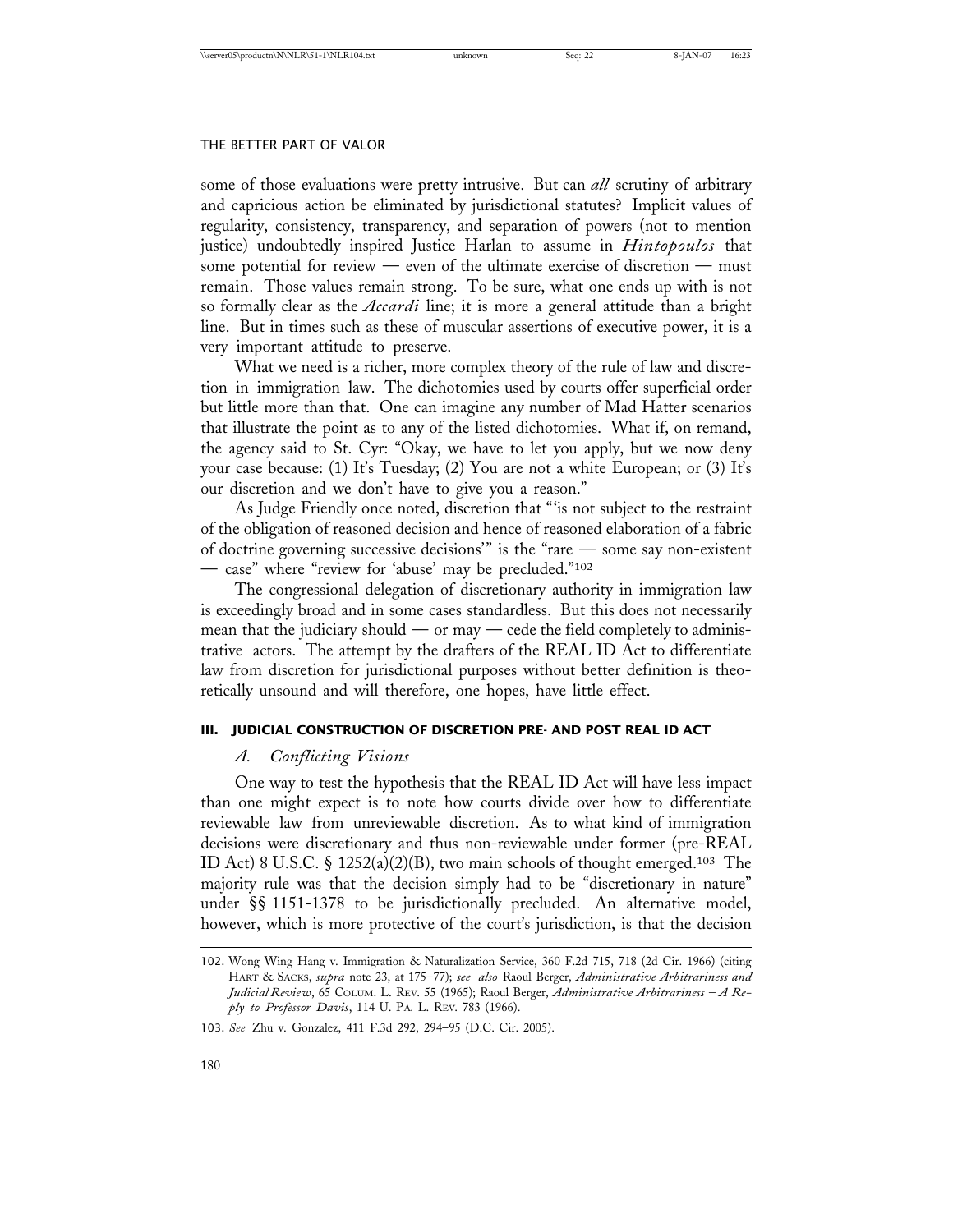some of those evaluations were pretty intrusive. But can *all* scrutiny of arbitrary and capricious action be eliminated by jurisdictional statutes? Implicit values of regularity, consistency, transparency, and separation of powers (not to mention justice) undoubtedly inspired Justice Harlan to assume in *Hintopoulos* that some potential for review — even of the ultimate exercise of discretion — must remain. Those values remain strong. To be sure, what one ends up with is not so formally clear as the *Accardi* line; it is more a general attitude than a bright line. But in times such as these of muscular assertions of executive power, it is a very important attitude to preserve.

What we need is a richer, more complex theory of the rule of law and discretion in immigration law. The dichotomies used by courts offer superficial order but little more than that. One can imagine any number of Mad Hatter scenarios that illustrate the point as to any of the listed dichotomies. What if, on remand, the agency said to St. Cyr: "Okay, we have to let you apply, but we now deny your case because: (1) It's Tuesday; (2) You are not a white European; or (3) It's our discretion and we don't have to give you a reason."

As Judge Friendly once noted, discretion that "'is not subject to the restraint of the obligation of reasoned decision and hence of reasoned elaboration of a fabric of doctrine governing successive decisions'" is the "rare — some say non-existent — case" where "review for 'abuse' may be precluded."[102]

The congressional delegation of discretionary authority in immigration law is exceedingly broad and in some cases standardless. But this does not necessarily mean that the judiciary should — or may — cede the field completely to administrative actors. The attempt by the drafters of the REAL ID Act to differentiate law from discretion for jurisdictional purposes without better definition is theoretically unsound and will therefore, one hopes, have little effect.

## III. JUDICIAL CONSTRUCTION OF DISCRETION PRE- AND POST REAL ID ACT

### A. *Conflicting Visions*

One way to test the hypothesis that the REAL ID Act will have less impact than one might expect is to note how courts divide over how to differentiate reviewable law from unreviewable discretion. As to what kind of immigration decisions were discretionary and thus non-reviewable under former (pre-REAL ID Act) 8 U.S.C. § 1252(a)(2)(B), two main schools of thought emerged.[103] The majority rule was that the decision simply had to be "discretionary in nature" under §§ 1151-1378 to be jurisdictionally precluded. An alternative model, however, which is more protective of the court's jurisdiction, is that the decision

---

102. Wong Wing Hang v. Immigration & Naturalization Service, 360 F.2d 715, 718 (2d Cir. 1966) (citing HART & SACKS, *supra* note 23, at 175–77); *see also* Raoul Berger, *Administrative Arbitrariness and Judicial Review*, 65 COLUM. L. REV. 55 (1965); Raoul Berger, *Administrative Arbitrariness – A Reply to Professor Davis*, 114 U. PA. L. REV. 783 (1966).

103. *See* Zhu v. Gonzalez, 411 F.3d 292, 294–95 (D.C. Cir. 2005).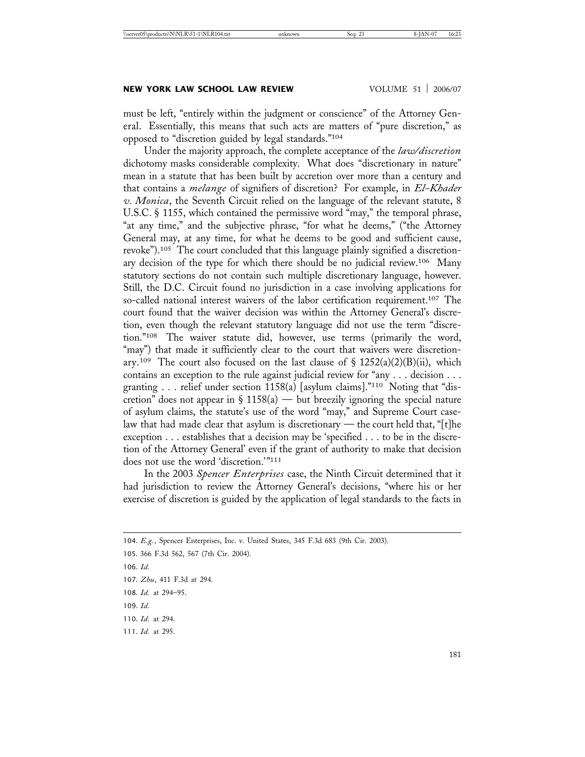must be left, "entirely within the judgment or conscience" of the Attorney General. Essentially, this means that such acts are matters of "pure discretion," as opposed to "discretion guided by legal standards."[104]

Under the majority approach, the complete acceptance of the *law/discretion* dichotomy masks considerable complexity. What does "discretionary in nature" mean in a statute that has been built by accretion over more than a century and that contains a *melange* of signifiers of discretion? For example, in *El-Khader v. Monica*, the Seventh Circuit relied on the language of the relevant statute, 8 U.S.C. § 1155, which contained the permissive word "may," the temporal phrase, "at any time," and the subjective phrase, "for what he deems," ("the Attorney General may, at any time, for what he deems to be good and sufficient cause, revoke").[105] The court concluded that this language plainly signified a discretionary decision of the type for which there should be no judicial review.[106] Many statutory sections do not contain such multiple discretionary language, however. Still, the D.C. Circuit found no jurisdiction in a case involving applications for so-called national interest waivers of the labor certification requirement.[107] The court found that the waiver decision was within the Attorney General's discretion, even though the relevant statutory language did not use the term "discretion."[108] The waiver statute did, however, use terms (primarily the word, "may") that made it sufficiently clear to the court that waivers were discretionary.[109] The court also focused on the last clause of § 1252(a)(2)(B)(ii), which contains an exception to the rule against judicial review for "any . . . decision . . . granting . . . relief under section 1158(a) [asylum claims]."[110] Noting that "discretion" does not appear in § 1158(a) — but breezily ignoring the special nature of asylum claims, the statute's use of the word "may," and Supreme Court caselaw that had made clear that asylum is discretionary — the court held that, "[t]he exception . . . establishes that a decision may be 'specified . . . to be in the discretion of the Attorney General' even if the grant of authority to make that decision does not use the word 'discretion.'"[111]

In the 2003 *Spencer Enterprises* case, the Ninth Circuit determined that it had jurisdiction to review the Attorney General's decisions, "where his or her exercise of discretion is guided by the application of legal standards to the facts in

---

104. *E.g.*, Spencer Enterprises, Inc. v. United States, 345 F.3d 683 (9th Cir. 2003).

105. 366 F.3d 562, 567 (7th Cir. 2004).

106. *Id.*

107. *Zhu*, 411 F.3d at 294.

108. *Id.* at 294–95.

109. *Id.*

110. *Id.* at 294.

111. *Id.* at 295.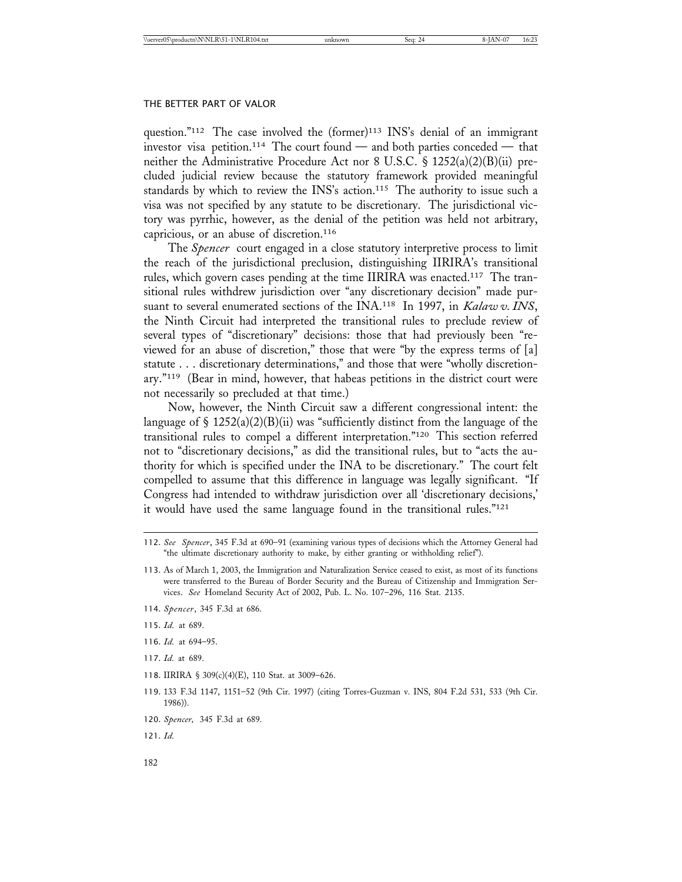question."[112] The case involved the (former)[113] INS's denial of an immigrant investor visa petition.[114] The court found — and both parties conceded — that neither the Administrative Procedure Act nor 8 U.S.C. § 1252(a)(2)(B)(ii) precluded judicial review because the statutory framework provided meaningful standards by which to review the INS's action.[115] The authority to issue such a visa was not specified by any statute to be discretionary. The jurisdictional victory was pyrrhic, however, as the denial of the petition was held not arbitrary, capricious, or an abuse of discretion.[116]

The *Spencer* court engaged in a close statutory interpretive process to limit the reach of the jurisdictional preclusion, distinguishing IIRIRA's transitional rules, which govern cases pending at the time IIRIRA was enacted.[117] The transitional rules withdrew jurisdiction over "any discretionary decision" made pursuant to several enumerated sections of the INA.[118] In 1997, in *Kalaw v. INS*, the Ninth Circuit had interpreted the transitional rules to preclude review of several types of "discretionary" decisions: those that had previously been "reviewed for an abuse of discretion," those that were "by the express terms of [a] statute . . . discretionary determinations," and those that were "wholly discretionary."[119] (Bear in mind, however, that habeas petitions in the district court were not necessarily so precluded at that time.)

Now, however, the Ninth Circuit saw a different congressional intent: the language of § 1252(a)(2)(B)(ii) was "sufficiently distinct from the language of the transitional rules to compel a different interpretation."[120] This section referred not to "discretionary decisions," as did the transitional rules, but to "acts the authority for which is specified under the INA to be discretionary." The court felt compelled to assume that this difference in language was legally significant. "If Congress had intended to withdraw jurisdiction over all 'discretionary decisions,' it would have used the same language found in the transitional rules."[121]

---

112. *See Spencer*, 345 F.3d at 690–91 (examining various types of decisions which the Attorney General had "the ultimate discretionary authority to make, by either granting or withholding relief").

113. As of March 1, 2003, the Immigration and Naturalization Service ceased to exist, as most of its functions were transferred to the Bureau of Border Security and the Bureau of Citizenship and Immigration Services. *See* Homeland Security Act of 2002, Pub. L. No. 107–296, 116 Stat. 2135.

114. *Spencer*, 345 F.3d at 686.

115. *Id.* at 689.

116. *Id.* at 694–95.

117. *Id.* at 689.

118. IIRIRA § 309(c)(4)(E), 110 Stat. at 3009–626.

119. 133 F.3d 1147, 1151–52 (9th Cir. 1997) (citing Torres-Guzman v. INS, 804 F.2d 531, 533 (9th Cir. 1986)).

120. *Spencer,* 345 F.3d at 689.

121. *Id.*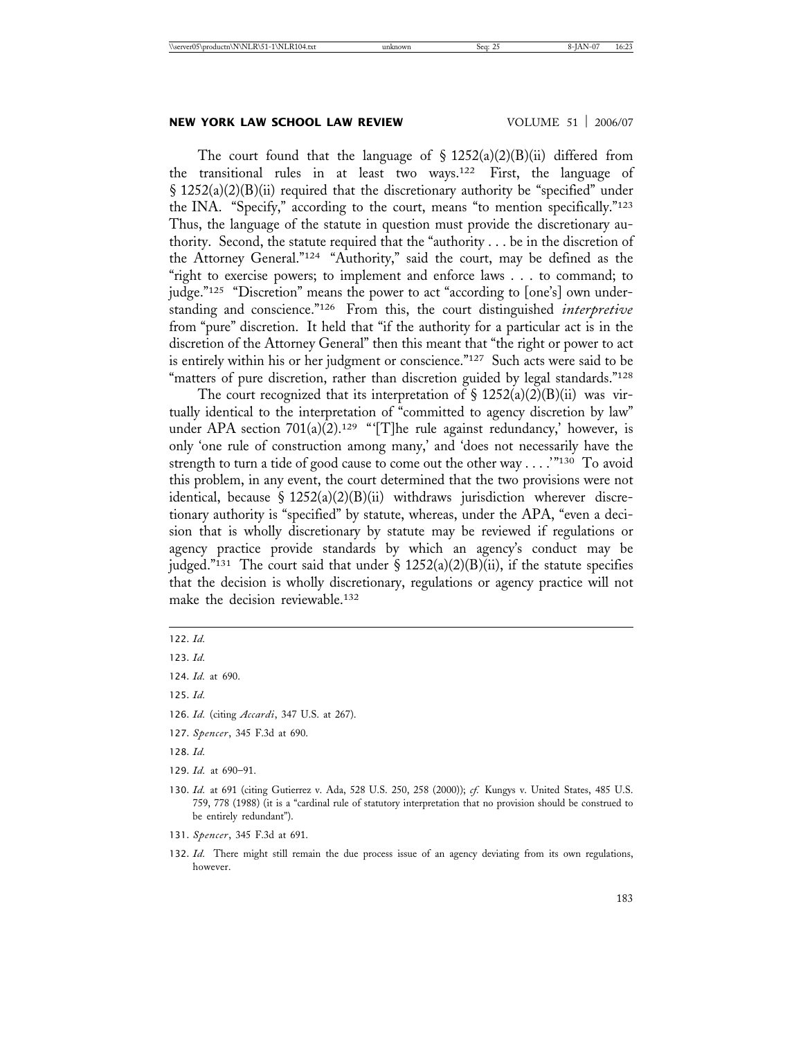The court found that the language of § 1252(a)(2)(B)(ii) differed from the transitional rules in at least two ways.[122] First, the language of § 1252(a)(2)(B)(ii) required that the discretionary authority be "specified" under the INA. "Specify," according to the court, means "to mention specifically."[123] Thus, the language of the statute in question must provide the discretionary authority. Second, the statute required that the "authority . . . be in the discretion of the Attorney General."[124] "Authority," said the court, may be defined as the "right to exercise powers; to implement and enforce laws . . . to command; to judge."[125] "Discretion" means the power to act "according to [one's] own understanding and conscience."[126] From this, the court distinguished *interpretive* from "pure" discretion. It held that "if the authority for a particular act is in the discretion of the Attorney General" then this meant that "the right or power to act is entirely within his or her judgment or conscience."[127] Such acts were said to be "matters of pure discretion, rather than discretion guided by legal standards."[128]

The court recognized that its interpretation of § 1252(a)(2)(B)(ii) was virtually identical to the interpretation of "committed to agency discretion by law" under APA section 701(a)(2).[129] "'[T]he rule against redundancy,' however, is only 'one rule of construction among many,' and 'does not necessarily have the strength to turn a tide of good cause to come out the other way . . . .'"[130] To avoid this problem, in any event, the court determined that the two provisions were not identical, because § 1252(a)(2)(B)(ii) withdraws jurisdiction wherever discretionary authority is "specified" by statute, whereas, under the APA, "even a decision that is wholly discretionary by statute may be reviewed if regulations or agency practice provide standards by which an agency's conduct may be judged."[131] The court said that under § 1252(a)(2)(B)(ii), if the statute specifies that the decision is wholly discretionary, regulations or agency practice will not make the decision reviewable.[132]

---

122. *Id.*

123. *Id.*

124. *Id.* at 690.

125. *Id.*

126. *Id.* (citing *Accardi*, 347 U.S. at 267).

127. *Spencer*, 345 F.3d at 690.

128. *Id.*

129. *Id.* at 690–91.

130. *Id.* at 691 (citing Gutierrez v. Ada, 528 U.S. 250, 258 (2000)); *cf.* Kungys v. United States, 485 U.S. 759, 778 (1988) (it is a "cardinal rule of statutory interpretation that no provision should be construed to be entirely redundant").

131. *Spencer*, 345 F.3d at 691.

132. *Id.* There might still remain the due process issue of an agency deviating from its own regulations, however.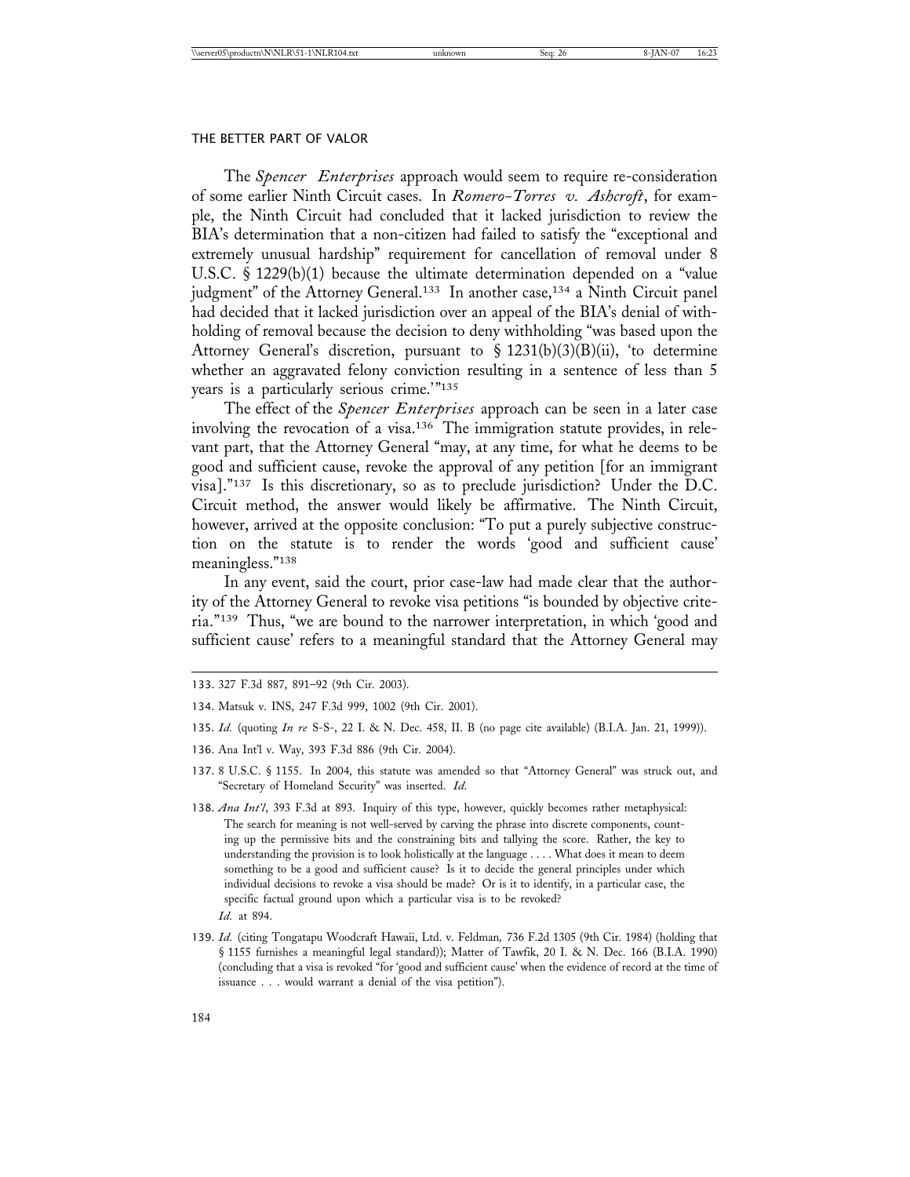The *Spencer Enterprises* approach would seem to require re-consideration of some earlier Ninth Circuit cases. In *Romero-Torres v. Ashcroft*, for example, the Ninth Circuit had concluded that it lacked jurisdiction to review the BIA's determination that a non-citizen had failed to satisfy the "exceptional and extremely unusual hardship" requirement for cancellation of removal under 8 U.S.C. § 1229(b)(1) because the ultimate determination depended on a "value judgment" of the Attorney General.[133] In another case,[134] a Ninth Circuit panel had decided that it lacked jurisdiction over an appeal of the BIA's denial of withholding of removal because the decision to deny withholding "was based upon the Attorney General's discretion, pursuant to § 1231(b)(3)(B)(ii), 'to determine whether an aggravated felony conviction resulting in a sentence of less than 5 years is a particularly serious crime.'"[135]

The effect of the *Spencer Enterprises* approach can be seen in a later case involving the revocation of a visa.[136] The immigration statute provides, in relevant part, that the Attorney General "may, at any time, for what he deems to be good and sufficient cause, revoke the approval of any petition [for an immigrant visa]."[137] Is this discretionary, so as to preclude jurisdiction? Under the D.C. Circuit method, the answer would likely be affirmative. The Ninth Circuit, however, arrived at the opposite conclusion: "To put a purely subjective construction on the statute is to render the words 'good and sufficient cause' meaningless."[138]

In any event, said the court, prior case-law had made clear that the authority of the Attorney General to revoke visa petitions "is bounded by objective criteria."[139] Thus, "we are bound to the narrower interpretation, in which 'good and sufficient cause' refers to a meaningful standard that the Attorney General may

---

133. 327 F.3d 887, 891–92 (9th Cir. 2003).

134. Matsuk v. INS, 247 F.3d 999, 1002 (9th Cir. 2001).

135. *Id.* (quoting *In re* S-S-, 22 I. & N. Dec. 458, II. B (no page cite available) (B.I.A. Jan. 21, 1999)).

136. Ana Int'l v. Way, 393 F.3d 886 (9th Cir. 2004).

137. 8 U.S.C. § 1155. In 2004, this statute was amended so that "Attorney General" was struck out, and "Secretary of Homeland Security" was inserted. *Id.*

138. *Ana Int'l*, 393 F.3d at 893. Inquiry of this type, however, quickly becomes rather metaphysical:

> The search for meaning is not well-served by carving the phrase into discrete components, counting up the permissive bits and the constraining bits and tallying the score. Rather, the key to understanding the provision is to look holistically at the language . . . . What does it mean to deem something to be a good and sufficient cause? Is it to decide the general principles under which individual decisions to revoke a visa should be made? Or is it to identify, in a particular case, the specific factual ground upon which a particular visa is to be revoked?

*Id.* at 894.

139. *Id.* (citing Tongatapu Woodcraft Hawaii, Ltd. v. Feldman, 736 F.2d 1305 (9th Cir. 1984) (holding that § 1155 furnishes a meaningful legal standard)); Matter of Tawfik, 20 I. & N. Dec. 166 (B.I.A. 1990) (concluding that a visa is revoked "for 'good and sufficient cause' when the evidence of record at the time of issuance . . . would warrant a denial of the visa petition").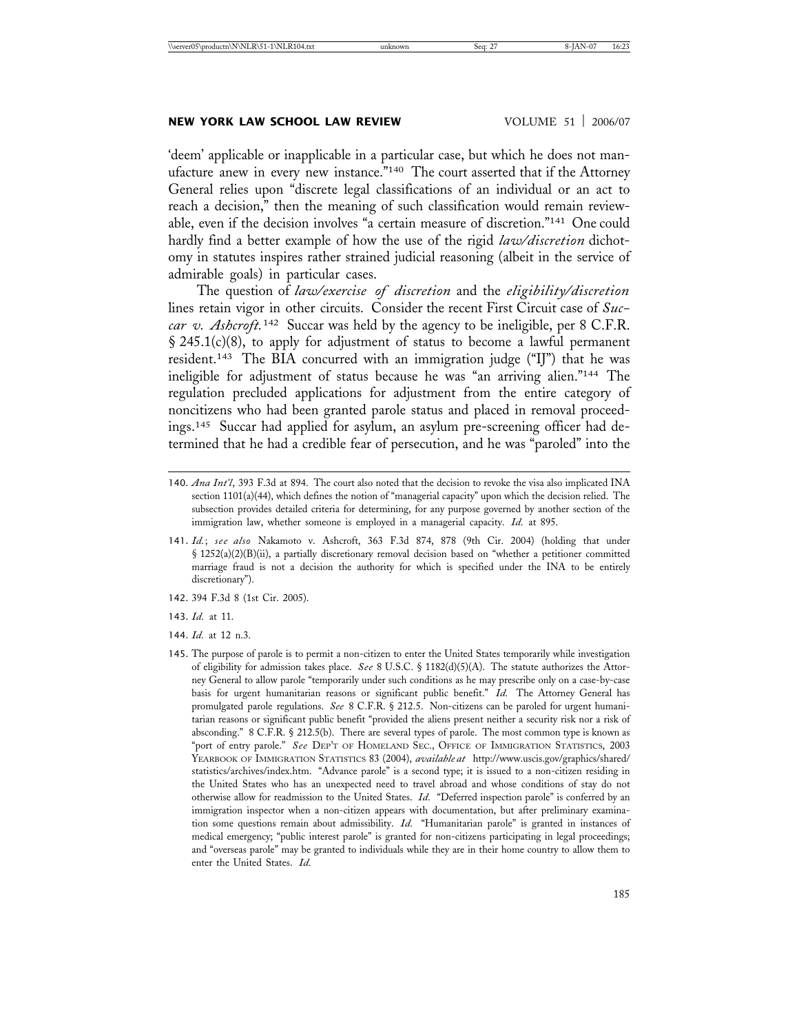'deem' applicable or inapplicable in a particular case, but which he does not manufacture anew in every new instance."[140] The court asserted that if the Attorney General relies upon "discrete legal classifications of an individual or an act to reach a decision," then the meaning of such classification would remain reviewable, even if the decision involves "a certain measure of discretion."[141] One could hardly find a better example of how the use of the rigid *law/discretion* dichotomy in statutes inspires rather strained judicial reasoning (albeit in the service of admirable goals) in particular cases.

The question of *law/exercise of discretion* and the *eligibility/discretion* lines retain vigor in other circuits. Consider the recent First Circuit case of *Succar v. Ashcroft.*[142] Succar was held by the agency to be ineligible, per 8 C.F.R. § 245.1(c)(8), to apply for adjustment of status to become a lawful permanent resident.[143] The BIA concurred with an immigration judge ("IJ") that he was ineligible for adjustment of status because he was "an arriving alien."[144] The regulation precluded applications for adjustment from the entire category of noncitizens who had been granted parole status and placed in removal proceedings.[145] Succar had applied for asylum, an asylum pre-screening officer had determined that he had a credible fear of persecution, and he was "paroled" into the

---

140. *Ana Int'l*, 393 F.3d at 894. The court also noted that the decision to revoke the visa also implicated INA section 1101(a)(44), which defines the notion of "managerial capacity" upon which the decision relied. The subsection provides detailed criteria for determining, for any purpose governed by another section of the immigration law, whether someone is employed in a managerial capacity. *Id.* at 895.

141. *Id.*; *see also* Nakamoto v. Ashcroft, 363 F.3d 874, 878 (9th Cir. 2004) (holding that under § 1252(a)(2)(B)(ii), a partially discretionary removal decision based on "whether a petitioner committed marriage fraud is not a decision the authority for which is specified under the INA to be entirely discretionary").

142. 394 F.3d 8 (1st Cir. 2005).

143. *Id.* at 11.

144. *Id.* at 12 n.3.

145. The purpose of parole is to permit a non-citizen to enter the United States temporarily while investigation of eligibility for admission takes place. *See* 8 U.S.C. § 1182(d)(5)(A). The statute authorizes the Attorney General to allow parole "temporarily under such conditions as he may prescribe only on a case-by-case basis for urgent humanitarian reasons or significant public benefit." *Id.* The Attorney General has promulgated parole regulations. *See* 8 C.F.R. § 212.5. Non-citizens can be paroled for urgent humanitarian reasons or significant public benefit "provided the aliens present neither a security risk nor a risk of absconding." 8 C.F.R. § 212.5(b). There are several types of parole. The most common type is known as "port of entry parole." *See* DEP'T OF HOMELAND SEC., OFFICE OF IMMIGRATION STATISTICS, 2003 YEARBOOK OF IMMIGRATION STATISTICS 83 (2004), *available at* http://www.uscis.gov/graphics/shared/statistics/archives/index.htm. "Advance parole" is a second type; it is issued to a non-citizen residing in the United States who has an unexpected need to travel abroad and whose conditions of stay do not otherwise allow for readmission to the United States. *Id.* "Deferred inspection parole" is conferred by an immigration inspector when a non-citizen appears with documentation, but after preliminary examination some questions remain about admissibility. *Id.* "Humanitarian parole" is granted in instances of medical emergency; "public interest parole" is granted for non-citizens participating in legal proceedings; and "overseas parole" may be granted to individuals while they are in their home country to allow them to enter the United States. *Id.*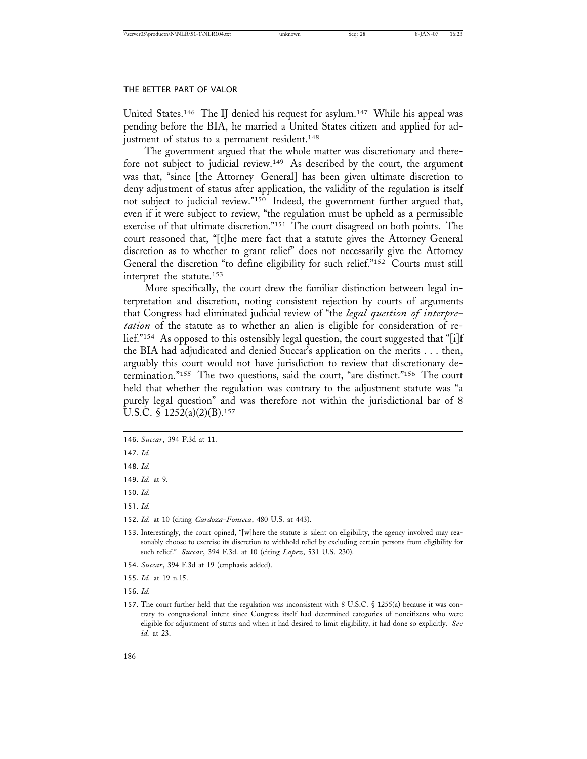United States.[146] The IJ denied his request for asylum.[147] While his appeal was pending before the BIA, he married a United States citizen and applied for adjustment of status to a permanent resident.[148]

The government argued that the whole matter was discretionary and therefore not subject to judicial review.[149] As described by the court, the argument was that, "since [the Attorney General] has been given ultimate discretion to deny adjustment of status after application, the validity of the regulation is itself not subject to judicial review."[150] Indeed, the government further argued that, even if it were subject to review, "the regulation must be upheld as a permissible exercise of that ultimate discretion."[151] The court disagreed on both points. The court reasoned that, "[t]he mere fact that a statute gives the Attorney General discretion as to whether to grant relief" does not necessarily give the Attorney General the discretion "to define eligibility for such relief."[152] Courts must still interpret the statute.[153]

More specifically, the court drew the familiar distinction between legal interpretation and discretion, noting consistent rejection by courts of arguments that Congress had eliminated judicial review of "the *legal question of interpretation* of the statute as to whether an alien is eligible for consideration of relief."[154] As opposed to this ostensibly legal question, the court suggested that "[i]f the BIA had adjudicated and denied Succar's application on the merits . . . then, arguably this court would not have jurisdiction to review that discretionary determination."[155] The two questions, said the court, "are distinct."[156] The court held that whether the regulation was contrary to the adjustment statute was "a purely legal question" and was therefore not within the jurisdictional bar of 8 U.S.C. § 1252(a)(2)(B).[157]

---

146. *Succar*, 394 F.3d at 11.

147. *Id.*

148. *Id.*

149. *Id.* at 9.

150. *Id.*

151. *Id.*

152. *Id.* at 10 (citing *Cardoza-Fonseca*, 480 U.S. at 443).

153. Interestingly, the court opined, "[w]here the statute is silent on eligibility, the agency involved may reasonably choose to exercise its discretion to withhold relief by excluding certain persons from eligibility for such relief." *Succar*, 394 F.3d. at 10 (citing *Lopez*, 531 U.S. 230).

154. *Succar*, 394 F.3d at 19 (emphasis added).

155. *Id.* at 19 n.15.

156. *Id.*

157. The court further held that the regulation was inconsistent with 8 U.S.C. § 1255(a) because it was contrary to congressional intent since Congress itself had determined categories of noncitizens who were eligible for adjustment of status and when it had desired to limit eligibility, it had done so explicitly. *See id.* at 23.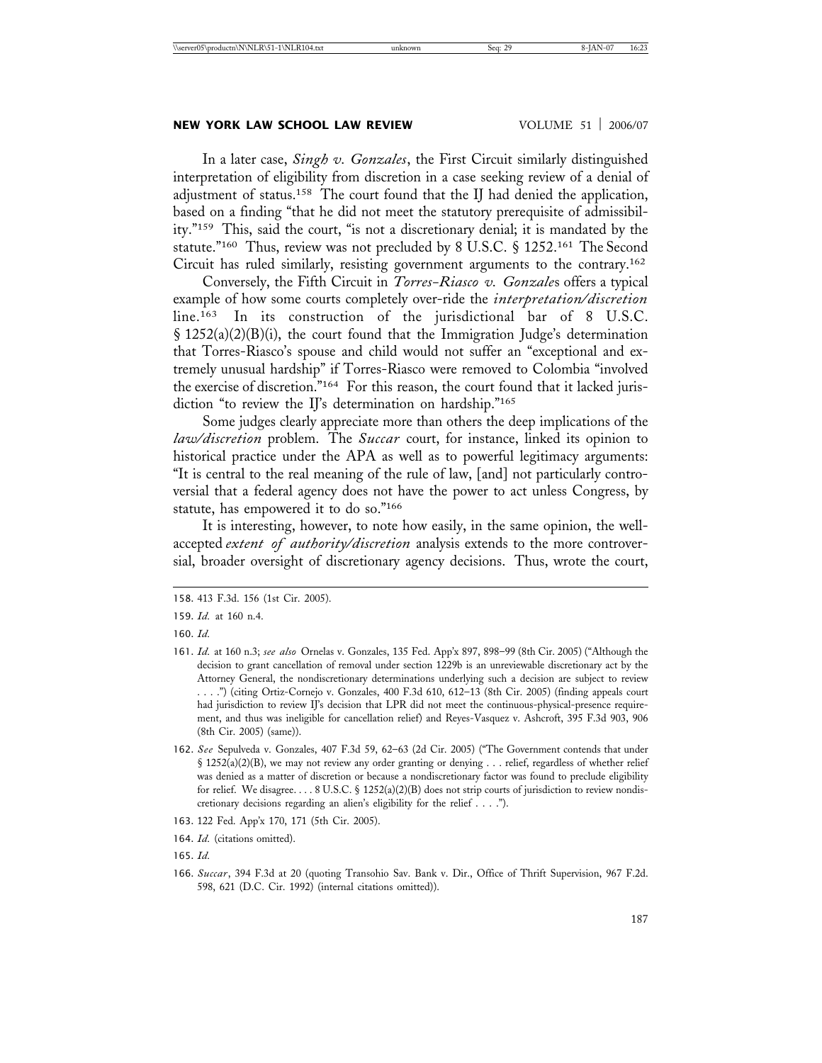In a later case, *Singh v. Gonzales*, the First Circuit similarly distinguished interpretation of eligibility from discretion in a case seeking review of a denial of adjustment of status.[158] The court found that the IJ had denied the application, based on a finding "that he did not meet the statutory prerequisite of admissibility."[159] This, said the court, "is not a discretionary denial; it is mandated by the statute."[160] Thus, review was not precluded by 8 U.S.C. § 1252.[161] The Second Circuit has ruled similarly, resisting government arguments to the contrary.[162]

Conversely, the Fifth Circuit in *Torres-Riasco v. Gonzales* offers a typical example of how some courts completely over-ride the *interpretation/discretion* line.[163] In its construction of the jurisdictional bar of 8 U.S.C. § 1252(a)(2)(B)(i), the court found that the Immigration Judge's determination that Torres-Riasco's spouse and child would not suffer an "exceptional and extremely unusual hardship" if Torres-Riasco were removed to Colombia "involved the exercise of discretion."[164] For this reason, the court found that it lacked jurisdiction "to review the IJ's determination on hardship."[165]

Some judges clearly appreciate more than others the deep implications of the *law/discretion* problem. The *Succar* court, for instance, linked its opinion to historical practice under the APA as well as to powerful legitimacy arguments: "It is central to the real meaning of the rule of law, [and] not particularly controversial that a federal agency does not have the power to act unless Congress, by statute, has empowered it to do so."[166]

It is interesting, however, to note how easily, in the same opinion, the well-accepted *extent of authority/discretion* analysis extends to the more controversial, broader oversight of discretionary agency decisions. Thus, wrote the court,

---

158. 413 F.3d. 156 (1st Cir. 2005).

159. *Id.* at 160 n.4.

160. *Id.*

161. *Id.* at 160 n.3; *see also* Ornelas v. Gonzales, 135 Fed. App'x 897, 898–99 (8th Cir. 2005) ("Although the decision to grant cancellation of removal under section 1229b is an unreviewable discretionary act by the Attorney General, the nondiscretionary determinations underlying such a decision are subject to review . . . .") (citing Ortiz-Cornejo v. Gonzales, 400 F.3d 610, 612–13 (8th Cir. 2005) (finding appeals court had jurisdiction to review IJ's decision that LPR did not meet the continuous-physical-presence requirement, and thus was ineligible for cancellation relief) and Reyes-Vasquez v. Ashcroft, 395 F.3d 903, 906 (8th Cir. 2005) (same)).

162. *See* Sepulveda v. Gonzales, 407 F.3d 59, 62–63 (2d Cir. 2005) ("The Government contends that under § 1252(a)(2)(B), we may not review any order granting or denying . . . relief, regardless of whether relief was denied as a matter of discretion or because a nondiscretionary factor was found to preclude eligibility for relief. We disagree. . . . 8 U.S.C. § 1252(a)(2)(B) does not strip courts of jurisdiction to review nondiscretionary decisions regarding an alien's eligibility for the relief . . . .").

163. 122 Fed. App'x 170, 171 (5th Cir. 2005).

164. *Id.* (citations omitted).

165. *Id.*

166. *Succar*, 394 F.3d at 20 (quoting Transohio Sav. Bank v. Dir., Office of Thrift Supervision, 967 F.2d. 598, 621 (D.C. Cir. 1992) (internal citations omitted)).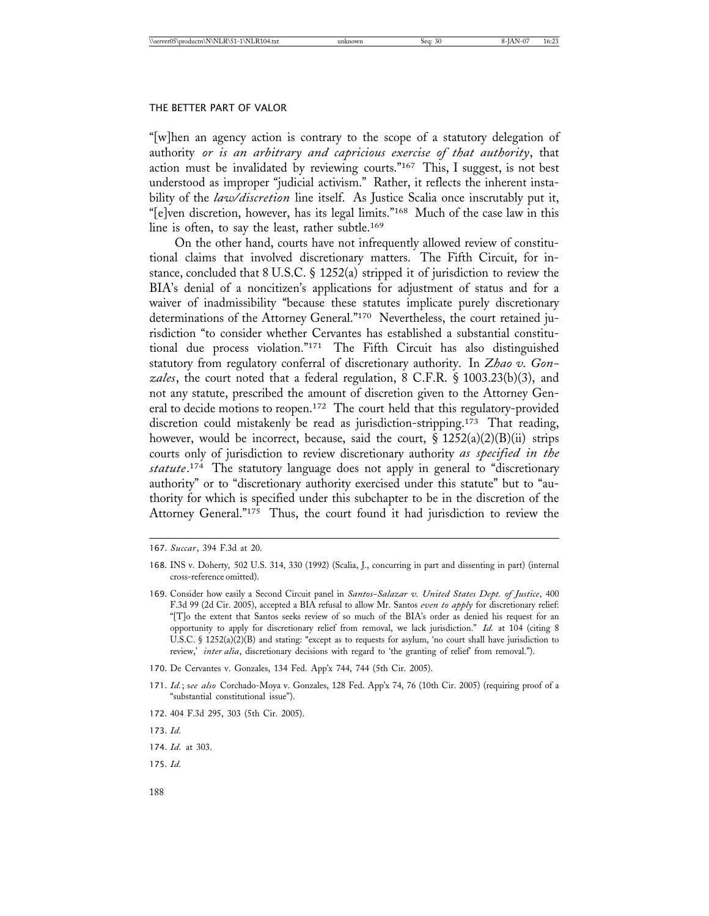"[w]hen an agency action is contrary to the scope of a statutory delegation of authority *or is an arbitrary and capricious exercise of that authority*, that action must be invalidated by reviewing courts."[167] This, I suggest, is not best understood as improper "judicial activism." Rather, it reflects the inherent instability of the *law/discretion* line itself. As Justice Scalia once inscrutably put it, "[e]ven discretion, however, has its legal limits."[168] Much of the case law in this line is often, to say the least, rather subtle.[169]

On the other hand, courts have not infrequently allowed review of constitutional claims that involved discretionary matters. The Fifth Circuit, for instance, concluded that 8 U.S.C. § 1252(a) stripped it of jurisdiction to review the BIA's denial of a noncitizen's applications for adjustment of status and for a waiver of inadmissibility "because these statutes implicate purely discretionary determinations of the Attorney General."[170] Nevertheless, the court retained jurisdiction "to consider whether Cervantes has established a substantial constitutional due process violation."[171] The Fifth Circuit has also distinguished statutory from regulatory conferral of discretionary authority. In *Zhao v. Gonzales*, the court noted that a federal regulation, 8 C.F.R. § 1003.23(b)(3), and not any statute, prescribed the amount of discretion given to the Attorney General to decide motions to reopen.[172] The court held that this regulatory-provided discretion could mistakenly be read as jurisdiction-stripping.[173] That reading, however, would be incorrect, because, said the court, § 1252(a)(2)(B)(ii) strips courts only of jurisdiction to review discretionary authority *as specified in the statute*.[174] The statutory language does not apply in general to "discretionary authority" or to "discretionary authority exercised under this statute" but to "authority for which is specified under this subchapter to be in the discretion of the Attorney General."[175] Thus, the court found it had jurisdiction to review the

---

167. *Succar*, 394 F.3d at 20.

168. INS v. Doherty, 502 U.S. 314, 330 (1992) (Scalia, J., concurring in part and dissenting in part) (internal cross-reference omitted).

169. Consider how easily a Second Circuit panel in *Santos-Salazar v. United States Dept. of Justice*, 400 F.3d 99 (2d Cir. 2005), accepted a BIA refusal to allow Mr. Santos *even to apply* for discretionary relief: "[T]o the extent that Santos seeks review of so much of the BIA's order as denied his request for an opportunity to apply for discretionary relief from removal, we lack jurisdiction." *Id.* at 104 (citing 8 U.S.C. § 1252(a)(2)(B) and stating: "except as to requests for asylum, 'no court shall have jurisdiction to review,' *inter alia*, discretionary decisions with regard to 'the granting of relief' from removal.").

170. De Cervantes v. Gonzales, 134 Fed. App'x 744, 744 (5th Cir. 2005).

171. *Id.*; s*ee also* Corchado-Moya v. Gonzales, 128 Fed. App'x 74, 76 (10th Cir. 2005) (requiring proof of a "substantial constitutional issue").

172. 404 F.3d 295, 303 (5th Cir. 2005).

173. *Id.*

174. *Id.* at 303.

175. *Id.*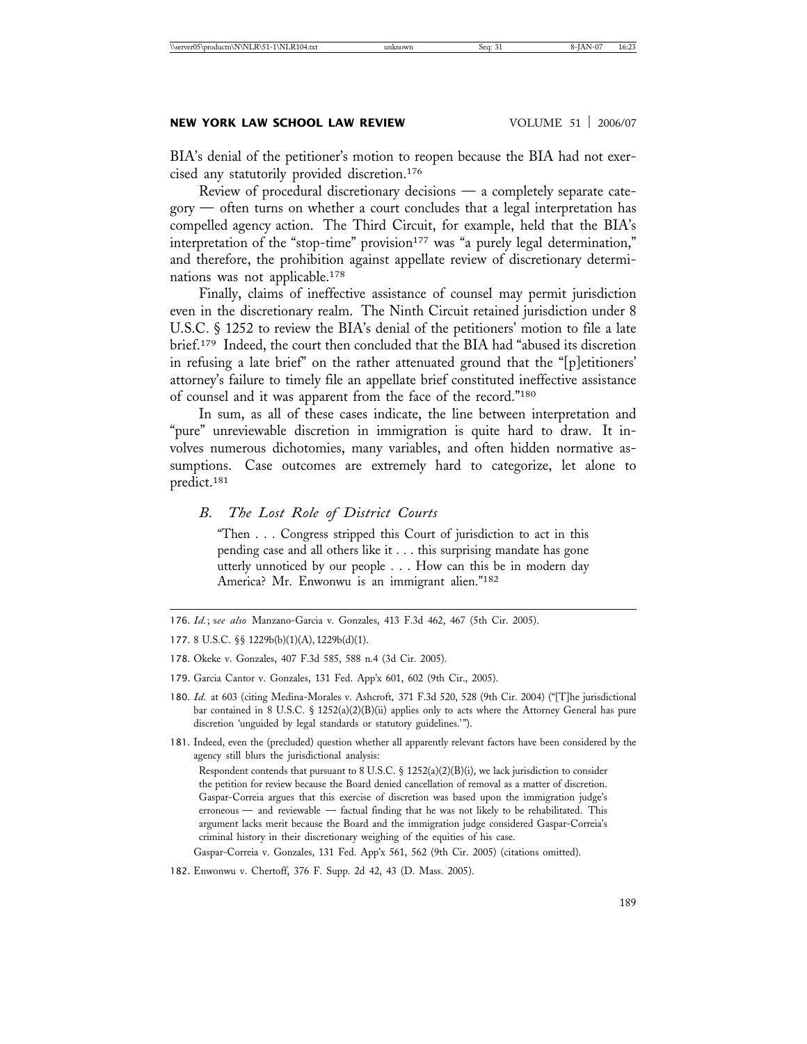BIA's denial of the petitioner's motion to reopen because the BIA had not exercised any statutorily provided discretion.[176]

Review of procedural discretionary decisions — a completely separate category — often turns on whether a court concludes that a legal interpretation has compelled agency action. The Third Circuit, for example, held that the BIA's interpretation of the "stop-time" provision[177] was "a purely legal determination," and therefore, the prohibition against appellate review of discretionary determinations was not applicable.[178]

Finally, claims of ineffective assistance of counsel may permit jurisdiction even in the discretionary realm. The Ninth Circuit retained jurisdiction under 8 U.S.C. § 1252 to review the BIA's denial of the petitioners' motion to file a late brief.[179] Indeed, the court then concluded that the BIA had "abused its discretion in refusing a late brief" on the rather attenuated ground that the "[p]etitioners' attorney's failure to timely file an appellate brief constituted ineffective assistance of counsel and it was apparent from the face of the record."[180]

In sum, as all of these cases indicate, the line between interpretation and "pure" unreviewable discretion in immigration is quite hard to draw. It involves numerous dichotomies, many variables, and often hidden normative assumptions. Case outcomes are extremely hard to categorize, let alone to predict.[181]

### *B. The Lost Role of District Courts*

> "Then . . . Congress stripped this Court of jurisdiction to act in this pending case and all others like it . . . this surprising mandate has gone utterly unnoticed by our people . . . How can this be in modern day America? Mr. Enwonwu is an immigrant alien."[182]

---

176. *Id.*; s*ee also* Manzano-Garcia v. Gonzales, 413 F.3d 462, 467 (5th Cir. 2005).

177. 8 U.S.C. §§ 1229b(b)(1)(A), 1229b(d)(1).

178. Okeke v. Gonzales, 407 F.3d 585, 588 n.4 (3d Cir. 2005).

179. Garcia Cantor v. Gonzales, 131 Fed. App'x 601, 602 (9th Cir., 2005).

180. *Id.* at 603 (citing Medina-Morales v. Ashcroft, 371 F.3d 520, 528 (9th Cir. 2004) ("[T]he jurisdictional bar contained in 8 U.S.C. § 1252(a)(2)(B)(ii) applies only to acts where the Attorney General has pure discretion 'unguided by legal standards or statutory guidelines.'").

181. Indeed, even the (precluded) question whether all apparently relevant factors have been considered by the agency still blurs the jurisdictional analysis:

> Respondent contends that pursuant to 8 U.S.C. § 1252(a)(2)(B)(i), we lack jurisdiction to consider the petition for review because the Board denied cancellation of removal as a matter of discretion. Gaspar-Correia argues that this exercise of discretion was based upon the immigration judge's erroneous — and reviewable — factual finding that he was not likely to be rehabilitated. This argument lacks merit because the Board and the immigration judge considered Gaspar-Correia's criminal history in their discretionary weighing of the equities of his case.

Gaspar-Correia v. Gonzales, 131 Fed. App'x 561, 562 (9th Cir. 2005) (citations omitted).

182. Enwonwu v. Chertoff, 376 F. Supp. 2d 42, 43 (D. Mass. 2005).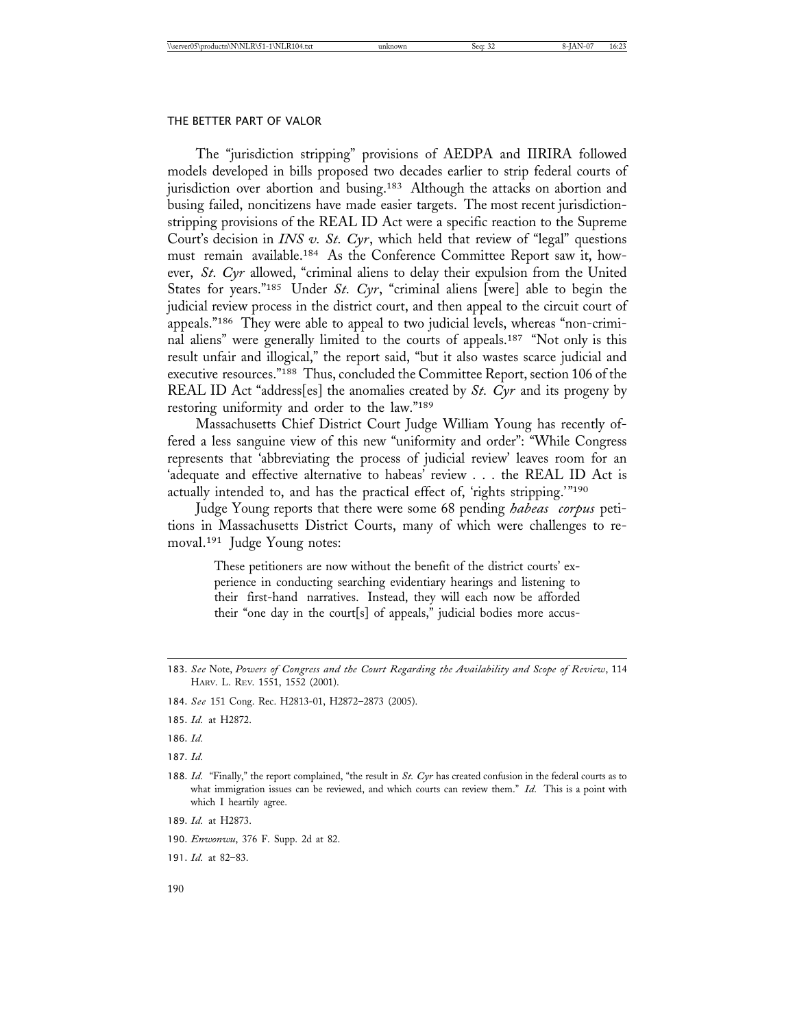The "jurisdiction stripping" provisions of AEDPA and IIRIRA followed models developed in bills proposed two decades earlier to strip federal courts of jurisdiction over abortion and busing.[183] Although the attacks on abortion and busing failed, noncitizens have made easier targets. The most recent jurisdiction-stripping provisions of the REAL ID Act were a specific reaction to the Supreme Court's decision in ***INS v. St. Cyr***, which held that review of "legal" questions must remain available.[184] As the Conference Committee Report saw it, however, ***St. Cyr*** allowed, "criminal aliens to delay their expulsion from the United States for years."[185] Under ***St. Cyr***, "criminal aliens [were] able to begin the judicial review process in the district court, and then appeal to the circuit court of appeals."[186] They were able to appeal to two judicial levels, whereas "non-criminal aliens" were generally limited to the courts of appeals.[187] "Not only is this result unfair and illogical," the report said, "but it also wastes scarce judicial and executive resources."[188] Thus, concluded the Committee Report, section 106 of the REAL ID Act "address[es] the anomalies created by ***St. Cyr*** and its progeny by restoring uniformity and order to the law."[189]

Massachusetts Chief District Court Judge William Young has recently offered a less sanguine view of this new "uniformity and order": "While Congress represents that 'abbreviating the process of judicial review' leaves room for an 'adequate and effective alternative to habeas' review . . . the REAL ID Act is actually intended to, and has the practical effect of, 'rights stripping.'"[190]

Judge Young reports that there were some 68 pending *habeas corpus* petitions in Massachusetts District Courts, many of which were challenges to removal.[191] Judge Young notes:

> These petitioners are now without the benefit of the district courts' experience in conducting searching evidentiary hearings and listening to their first-hand narratives. Instead, they will each now be afforded their "one day in the court[s] of appeals," judicial bodies more accus-

---

183. *See* Note, *Powers of Congress and the Court Regarding the Availability and Scope of Review*, 114 HARV. L. REV. 1551, 1552 (2001).

184. *See* 151 Cong. Rec. H2813-01, H2872–2873 (2005).

185. *Id.* at H2872.

186. *Id.*

187. *Id.*

188. *Id.* "Finally," the report complained, "the result in *St. Cyr* has created confusion in the federal courts as to what immigration issues can be reviewed, and which courts can review them." *Id.* This is a point with which I heartily agree.

189. *Id.* at H2873.

190. *Enwonwu*, 376 F. Supp. 2d at 82.

191. *Id.* at 82–83.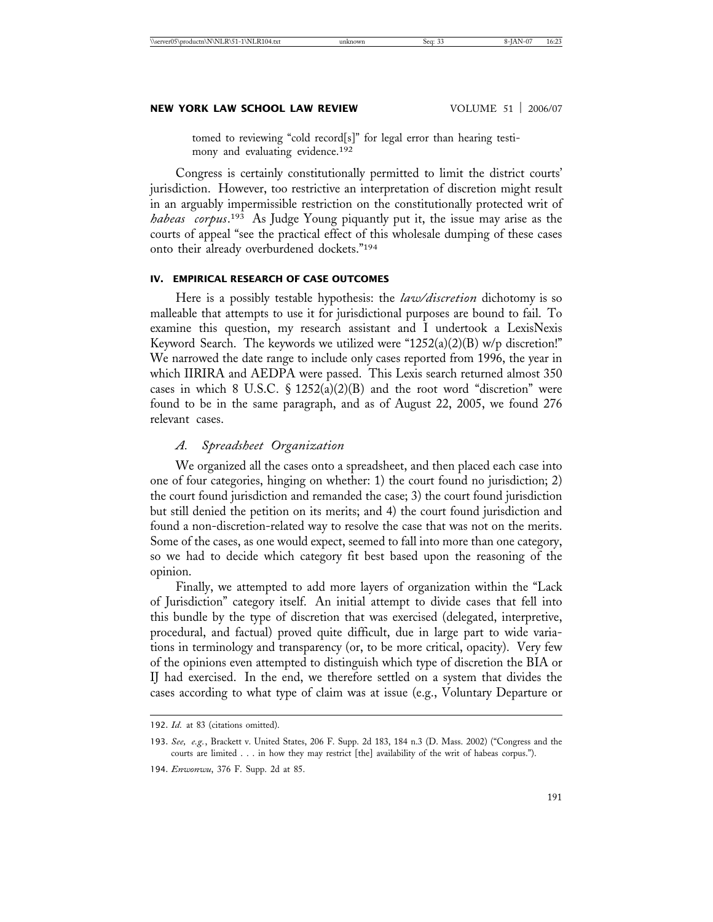tomed to reviewing "cold record[s]" for legal error than hearing testimony and evaluating evidence.[192]

Congress is certainly constitutionally permitted to limit the district courts' jurisdiction. However, too restrictive an interpretation of discretion might result in an arguably impermissible restriction on the constitutionally protected writ of *habeas corpus*.[193] As Judge Young piquantly put it, the issue may arise as the courts of appeal "see the practical effect of this wholesale dumping of these cases onto their already overburdened dockets."[194]

## IV. EMPIRICAL RESEARCH OF CASE OUTCOMES

Here is a possibly testable hypothesis: the *law/discretion* dichotomy is so malleable that attempts to use it for jurisdictional purposes are bound to fail. To examine this question, my research assistant and I undertook a LexisNexis Keyword Search. The keywords we utilized were "1252(a)(2)(B) w/p discretion!" We narrowed the date range to include only cases reported from 1996, the year in which IIRIRA and AEDPA were passed. This Lexis search returned almost 350 cases in which 8 U.S.C. § 1252(a)(2)(B) and the root word "discretion" were found to be in the same paragraph, and as of August 22, 2005, we found 276 relevant cases.

### *A. Spreadsheet Organization*

We organized all the cases onto a spreadsheet, and then placed each case into one of four categories, hinging on whether: 1) the court found no jurisdiction; 2) the court found jurisdiction and remanded the case; 3) the court found jurisdiction but still denied the petition on its merits; and 4) the court found jurisdiction and found a non-discretion-related way to resolve the case that was not on the merits. Some of the cases, as one would expect, seemed to fall into more than one category, so we had to decide which category fit best based upon the reasoning of the opinion.

Finally, we attempted to add more layers of organization within the "Lack of Jurisdiction" category itself. An initial attempt to divide cases that fell into this bundle by the type of discretion that was exercised (delegated, interpretive, procedural, and factual) proved quite difficult, due in large part to wide variations in terminology and transparency (or, to be more critical, opacity). Very few of the opinions even attempted to distinguish which type of discretion the BIA or IJ had exercised. In the end, we therefore settled on a system that divides the cases according to what type of claim was at issue (e.g., Voluntary Departure or

---

192. *Id.* at 83 (citations omitted).

193. *See, e.g.*, Brackett v. United States, 206 F. Supp. 2d 183, 184 n.3 (D. Mass. 2002) ("Congress and the courts are limited . . . in how they may restrict [the] availability of the writ of habeas corpus.").

194. *Enwonwu*, 376 F. Supp. 2d at 85.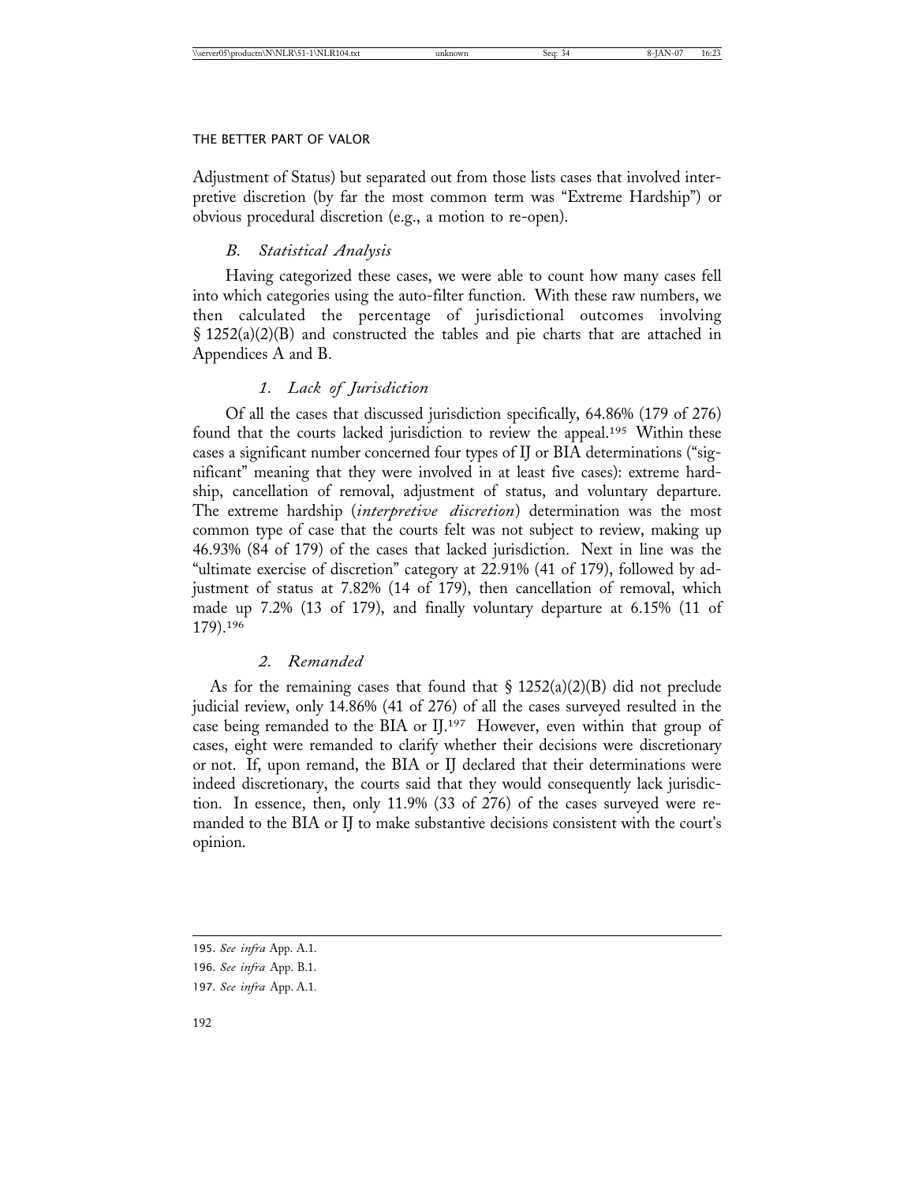Adjustment of Status) but separated out from those lists cases that involved interpretive discretion (by far the most common term was "Extreme Hardship") or obvious procedural discretion (e.g., a motion to re-open).

### *B. Statistical Analysis*

Having categorized these cases, we were able to count how many cases fell into which categories using the auto-filter function. With these raw numbers, we then calculated the percentage of jurisdictional outcomes involving § 1252(a)(2)(B) and constructed the tables and pie charts that are attached in Appendices A and B.

#### *1. Lack of Jurisdiction*

Of all the cases that discussed jurisdiction specifically, 64.86% (179 of 276) found that the courts lacked jurisdiction to review the appeal.[195] Within these cases a significant number concerned four types of IJ or BIA determinations ("significant" meaning that they were involved in at least five cases): extreme hardship, cancellation of removal, adjustment of status, and voluntary departure. The extreme hardship (*interpretive discretion*) determination was the most common type of case that the courts felt was not subject to review, making up 46.93% (84 of 179) of the cases that lacked jurisdiction. Next in line was the "ultimate exercise of discretion" category at 22.91% (41 of 179), followed by adjustment of status at 7.82% (14 of 179), then cancellation of removal, which made up 7.2% (13 of 179), and finally voluntary departure at 6.15% (11 of 179).[196]

#### *2. Remanded*

As for the remaining cases that found that § 1252(a)(2)(B) did not preclude judicial review, only 14.86% (41 of 276) of all the cases surveyed resulted in the case being remanded to the BIA or IJ.[197] However, even within that group of cases, eight were remanded to clarify whether their decisions were discretionary or not. If, upon remand, the BIA or IJ declared that their determinations were indeed discretionary, the courts said that they would consequently lack jurisdiction. In essence, then, only 11.9% (33 of 276) of the cases surveyed were remanded to the BIA or IJ to make substantive decisions consistent with the court's opinion.

---

195. *See infra* App. A.1.

196. *See infra* App. B.1.

197. *See infra* App. A.1.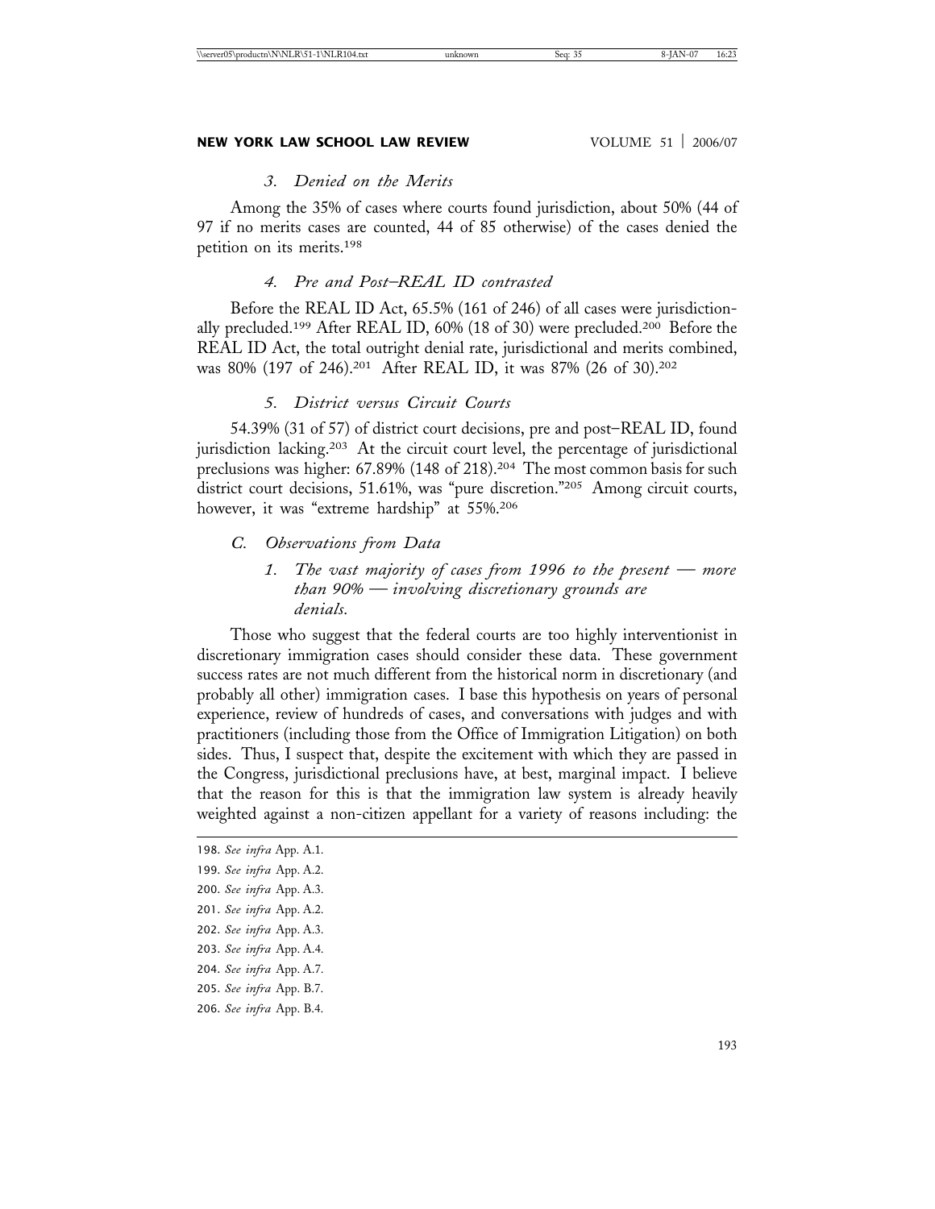### *3. Denied on the Merits*

Among the 35% of cases where courts found jurisdiction, about 50% (44 of 97 if no merits cases are counted, 44 of 85 otherwise) of the cases denied the petition on its merits.[198]

### *4. Pre and Post–REAL ID contrasted*

Before the REAL ID Act, 65.5% (161 of 246) of all cases were jurisdictionally precluded.[199] After REAL ID, 60% (18 of 30) were precluded.[200] Before the REAL ID Act, the total outright denial rate, jurisdictional and merits combined, was 80% (197 of 246).[201] After REAL ID, it was 87% (26 of 30).[202]

### *5. District versus Circuit Courts*

54.39% (31 of 57) of district court decisions, pre and post–REAL ID, found jurisdiction lacking.[203] At the circuit court level, the percentage of jurisdictional preclusions was higher: 67.89% (148 of 218).[204] The most common basis for such district court decisions, 51.61%, was "pure discretion."[205] Among circuit courts, however, it was "extreme hardship" at 55%.[206]

## *C. Observations from Data*

### *1. The vast majority of cases from 1996 to the present — more than 90% — involving discretionary grounds are denials.*

Those who suggest that the federal courts are too highly interventionist in discretionary immigration cases should consider these data. These government success rates are not much different from the historical norm in discretionary (and probably all other) immigration cases. I base this hypothesis on years of personal experience, review of hundreds of cases, and conversations with judges and with practitioners (including those from the Office of Immigration Litigation) on both sides. Thus, I suspect that, despite the excitement with which they are passed in the Congress, jurisdictional preclusions have, at best, marginal impact. I believe that the reason for this is that the immigration law system is already heavily weighted against a non-citizen appellant for a variety of reasons including: the

---

198. *See infra* App. A.1.

199. *See infra* App. A.2.

200. *See infra* App. A.3.

201. *See infra* App. A.2.

202. *See infra* App. A.3.

203. *See infra* App. A.4.

204. *See infra* App. A.7.

205. *See infra* App. B.7.

206. *See infra* App. B.4.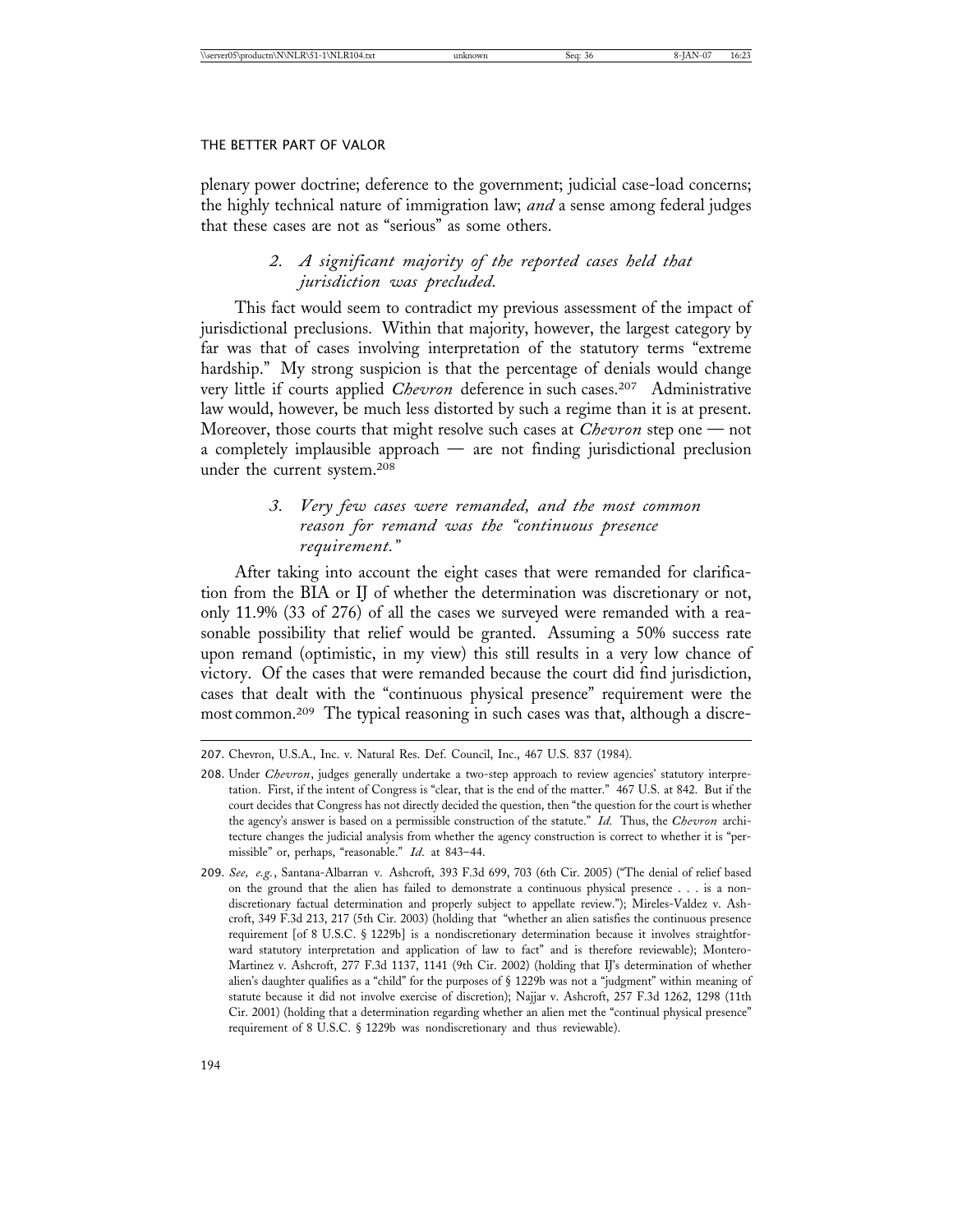plenary power doctrine; deference to the government; judicial case-load concerns; the highly technical nature of immigration law; *and* a sense among federal judges that these cases are not as "serious" as some others.

### *2. A significant majority of the reported cases held that jurisdiction was precluded.*

This fact would seem to contradict my previous assessment of the impact of jurisdictional preclusions. Within that majority, however, the largest category by far was that of cases involving interpretation of the statutory terms "extreme hardship." My strong suspicion is that the percentage of denials would change very little if courts applied *Chevron* deference in such cases.[207] Administrative law would, however, be much less distorted by such a regime than it is at present. Moreover, those courts that might resolve such cases at *Chevron* step one — not a completely implausible approach — are not finding jurisdictional preclusion under the current system.[208]

### *3. Very few cases were remanded, and the most common reason for remand was the "continuous presence requirement."*

After taking into account the eight cases that were remanded for clarification from the BIA or IJ of whether the determination was discretionary or not, only 11.9% (33 of 276) of all the cases we surveyed were remanded with a reasonable possibility that relief would be granted. Assuming a 50% success rate upon remand (optimistic, in my view) this still results in a very low chance of victory. Of the cases that were remanded because the court did find jurisdiction, cases that dealt with the "continuous physical presence" requirement were the most common.[209] The typical reasoning in such cases was that, although a discre-

---

207. Chevron, U.S.A., Inc. v. Natural Res. Def. Council, Inc., 467 U.S. 837 (1984).

208. Under *Chevron*, judges generally undertake a two-step approach to review agencies' statutory interpretation. First, if the intent of Congress is "clear, that is the end of the matter." 467 U.S. at 842. But if the court decides that Congress has not directly decided the question, then "the question for the court is whether the agency's answer is based on a permissible construction of the statute." *Id.* Thus, the *Chevron* architecture changes the judicial analysis from whether the agency construction is correct to whether it is "permissible" or, perhaps, "reasonable." *Id.* at 843–44.

209. *See, e.g.*, Santana-Albarran v. Ashcroft, 393 F.3d 699, 703 (6th Cir. 2005) ("The denial of relief based on the ground that the alien has failed to demonstrate a continuous physical presence . . . is a nondiscretionary factual determination and properly subject to appellate review."); Mireles-Valdez v. Ashcroft, 349 F.3d 213, 217 (5th Cir. 2003) (holding that "whether an alien satisfies the continuous presence requirement [of 8 U.S.C. § 1229b] is a nondiscretionary determination because it involves straightforward statutory interpretation and application of law to fact" and is therefore reviewable); Montero-Martinez v. Ashcroft, 277 F.3d 1137, 1141 (9th Cir. 2002) (holding that IJ's determination of whether alien's daughter qualifies as a "child" for the purposes of § 1229b was not a "judgment" within meaning of statute because it did not involve exercise of discretion); Najjar v. Ashcroft, 257 F.3d 1262, 1298 (11th Cir. 2001) (holding that a determination regarding whether an alien met the "continual physical presence" requirement of 8 U.S.C. § 1229b was nondiscretionary and thus reviewable).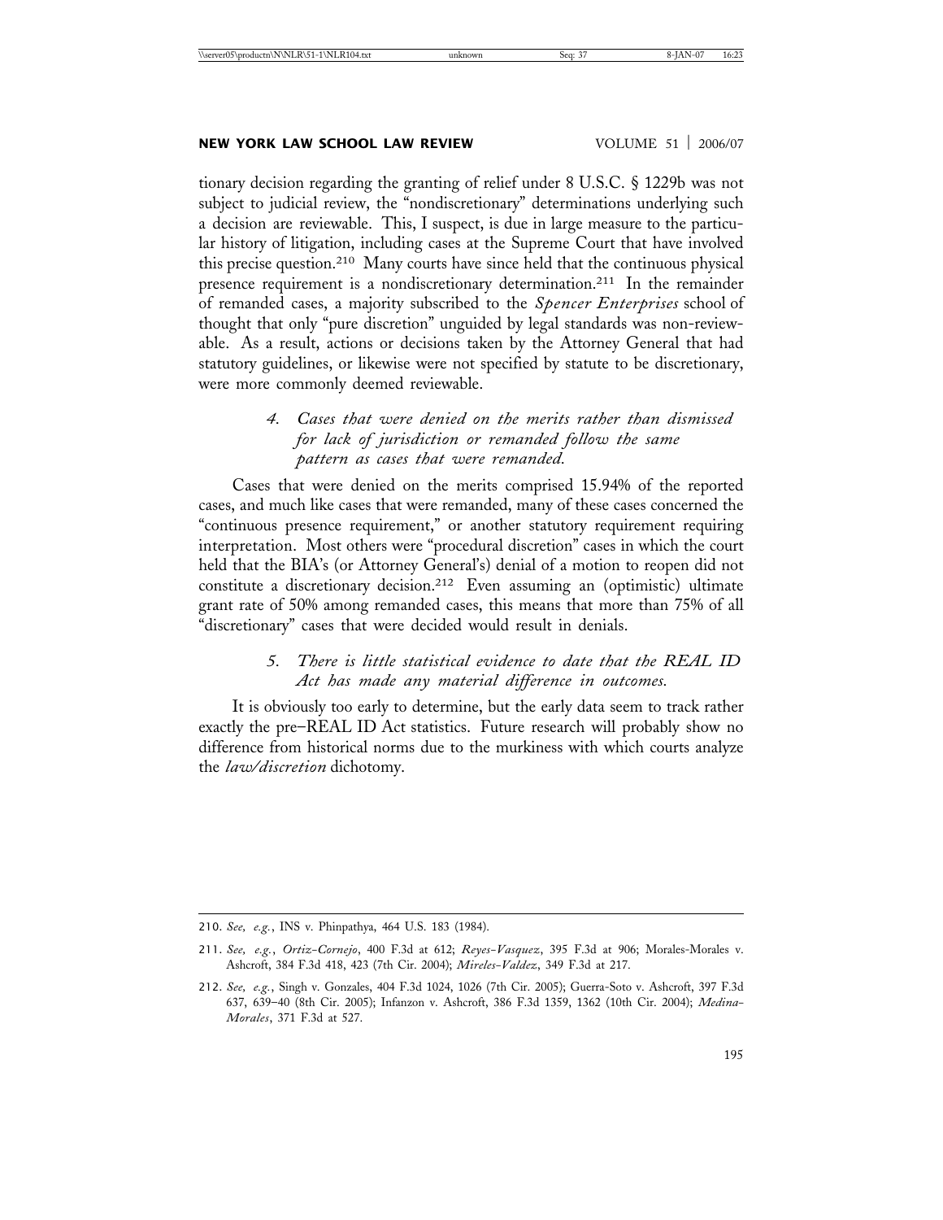tionary decision regarding the granting of relief under 8 U.S.C. § 1229b was not subject to judicial review, the "nondiscretionary" determinations underlying such a decision are reviewable. This, I suspect, is due in large measure to the particular history of litigation, including cases at the Supreme Court that have involved this precise question.[210] Many courts have since held that the continuous physical presence requirement is a nondiscretionary determination.[211] In the remainder of remanded cases, a majority subscribed to the *Spencer Enterprises* school of thought that only "pure discretion" unguided by legal standards was non-reviewable. As a result, actions or decisions taken by the Attorney General that had statutory guidelines, or likewise were not specified by statute to be discretionary, were more commonly deemed reviewable.

#### *4. Cases that were denied on the merits rather than dismissed for lack of jurisdiction or remanded follow the same pattern as cases that were remanded.*

Cases that were denied on the merits comprised 15.94% of the reported cases, and much like cases that were remanded, many of these cases concerned the "continuous presence requirement," or another statutory requirement requiring interpretation. Most others were "procedural discretion" cases in which the court held that the BIA's (or Attorney General's) denial of a motion to reopen did not constitute a discretionary decision.[212] Even assuming an (optimistic) ultimate grant rate of 50% among remanded cases, this means that more than 75% of all "discretionary" cases that were decided would result in denials.

#### *5. There is little statistical evidence to date that the REAL ID Act has made any material difference in outcomes.*

It is obviously too early to determine, but the early data seem to track rather exactly the pre–REAL ID Act statistics. Future research will probably show no difference from historical norms due to the murkiness with which courts analyze the *law/discretion* dichotomy.

---

210. *See, e.g.*, INS v. Phinpathya, 464 U.S. 183 (1984).

211. *See, e.g.*, *Ortiz-Cornejo*, 400 F.3d at 612; *Reyes-Vasquez*, 395 F.3d at 906; Morales-Morales v. Ashcroft, 384 F.3d 418, 423 (7th Cir. 2004); *Mireles-Valdez*, 349 F.3d at 217.

212. *See, e.g.*, Singh v. Gonzales, 404 F.3d 1024, 1026 (7th Cir. 2005); Guerra-Soto v. Ashcroft, 397 F.3d 637, 639–40 (8th Cir. 2005); Infanzon v. Ashcroft, 386 F.3d 1359, 1362 (10th Cir. 2004); *Medina-Morales*, 371 F.3d at 527.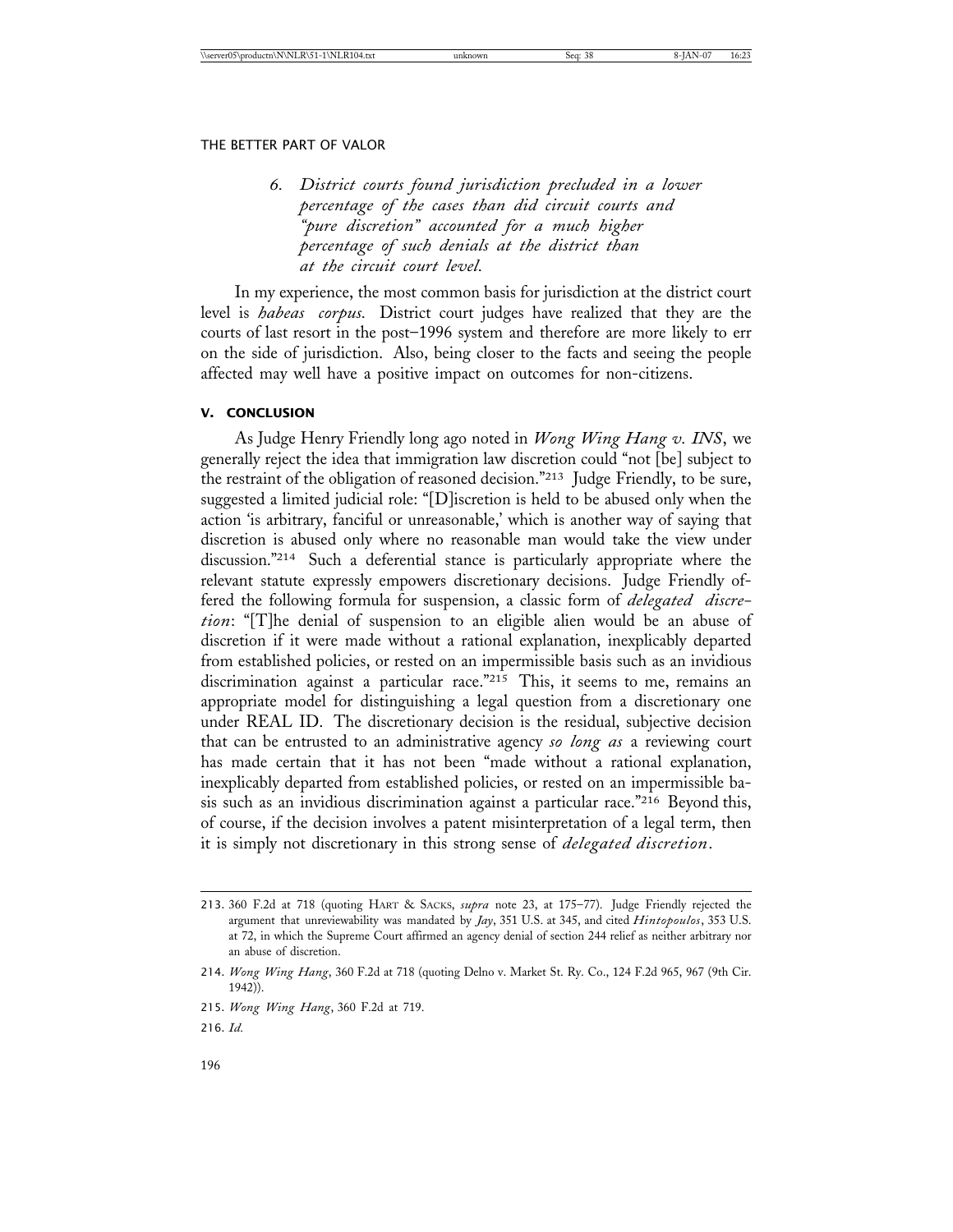*6. District courts found jurisdiction precluded in a lower percentage of the cases than did circuit courts and "pure discretion" accounted for a much higher percentage of such denials at the district than at the circuit court level.*

In my experience, the most common basis for jurisdiction at the district court level is *habeas corpus*. District court judges have realized that they are the courts of last resort in the post–1996 system and therefore are more likely to err on the side of jurisdiction. Also, being closer to the facts and seeing the people affected may well have a positive impact on outcomes for non-citizens.

## V. CONCLUSION

As Judge Henry Friendly long ago noted in *Wong Wing Hang v. INS*, we generally reject the idea that immigration law discretion could "not [be] subject to the restraint of the obligation of reasoned decision."[213] Judge Friendly, to be sure, suggested a limited judicial role: "[D]iscretion is held to be abused only when the action 'is arbitrary, fanciful or unreasonable,' which is another way of saying that discretion is abused only where no reasonable man would take the view under discussion."[214] Such a deferential stance is particularly appropriate where the relevant statute expressly empowers discretionary decisions. Judge Friendly offered the following formula for suspension, a classic form of *delegated discretion*: "[T]he denial of suspension to an eligible alien would be an abuse of discretion if it were made without a rational explanation, inexplicably departed from established policies, or rested on an impermissible basis such as an invidious discrimination against a particular race."[215] This, it seems to me, remains an appropriate model for distinguishing a legal question from a discretionary one under REAL ID. The discretionary decision is the residual, subjective decision that can be entrusted to an administrative agency *so long as* a reviewing court has made certain that it has not been "made without a rational explanation, inexplicably departed from established policies, or rested on an impermissible basis such as an invidious discrimination against a particular race."[216] Beyond this, of course, if the decision involves a patent misinterpretation of a legal term, then it is simply not discretionary in this strong sense of *delegated discretion*.

---

213. 360 F.2d at 718 (quoting HART & SACKS, *supra* note 23, at 175–77). Judge Friendly rejected the argument that unreviewability was mandated by *Jay*, 351 U.S. at 345, and cited *Hintopoulos*, 353 U.S. at 72, in which the Supreme Court affirmed an agency denial of section 244 relief as neither arbitrary nor an abuse of discretion.

214. *Wong Wing Hang*, 360 F.2d at 718 (quoting Delno v. Market St. Ry. Co., 124 F.2d 965, 967 (9th Cir. 1942)).

215. *Wong Wing Hang*, 360 F.2d at 719.

216. *Id.*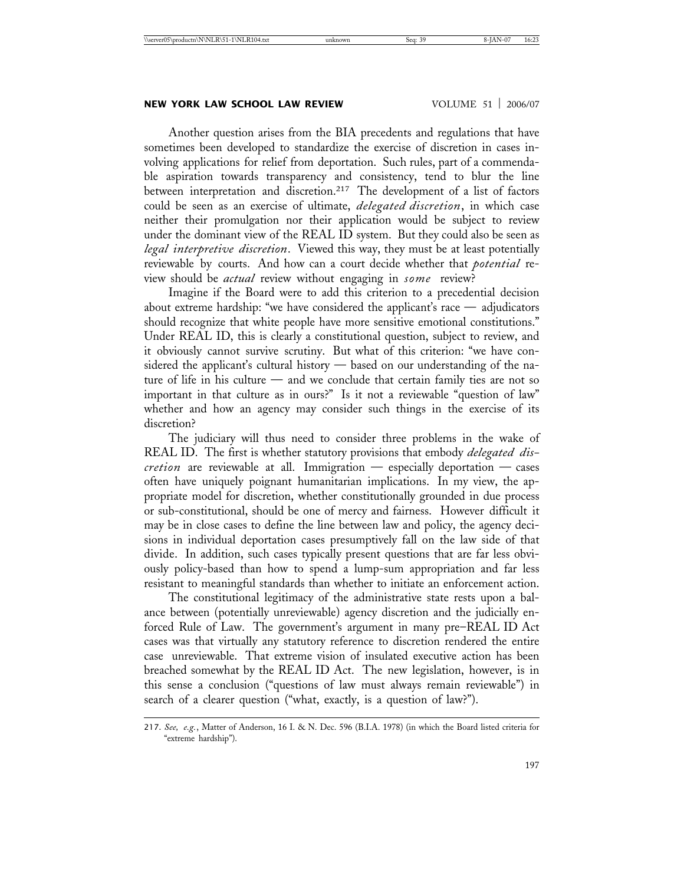Another question arises from the BIA precedents and regulations that have sometimes been developed to standardize the exercise of discretion in cases involving applications for relief from deportation. Such rules, part of a commendable aspiration towards transparency and consistency, tend to blur the line between interpretation and discretion.[217] The development of a list of factors could be seen as an exercise of ultimate, *delegated discretion*, in which case neither their promulgation nor their application would be subject to review under the dominant view of the REAL ID system. But they could also be seen as *legal interpretive discretion*. Viewed this way, they must be at least potentially reviewable by courts. And how can a court decide whether that *potential* review should be *actual* review without engaging in *some* review?

Imagine if the Board were to add this criterion to a precedential decision about extreme hardship: "we have considered the applicant's race — adjudicators should recognize that white people have more sensitive emotional constitutions." Under REAL ID, this is clearly a constitutional question, subject to review, and it obviously cannot survive scrutiny. But what of this criterion: "we have considered the applicant's cultural history — based on our understanding of the nature of life in his culture — and we conclude that certain family ties are not so important in that culture as in ours?" Is it not a reviewable "question of law" whether and how an agency may consider such things in the exercise of its discretion?

The judiciary will thus need to consider three problems in the wake of REAL ID. The first is whether statutory provisions that embody *delegated discretion* are reviewable at all. Immigration — especially deportation — cases often have uniquely poignant humanitarian implications. In my view, the appropriate model for discretion, whether constitutionally grounded in due process or sub-constitutional, should be one of mercy and fairness. However difficult it may be in close cases to define the line between law and policy, the agency decisions in individual deportation cases presumptively fall on the law side of that divide. In addition, such cases typically present questions that are far less obviously policy-based than how to spend a lump-sum appropriation and far less resistant to meaningful standards than whether to initiate an enforcement action.

The constitutional legitimacy of the administrative state rests upon a balance between (potentially unreviewable) agency discretion and the judicially enforced Rule of Law. The government's argument in many pre–REAL ID Act cases was that virtually any statutory reference to discretion rendered the entire case unreviewable. That extreme vision of insulated executive action has been breached somewhat by the REAL ID Act. The new legislation, however, is in this sense a conclusion ("questions of law must always remain reviewable") in search of a clearer question ("what, exactly, is a question of law?").

---

217. *See, e.g.*, Matter of Anderson, 16 I. & N. Dec. 596 (B.I.A. 1978) (in which the Board listed criteria for "extreme hardship").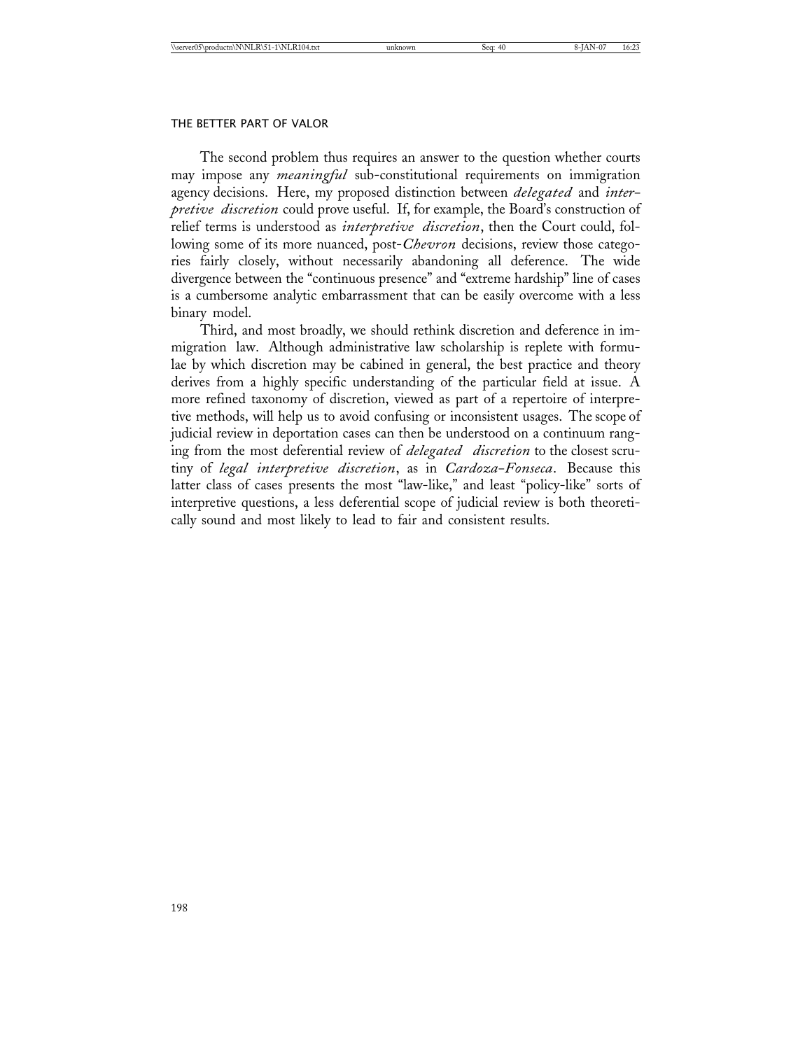The second problem thus requires an answer to the question whether courts may impose any *meaningful* sub-constitutional requirements on immigration agency decisions. Here, my proposed distinction between *delegated* and *interpretive discretion* could prove useful. If, for example, the Board's construction of relief terms is understood as *interpretive discretion*, then the Court could, following some of its more nuanced, post-*Chevron* decisions, review those categories fairly closely, without necessarily abandoning all deference. The wide divergence between the "continuous presence" and "extreme hardship" line of cases is a cumbersome analytic embarrassment that can be easily overcome with a less binary model.

Third, and most broadly, we should rethink discretion and deference in immigration law. Although administrative law scholarship is replete with formulae by which discretion may be cabined in general, the best practice and theory derives from a highly specific understanding of the particular field at issue. A more refined taxonomy of discretion, viewed as part of a repertoire of interpretive methods, will help us to avoid confusing or inconsistent usages. The scope of judicial review in deportation cases can then be understood on a continuum ranging from the most deferential review of *delegated discretion* to the closest scrutiny of *legal interpretive discretion*, as in *Cardoza-Fonseca*. Because this latter class of cases presents the most "law-like," and least "policy-like" sorts of interpretive questions, a less deferential scope of judicial review is both theoretically sound and most likely to lead to fair and consistent results.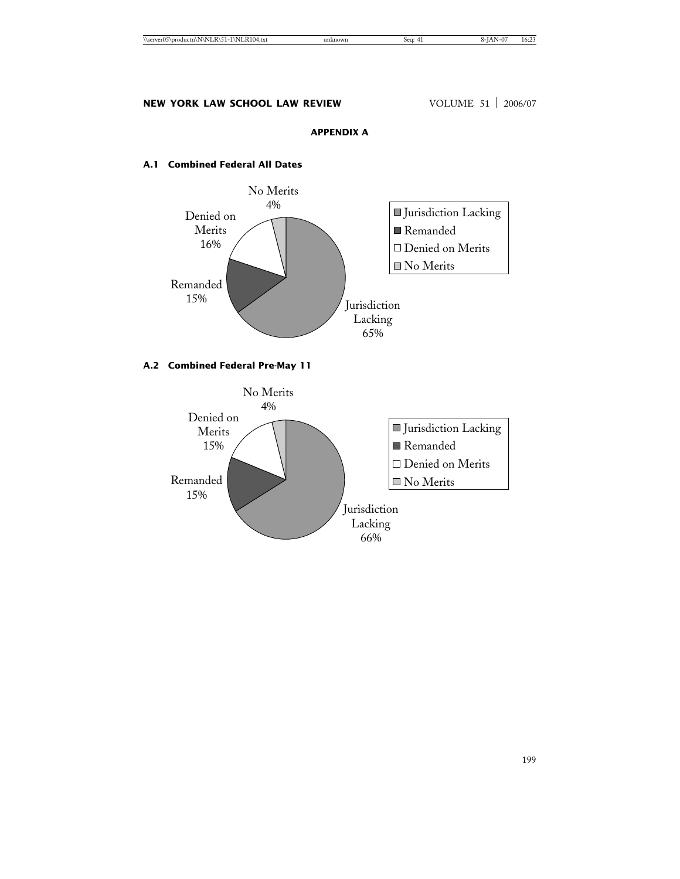## APPENDIX A

### A.1 Combined Federal All Dates

| Category | Percentage |
| --- | --- |
| Jurisdiction Lacking | 65% |
| Remanded | 15% |
| Denied on Merits | 16% |
| No Merits | 4% |

### A.2 Combined Federal Pre-May 11

| Category | Percentage |
| --- | --- |
| Jurisdiction Lacking | 66% |
| Remanded | 15% |
| Denied on Merits | 15% |
| No Merits | 4% |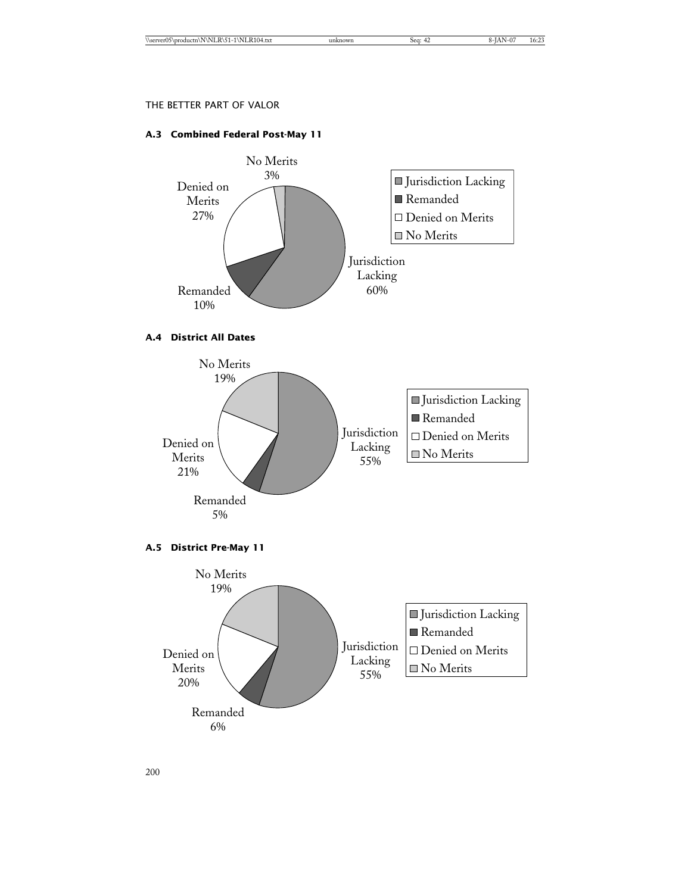### A.3 Combined Federal Post-May 11

No Merits 3%

Denied on Merits 27%

Remanded 10%

Jurisdiction Lacking 60%

- Jurisdiction Lacking
- Remanded
- Denied on Merits
- No Merits

### A.4 District All Dates

No Merits 19%

Denied on Merits 21%

Remanded 5%

Jurisdiction Lacking 55%

- Jurisdiction Lacking
- Remanded
- Denied on Merits
- No Merits

### A.5 District Pre-May 11

No Merits 19%

Denied on Merits 20%

Remanded 6%

Jurisdiction Lacking 55%

- Jurisdiction Lacking
- Remanded
- Denied on Merits
- No Merits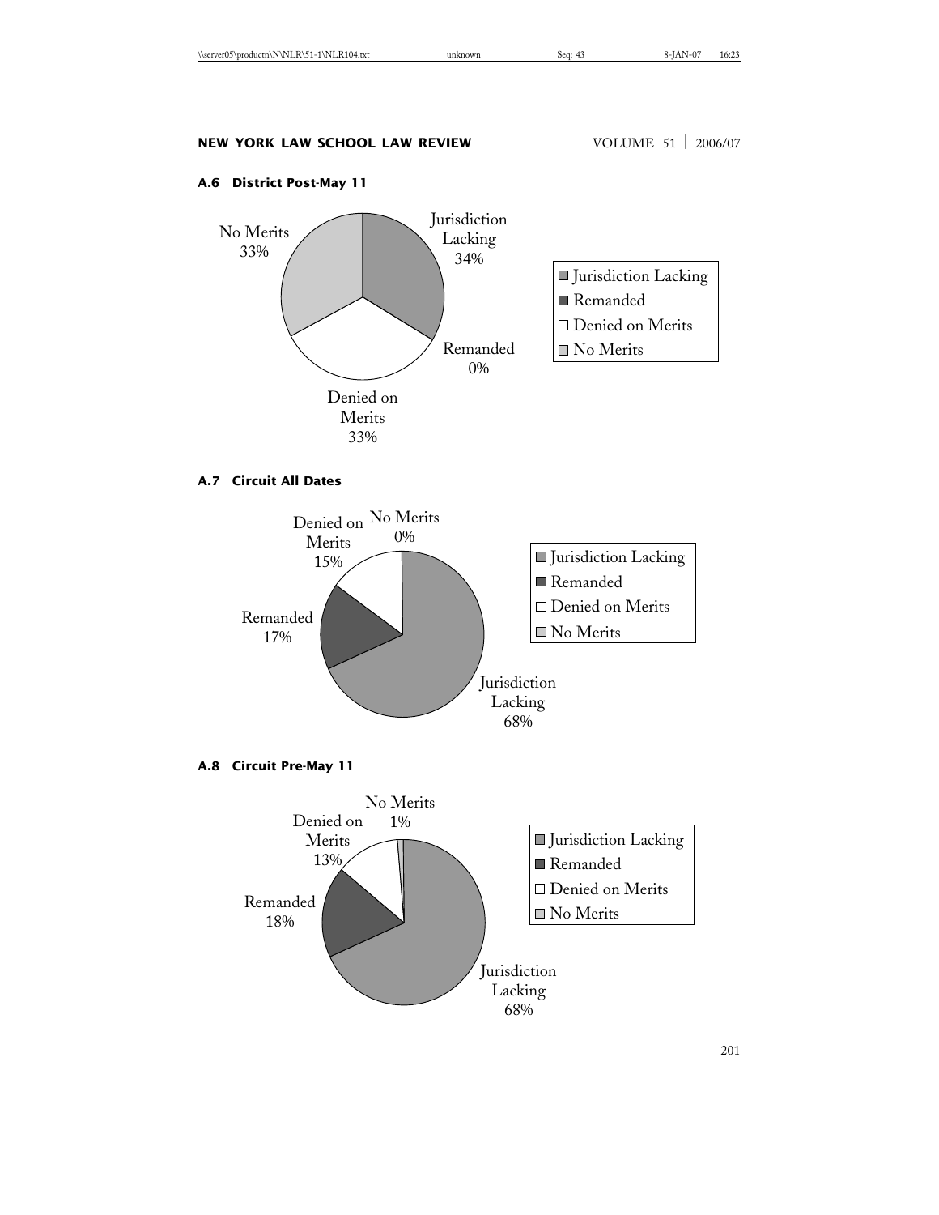### A.6 District Post-May 11

No Merits 33%

Jurisdiction Lacking 34%

Remanded 0%

Denied on Merits 33%

- Jurisdiction Lacking
- Remanded
- Denied on Merits
- No Merits

### A.7 Circuit All Dates

Denied on Merits 15%

No Merits 0%

Remanded 17%

Jurisdiction Lacking 68%

- Jurisdiction Lacking
- Remanded
- Denied on Merits
- No Merits

### A.8 Circuit Pre-May 11

No Merits 1%

Denied on Merits 13%

Remanded 18%

Jurisdiction Lacking 68%

- Jurisdiction Lacking
- Remanded
- Denied on Merits
- No Merits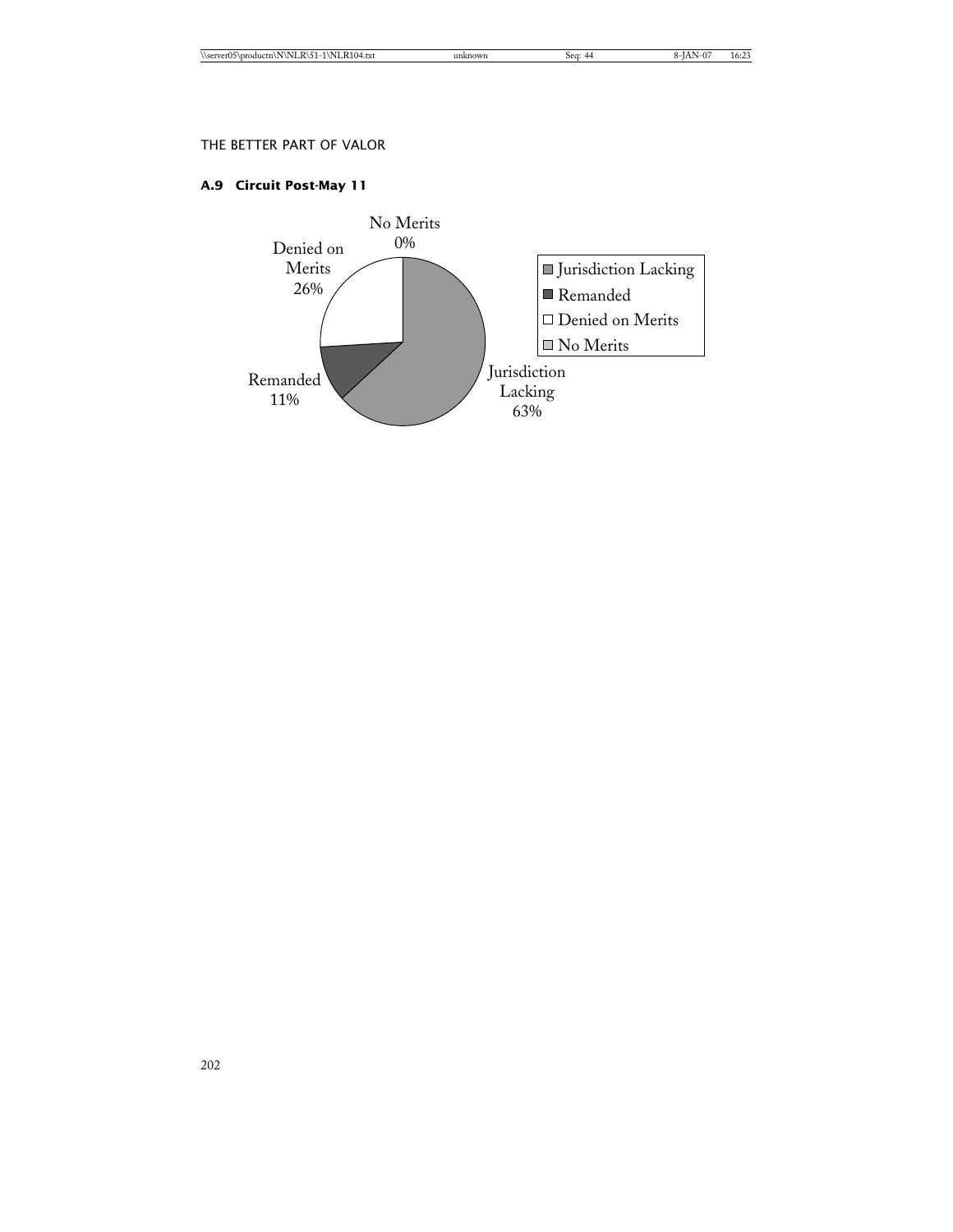### A.9 Circuit Post-May 11

No Merits 0%

Denied on Merits 26%

Remanded 11%

Jurisdiction Lacking 63%

- Jurisdiction Lacking
- Remanded
- Denied on Merits
- No Merits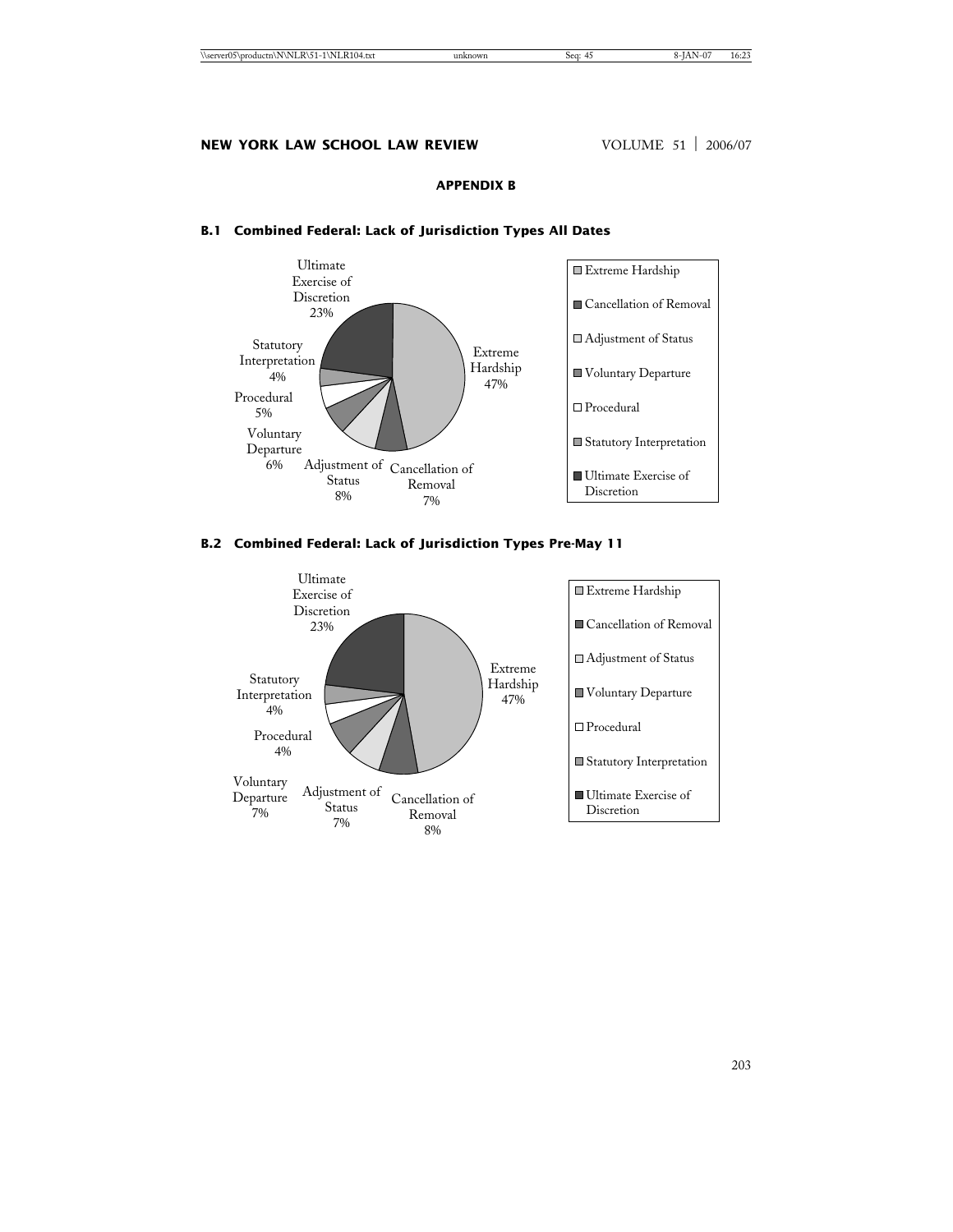## APPENDIX B

### B.1 Combined Federal: Lack of Jurisdiction Types All Dates

| Type | Percentage |
|---|---|
| Extreme Hardship | 47% |
| Cancellation of Removal | 7% |
| Adjustment of Status | 8% |
| Voluntary Departure | 6% |
| Procedural | 5% |
| Statutory Interpretation | 4% |
| Ultimate Exercise of Discretion | 23% |

### B.2 Combined Federal: Lack of Jurisdiction Types Pre-May 11

| Type | Percentage |
|---|---|
| Extreme Hardship | 47% |
| Cancellation of Removal | 8% |
| Adjustment of Status | 7% |
| Voluntary Departure | 7% |
| Procedural | 4% |
| Statutory Interpretation | 4% |
| Ultimate Exercise of Discretion | 23% |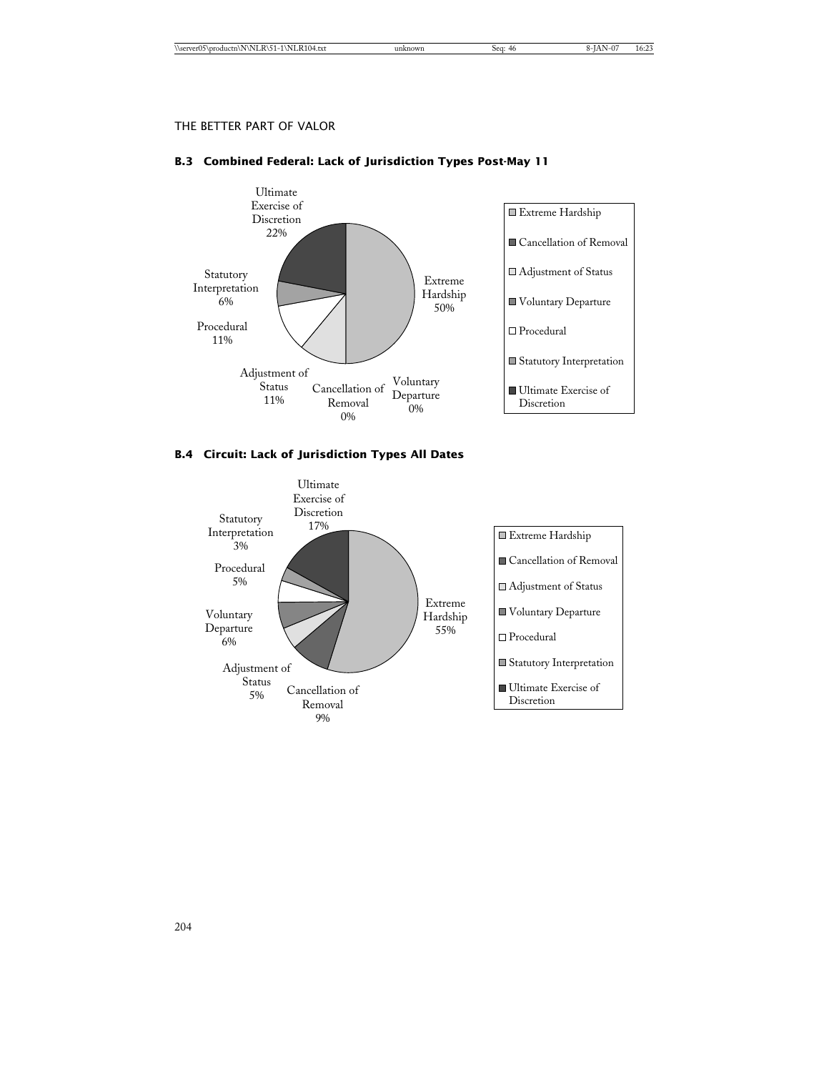## B.3 Combined Federal: Lack of Jurisdiction Types Post-May 11

| Category | Percentage |
|---|---|
| Extreme Hardship | 50% |
| Cancellation of Removal | 0% |
| Adjustment of Status | 11% |
| Voluntary Departure | 0% |
| Procedural | 11% |
| Statutory Interpretation | 6% |
| Ultimate Exercise of Discretion | 22% |

## B.4 Circuit: Lack of Jurisdiction Types All Dates

| Category | Percentage |
|---|---|
| Extreme Hardship | 55% |
| Cancellation of Removal | 9% |
| Adjustment of Status | 5% |
| Voluntary Departure | 6% |
| Procedural | 5% |
| Statutory Interpretation | 3% |
| Ultimate Exercise of Discretion | 17% |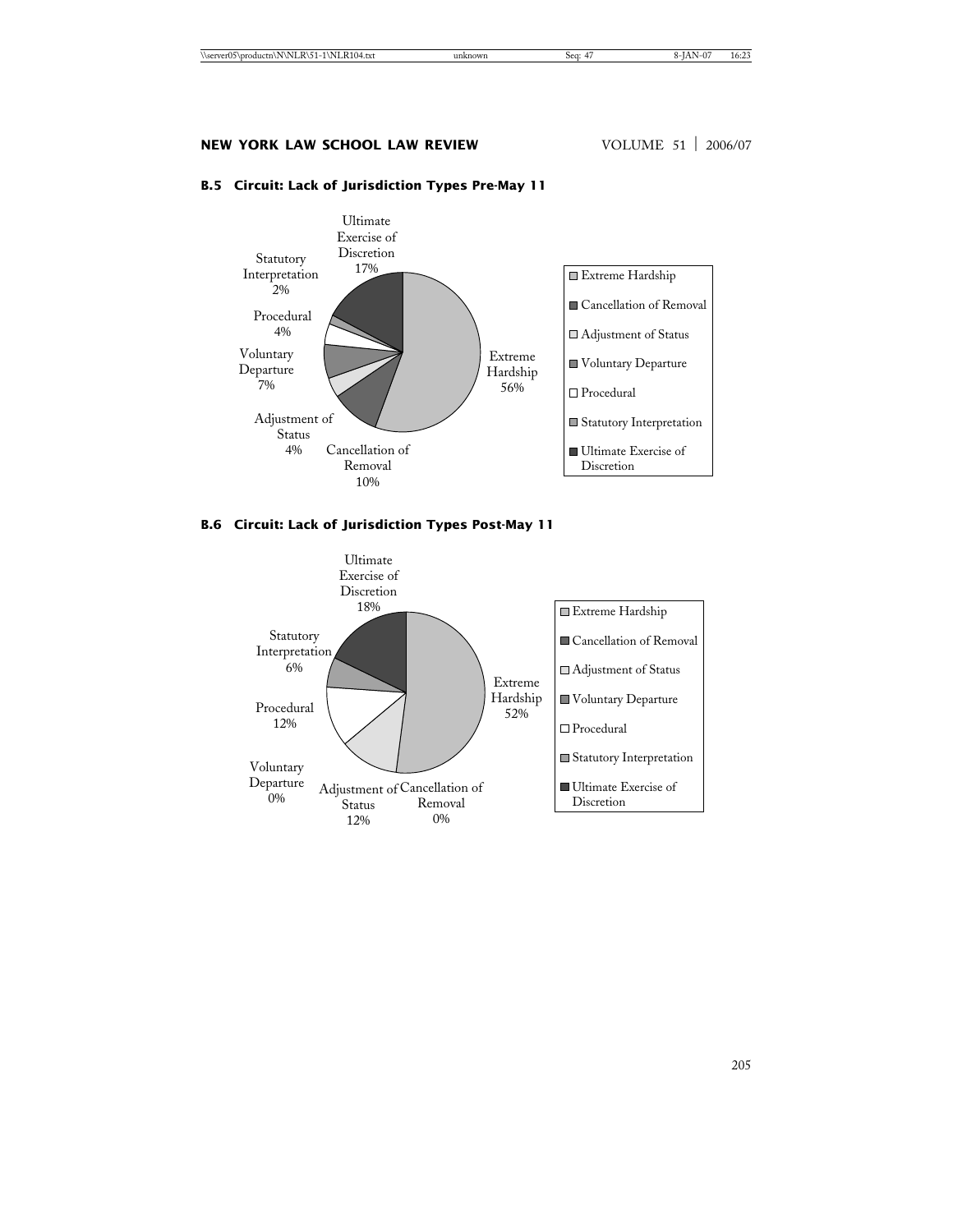### B.5 Circuit: Lack of Jurisdiction Types Pre-May 11

| Type | Percentage |
|---|---|
| Extreme Hardship | 56% |
| Cancellation of Removal | 10% |
| Adjustment of Status | 4% |
| Voluntary Departure | 7% |
| Procedural | 4% |
| Statutory Interpretation | 2% |
| Ultimate Exercise of Discretion | 17% |

### B.6 Circuit: Lack of Jurisdiction Types Post-May 11

| Type | Percentage |
|---|---|
| Extreme Hardship | 52% |
| Cancellation of Removal | 0% |
| Adjustment of Status | 12% |
| Voluntary Departure | 0% |
| Procedural | 12% |
| Statutory Interpretation | 6% |
| Ultimate Exercise of Discretion | 18% |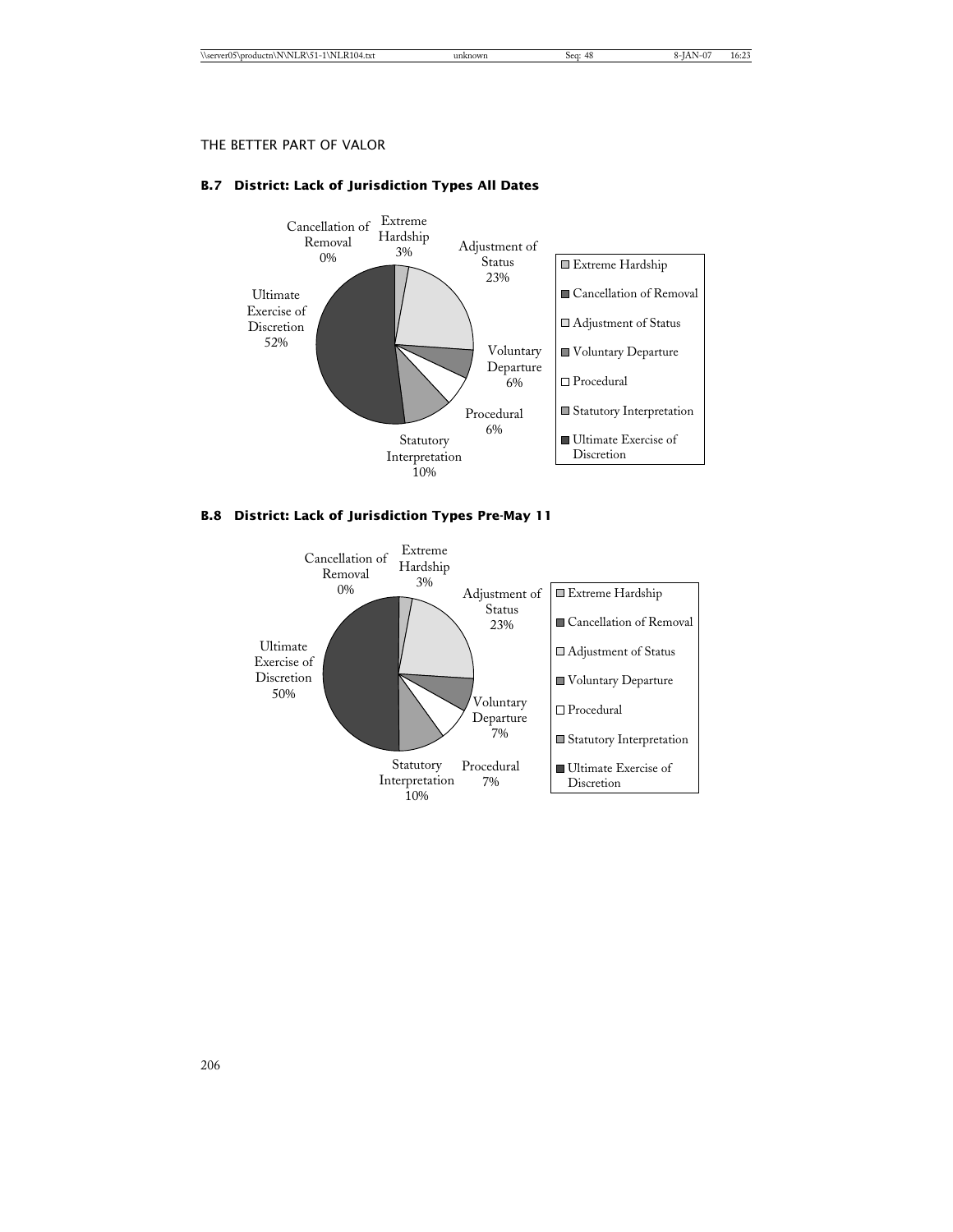### B.7 District: Lack of Jurisdiction Types All Dates

Cancellation of Removal 0%
Extreme Hardship 3%
Adjustment of Status 23%
Voluntary Departure 6%
Procedural 6%
Statutory Interpretation 10%
Ultimate Exercise of Discretion 52%

Extreme Hardship
Cancellation of Removal
Adjustment of Status
Voluntary Departure
Procedural
Statutory Interpretation
Ultimate Exercise of Discretion

### B.8 District: Lack of Jurisdiction Types Pre-May 11

Cancellation of Removal 0%
Extreme Hardship 3%
Adjustment of Status 23%
Voluntary Departure 7%
Procedural 7%
Statutory Interpretation 10%
Ultimate Exercise of Discretion 50%

Extreme Hardship
Cancellation of Removal
Adjustment of Status
Voluntary Departure
Procedural
Statutory Interpretation
Ultimate Exercise of Discretion